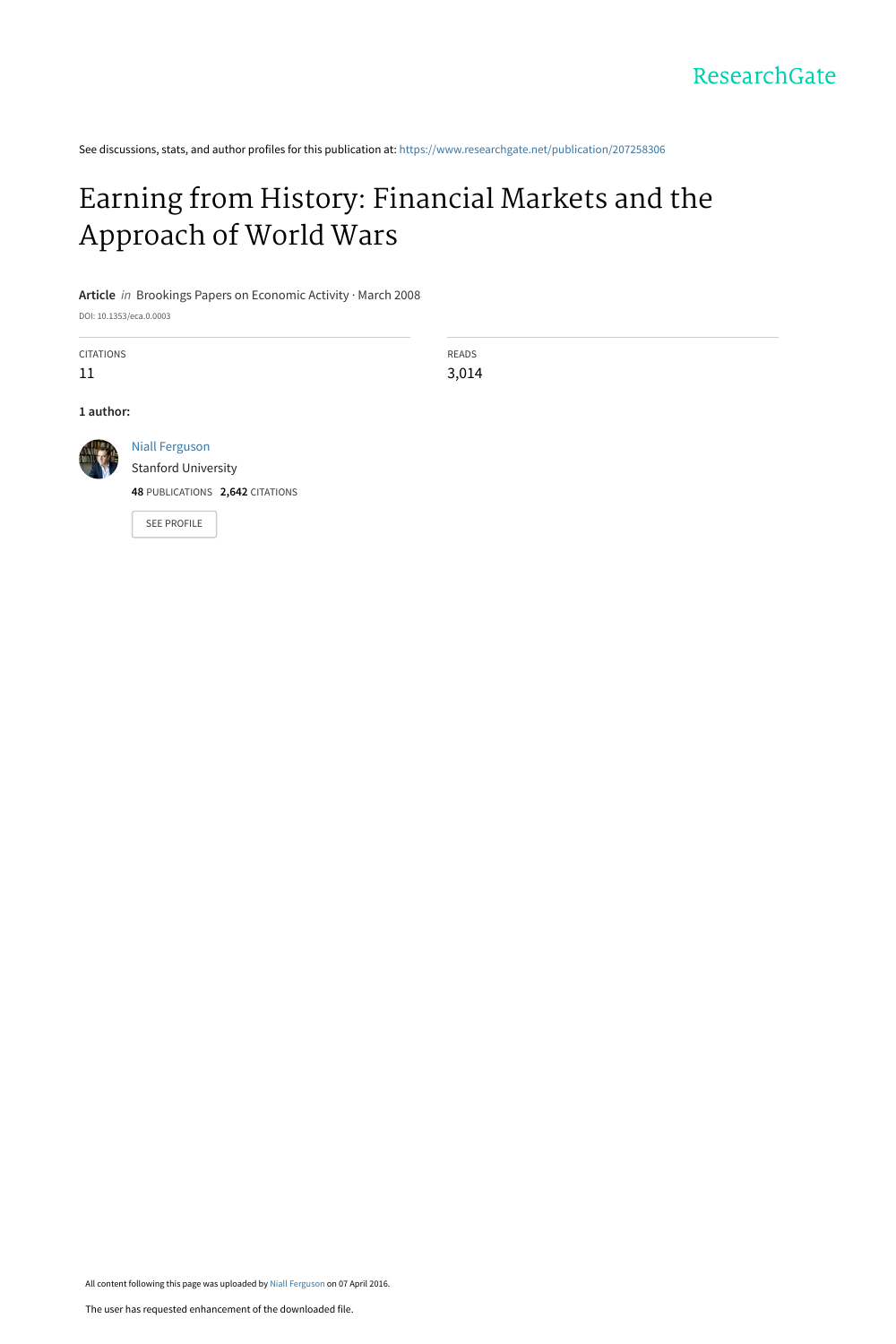See discussions, stats, and author profiles for this publication at: https://www.researchgate.net/publication/207258306

# Earning from History: Financial Markets and the Approach of World Wars

**Article** *in* Brookings Papers on Economic Activity · March 2008

DOI: 10.1353/eca.0.0003

CITATIONS
11

READS
3,014

**1 author:**

Niall Ferguson
Stanford University
**48** PUBLICATIONS **2,642** CITATIONS

SEE PROFILE

All content following this page was uploaded by Niall Ferguson on 07 April 2016.

The user has requested enhancement of the downloaded file.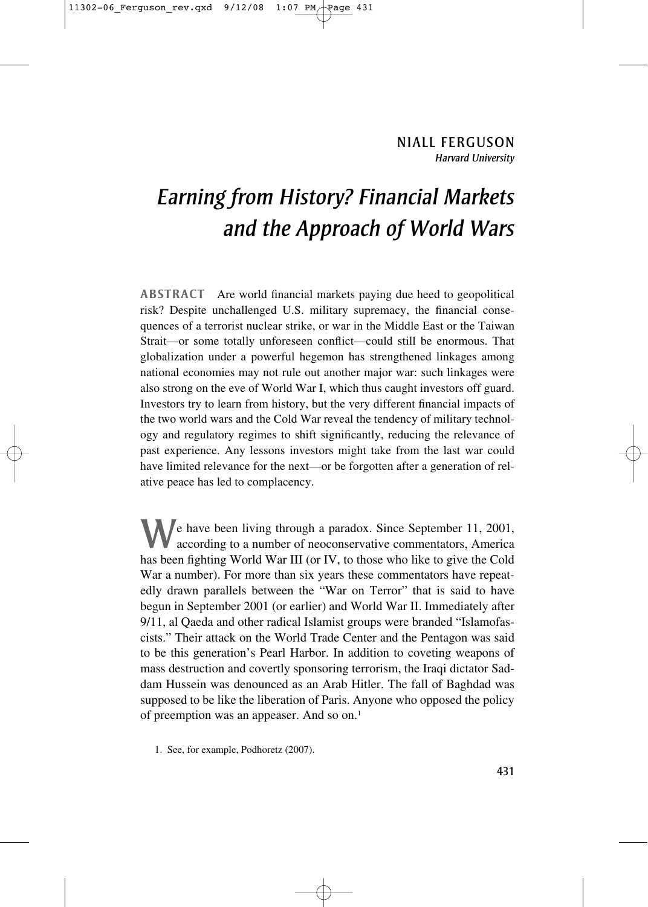NIALL FERGUSON
*Harvard University*

# *Earning from History? Financial Markets and the Approach of World Wars*

**ABSTRACT** Are world financial markets paying due heed to geopolitical risk? Despite unchallenged U.S. military supremacy, the financial consequences of a terrorist nuclear strike, or war in the Middle East or the Taiwan Strait—or some totally unforeseen conflict—could still be enormous. That globalization under a powerful hegemon has strengthened linkages among national economies may not rule out another major war: such linkages were also strong on the eve of World War I, which thus caught investors off guard. Investors try to learn from history, but the very different financial impacts of the two world wars and the Cold War reveal the tendency of military technology and regulatory regimes to shift significantly, reducing the relevance of past experience. Any lessons investors might take from the last war could have limited relevance for the next—or be forgotten after a generation of relative peace has led to complacency.

We have been living through a paradox. Since September 11, 2001, according to a number of neoconservative commentators, America has been fighting World War III (or IV, to those who like to give the Cold War a number). For more than six years these commentators have repeatedly drawn parallels between the "War on Terror" that is said to have begun in September 2001 (or earlier) and World War II. Immediately after 9/11, al Qaeda and other radical Islamist groups were branded "Islamofascists." Their attack on the World Trade Center and the Pentagon was said to be this generation's Pearl Harbor. In addition to coveting weapons of mass destruction and covertly sponsoring terrorism, the Iraqi dictator Saddam Hussein was denounced as an Arab Hitler. The fall of Baghdad was supposed to be like the liberation of Paris. Anyone who opposed the policy of preemption was an appeaser. And so on.[1]

1. See, for example, Podhoretz (2007).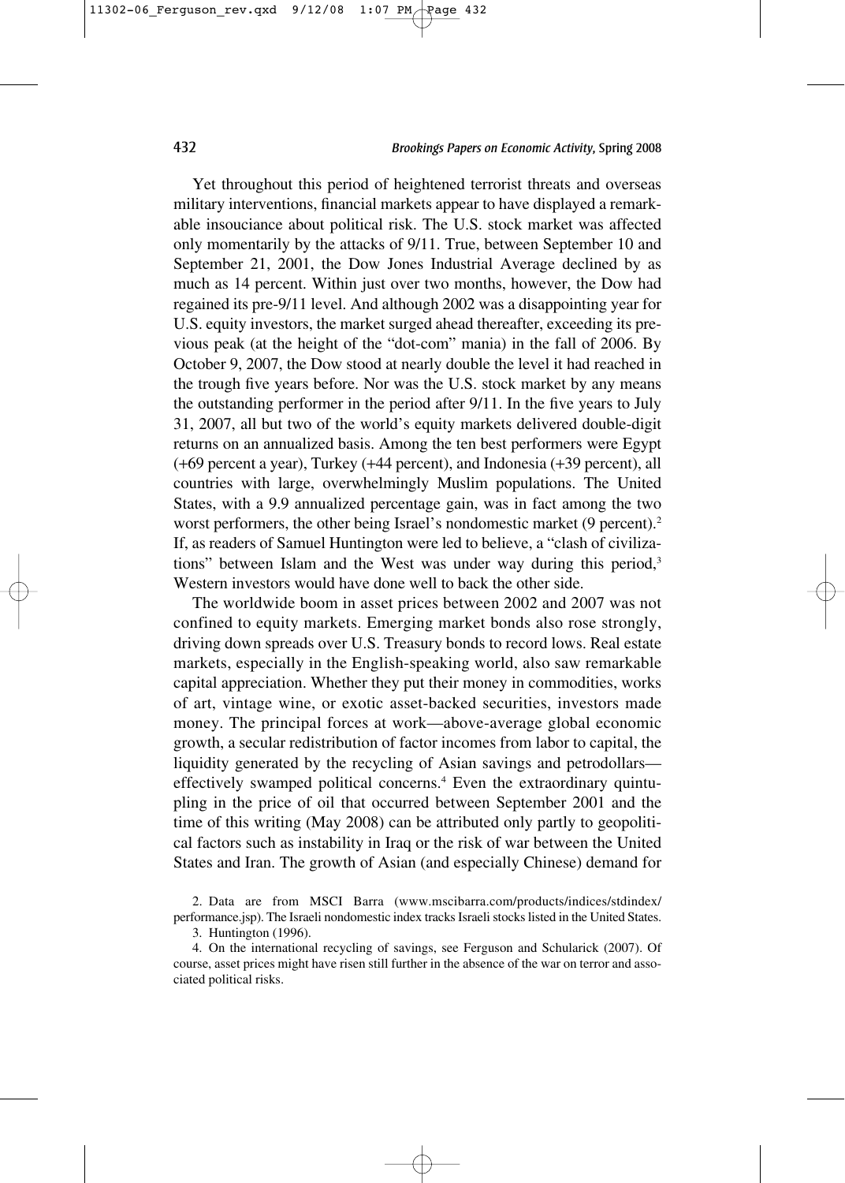Yet throughout this period of heightened terrorist threats and overseas military interventions, financial markets appear to have displayed a remarkable insouciance about political risk. The U.S. stock market was affected only momentarily by the attacks of 9/11. True, between September 10 and September 21, 2001, the Dow Jones Industrial Average declined by as much as 14 percent. Within just over two months, however, the Dow had regained its pre-9/11 level. And although 2002 was a disappointing year for U.S. equity investors, the market surged ahead thereafter, exceeding its previous peak (at the height of the "dot-com" mania) in the fall of 2006. By October 9, 2007, the Dow stood at nearly double the level it had reached in the trough five years before. Nor was the U.S. stock market by any means the outstanding performer in the period after 9/11. In the five years to July 31, 2007, all but two of the world's equity markets delivered double-digit returns on an annualized basis. Among the ten best performers were Egypt (+69 percent a year), Turkey (+44 percent), and Indonesia (+39 percent), all countries with large, overwhelmingly Muslim populations. The United States, with a 9.9 annualized percentage gain, was in fact among the two worst performers, the other being Israel's nondomestic market (9 percent).[2] If, as readers of Samuel Huntington were led to believe, a "clash of civilizations" between Islam and the West was under way during this period,[3] Western investors would have done well to back the other side.

The worldwide boom in asset prices between 2002 and 2007 was not confined to equity markets. Emerging market bonds also rose strongly, driving down spreads over U.S. Treasury bonds to record lows. Real estate markets, especially in the English-speaking world, also saw remarkable capital appreciation. Whether they put their money in commodities, works of art, vintage wine, or exotic asset-backed securities, investors made money. The principal forces at work—above-average global economic growth, a secular redistribution of factor incomes from labor to capital, the liquidity generated by the recycling of Asian savings and petrodollars—effectively swamped political concerns.[4] Even the extraordinary quintupling in the price of oil that occurred between September 2001 and the time of this writing (May 2008) can be attributed only partly to geopolitical factors such as instability in Iraq or the risk of war between the United States and Iran. The growth of Asian (and especially Chinese) demand for

2. Data are from MSCI Barra (www.mscibarra.com/products/indices/stdindex/performance.jsp). The Israeli nondomestic index tracks Israeli stocks listed in the United States.

3. Huntington (1996).

4. On the international recycling of savings, see Ferguson and Schularick (2007). Of course, asset prices might have risen still further in the absence of the war on terror and associated political risks.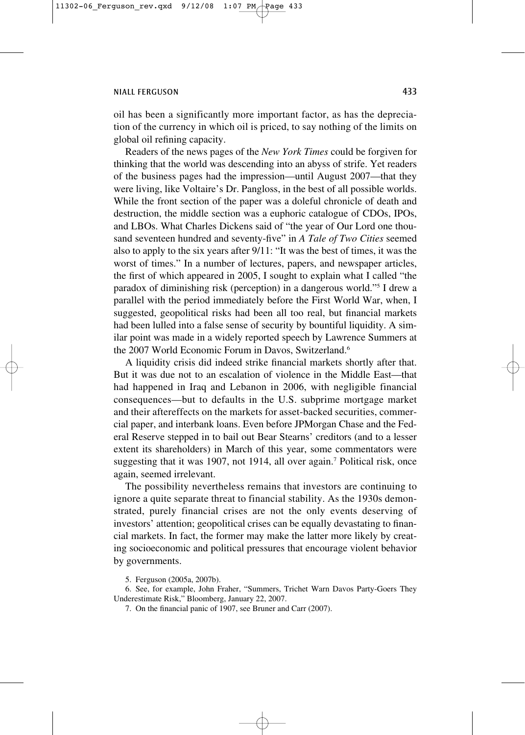oil has been a significantly more important factor, as has the depreciation of the currency in which oil is priced, to say nothing of the limits on global oil refining capacity.

Readers of the news pages of the *New York Times* could be forgiven for thinking that the world was descending into an abyss of strife. Yet readers of the business pages had the impression—until August 2007—that they were living, like Voltaire's Dr. Pangloss, in the best of all possible worlds. While the front section of the paper was a doleful chronicle of death and destruction, the middle section was a euphoric catalogue of CDOs, IPOs, and LBOs. What Charles Dickens said of "the year of Our Lord one thousand seventeen hundred and seventy-five" in *A Tale of Two Cities* seemed also to apply to the six years after 9/11: "It was the best of times, it was the worst of times." In a number of lectures, papers, and newspaper articles, the first of which appeared in 2005, I sought to explain what I called "the paradox of diminishing risk (perception) in a dangerous world."[5] I drew a parallel with the period immediately before the First World War, when, I suggested, geopolitical risks had been all too real, but financial markets had been lulled into a false sense of security by bountiful liquidity. A similar point was made in a widely reported speech by Lawrence Summers at the 2007 World Economic Forum in Davos, Switzerland.[6]

A liquidity crisis did indeed strike financial markets shortly after that. But it was due not to an escalation of violence in the Middle East—that had happened in Iraq and Lebanon in 2006, with negligible financial consequences—but to defaults in the U.S. subprime mortgage market and their aftereffects on the markets for asset-backed securities, commercial paper, and interbank loans. Even before JPMorgan Chase and the Federal Reserve stepped in to bail out Bear Stearns' creditors (and to a lesser extent its shareholders) in March of this year, some commentators were suggesting that it was 1907, not 1914, all over again.[7] Political risk, once again, seemed irrelevant.

The possibility nevertheless remains that investors are continuing to ignore a quite separate threat to financial stability. As the 1930s demonstrated, purely financial crises are not the only events deserving of investors' attention; geopolitical crises can be equally devastating to financial markets. In fact, the former may make the latter more likely by creating socioeconomic and political pressures that encourage violent behavior by governments.

5. Ferguson (2005a, 2007b).

6. See, for example, John Fraher, "Summers, Trichet Warn Davos Party-Goers They Underestimate Risk," Bloomberg, January 22, 2007.

7. On the financial panic of 1907, see Bruner and Carr (2007).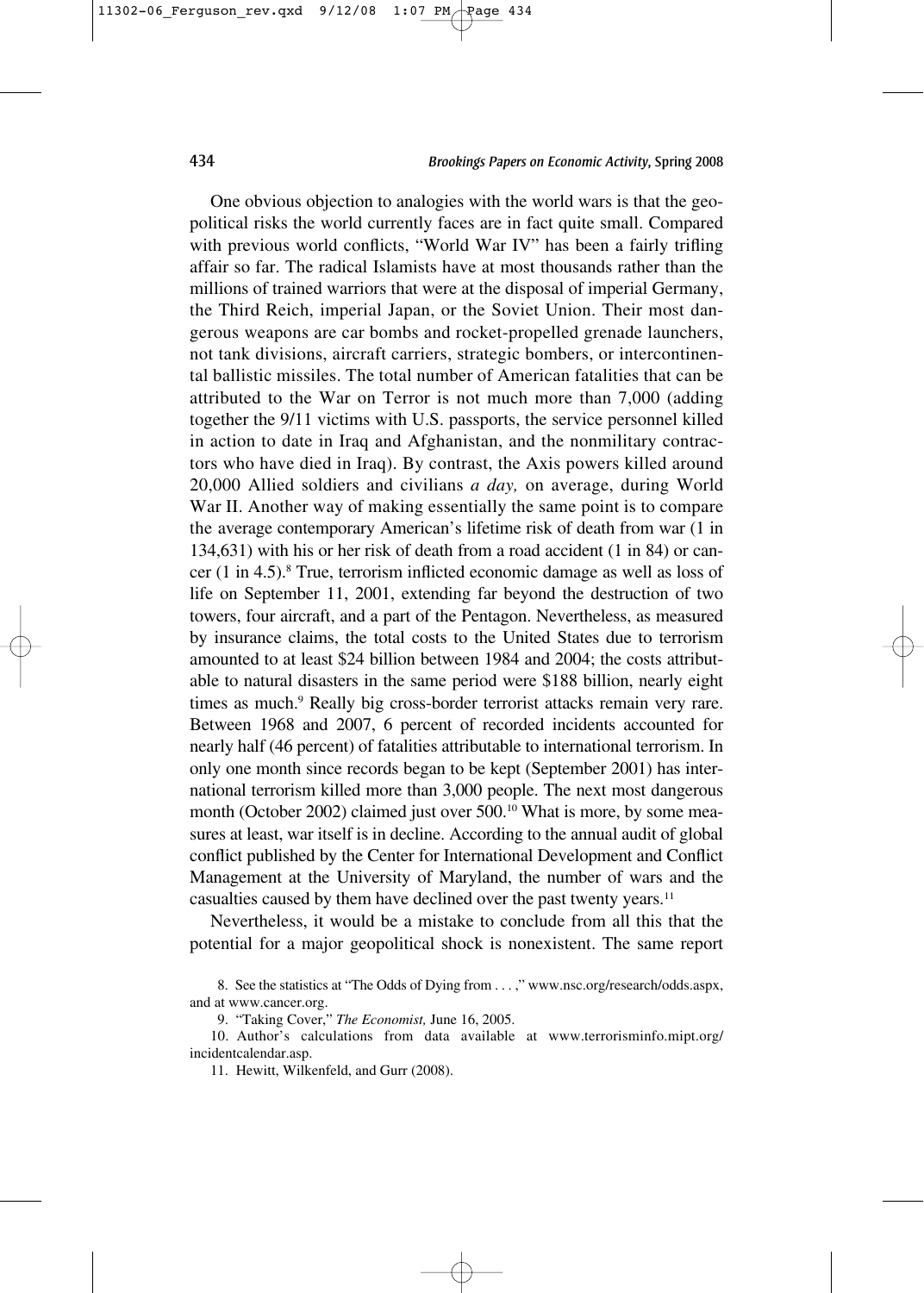One obvious objection to analogies with the world wars is that the geopolitical risks the world currently faces are in fact quite small. Compared with previous world conflicts, "World War IV" has been a fairly trifling affair so far. The radical Islamists have at most thousands rather than the millions of trained warriors that were at the disposal of imperial Germany, the Third Reich, imperial Japan, or the Soviet Union. Their most dangerous weapons are car bombs and rocket-propelled grenade launchers, not tank divisions, aircraft carriers, strategic bombers, or intercontinental ballistic missiles. The total number of American fatalities that can be attributed to the War on Terror is not much more than 7,000 (adding together the 9/11 victims with U.S. passports, the service personnel killed in action to date in Iraq and Afghanistan, and the nonmilitary contractors who have died in Iraq). By contrast, the Axis powers killed around 20,000 Allied soldiers and civilians *a day,* on average, during World War II. Another way of making essentially the same point is to compare the average contemporary American's lifetime risk of death from war (1 in 134,631) with his or her risk of death from a road accident (1 in 84) or cancer (1 in 4.5).[8] True, terrorism inflicted economic damage as well as loss of life on September 11, 2001, extending far beyond the destruction of two towers, four aircraft, and a part of the Pentagon. Nevertheless, as measured by insurance claims, the total costs to the United States due to terrorism amounted to at least \$24 billion between 1984 and 2004; the costs attributable to natural disasters in the same period were \$188 billion, nearly eight times as much.[9] Really big cross-border terrorist attacks remain very rare. Between 1968 and 2007, 6 percent of recorded incidents accounted for nearly half (46 percent) of fatalities attributable to international terrorism. In only one month since records began to be kept (September 2001) has international terrorism killed more than 3,000 people. The next most dangerous month (October 2002) claimed just over 500.[10] What is more, by some measures at least, war itself is in decline. According to the annual audit of global conflict published by the Center for International Development and Conflict Management at the University of Maryland, the number of wars and the casualties caused by them have declined over the past twenty years.[11]

Nevertheless, it would be a mistake to conclude from all this that the potential for a major geopolitical shock is nonexistent. The same report

8. See the statistics at "The Odds of Dying from . . . ," www.nsc.org/research/odds.aspx, and at www.cancer.org.

9. "Taking Cover," *The Economist,* June 16, 2005.

10. Author's calculations from data available at www.terrorisminfo.mipt.org/incidentcalendar.asp.

11. Hewitt, Wilkenfeld, and Gurr (2008).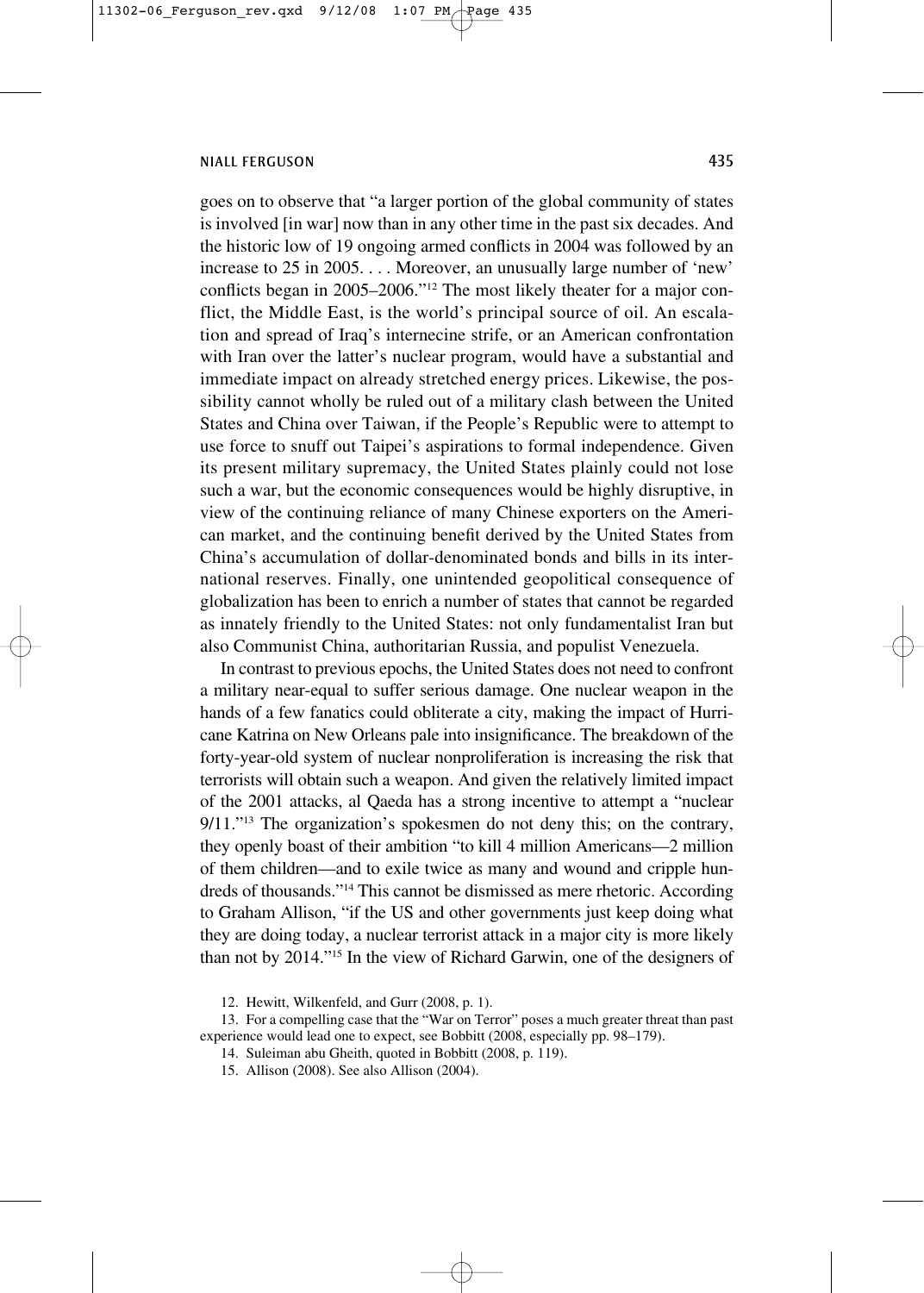goes on to observe that "a larger portion of the global community of states is involved [in war] now than in any other time in the past six decades. And the historic low of 19 ongoing armed conflicts in 2004 was followed by an increase to 25 in 2005. . . . Moreover, an unusually large number of 'new' conflicts began in 2005–2006."[12] The most likely theater for a major conflict, the Middle East, is the world's principal source of oil. An escalation and spread of Iraq's internecine strife, or an American confrontation with Iran over the latter's nuclear program, would have a substantial and immediate impact on already stretched energy prices. Likewise, the possibility cannot wholly be ruled out of a military clash between the United States and China over Taiwan, if the People's Republic were to attempt to use force to snuff out Taipei's aspirations to formal independence. Given its present military supremacy, the United States plainly could not lose such a war, but the economic consequences would be highly disruptive, in view of the continuing reliance of many Chinese exporters on the American market, and the continuing benefit derived by the United States from China's accumulation of dollar-denominated bonds and bills in its international reserves. Finally, one unintended geopolitical consequence of globalization has been to enrich a number of states that cannot be regarded as innately friendly to the United States: not only fundamentalist Iran but also Communist China, authoritarian Russia, and populist Venezuela.

In contrast to previous epochs, the United States does not need to confront a military near-equal to suffer serious damage. One nuclear weapon in the hands of a few fanatics could obliterate a city, making the impact of Hurricane Katrina on New Orleans pale into insignificance. The breakdown of the forty-year-old system of nuclear nonproliferation is increasing the risk that terrorists will obtain such a weapon. And given the relatively limited impact of the 2001 attacks, al Qaeda has a strong incentive to attempt a "nuclear 9/11."[13] The organization's spokesmen do not deny this; on the contrary, they openly boast of their ambition "to kill 4 million Americans—2 million of them children—and to exile twice as many and wound and cripple hundreds of thousands."[14] This cannot be dismissed as mere rhetoric. According to Graham Allison, "if the US and other governments just keep doing what they are doing today, a nuclear terrorist attack in a major city is more likely than not by 2014."[15] In the view of Richard Garwin, one of the designers of

12. Hewitt, Wilkenfeld, and Gurr (2008, p. 1).

13. For a compelling case that the "War on Terror" poses a much greater threat than past experience would lead one to expect, see Bobbitt (2008, especially pp. 98–179).

14. Suleiman abu Gheith, quoted in Bobbitt (2008, p. 119).

15. Allison (2008). See also Allison (2004).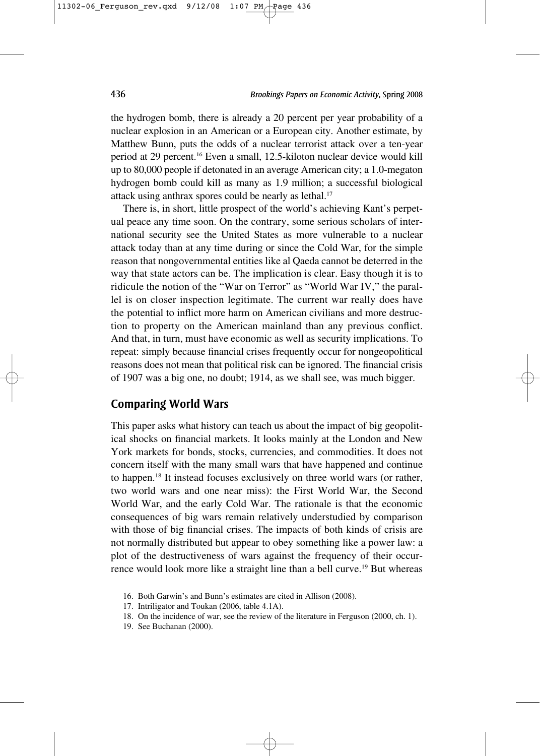the hydrogen bomb, there is already a 20 percent per year probability of a nuclear explosion in an American or a European city. Another estimate, by Matthew Bunn, puts the odds of a nuclear terrorist attack over a ten-year period at 29 percent.[16] Even a small, 12.5-kiloton nuclear device would kill up to 80,000 people if detonated in an average American city; a 1.0-megaton hydrogen bomb could kill as many as 1.9 million; a successful biological attack using anthrax spores could be nearly as lethal.[17]

There is, in short, little prospect of the world's achieving Kant's perpetual peace any time soon. On the contrary, some serious scholars of international security see the United States as more vulnerable to a nuclear attack today than at any time during or since the Cold War, for the simple reason that nongovernmental entities like al Qaeda cannot be deterred in the way that state actors can be. The implication is clear. Easy though it is to ridicule the notion of the "War on Terror" as "World War IV," the parallel is on closer inspection legitimate. The current war really does have the potential to inflict more harm on American civilians and more destruction to property on the American mainland than any previous conflict. And that, in turn, must have economic as well as security implications. To repeat: simply because financial crises frequently occur for nongeopolitical reasons does not mean that political risk can be ignored. The financial crisis of 1907 was a big one, no doubt; 1914, as we shall see, was much bigger.

## Comparing World Wars

This paper asks what history can teach us about the impact of big geopolitical shocks on financial markets. It looks mainly at the London and New York markets for bonds, stocks, currencies, and commodities. It does not concern itself with the many small wars that have happened and continue to happen.[18] It instead focuses exclusively on three world wars (or rather, two world wars and one near miss): the First World War, the Second World War, and the early Cold War. The rationale is that the economic consequences of big wars remain relatively understudied by comparison with those of big financial crises. The impacts of both kinds of crisis are not normally distributed but appear to obey something like a power law: a plot of the destructiveness of wars against the frequency of their occurrence would look more like a straight line than a bell curve.[19] But whereas

16. Both Garwin's and Bunn's estimates are cited in Allison (2008).
17. Intriligator and Toukan (2006, table 4.1A).
18. On the incidence of war, see the review of the literature in Ferguson (2000, ch. 1).
19. See Buchanan (2000).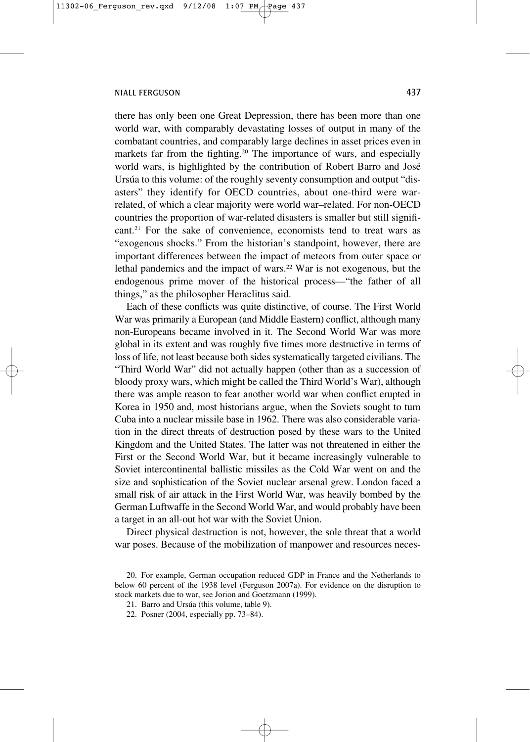there has only been one Great Depression, there has been more than one world war, with comparably devastating losses of output in many of the combatant countries, and comparably large declines in asset prices even in markets far from the fighting.[20] The importance of wars, and especially world wars, is highlighted by the contribution of Robert Barro and José Ursúa to this volume: of the roughly seventy consumption and output "disasters" they identify for OECD countries, about one-third were war-related, of which a clear majority were world war–related. For non-OECD countries the proportion of war-related disasters is smaller but still significant.[21] For the sake of convenience, economists tend to treat wars as "exogenous shocks." From the historian's standpoint, however, there are important differences between the impact of meteors from outer space or lethal pandemics and the impact of wars.[22] War is not exogenous, but the endogenous prime mover of the historical process—"the father of all things," as the philosopher Heraclitus said.

Each of these conflicts was quite distinctive, of course. The First World War was primarily a European (and Middle Eastern) conflict, although many non-Europeans became involved in it. The Second World War was more global in its extent and was roughly five times more destructive in terms of loss of life, not least because both sides systematically targeted civilians. The "Third World War" did not actually happen (other than as a succession of bloody proxy wars, which might be called the Third World's War), although there was ample reason to fear another world war when conflict erupted in Korea in 1950 and, most historians argue, when the Soviets sought to turn Cuba into a nuclear missile base in 1962. There was also considerable variation in the direct threats of destruction posed by these wars to the United Kingdom and the United States. The latter was not threatened in either the First or the Second World War, but it became increasingly vulnerable to Soviet intercontinental ballistic missiles as the Cold War went on and the size and sophistication of the Soviet nuclear arsenal grew. London faced a small risk of air attack in the First World War, was heavily bombed by the German Luftwaffe in the Second World War, and would probably have been a target in an all-out hot war with the Soviet Union.

Direct physical destruction is not, however, the sole threat that a world war poses. Because of the mobilization of manpower and resources neces-

20. For example, German occupation reduced GDP in France and the Netherlands to below 60 percent of the 1938 level (Ferguson 2007a). For evidence on the disruption to stock markets due to war, see Jorion and Goetzmann (1999).

21. Barro and Ursúa (this volume, table 9).

22. Posner (2004, especially pp. 73–84).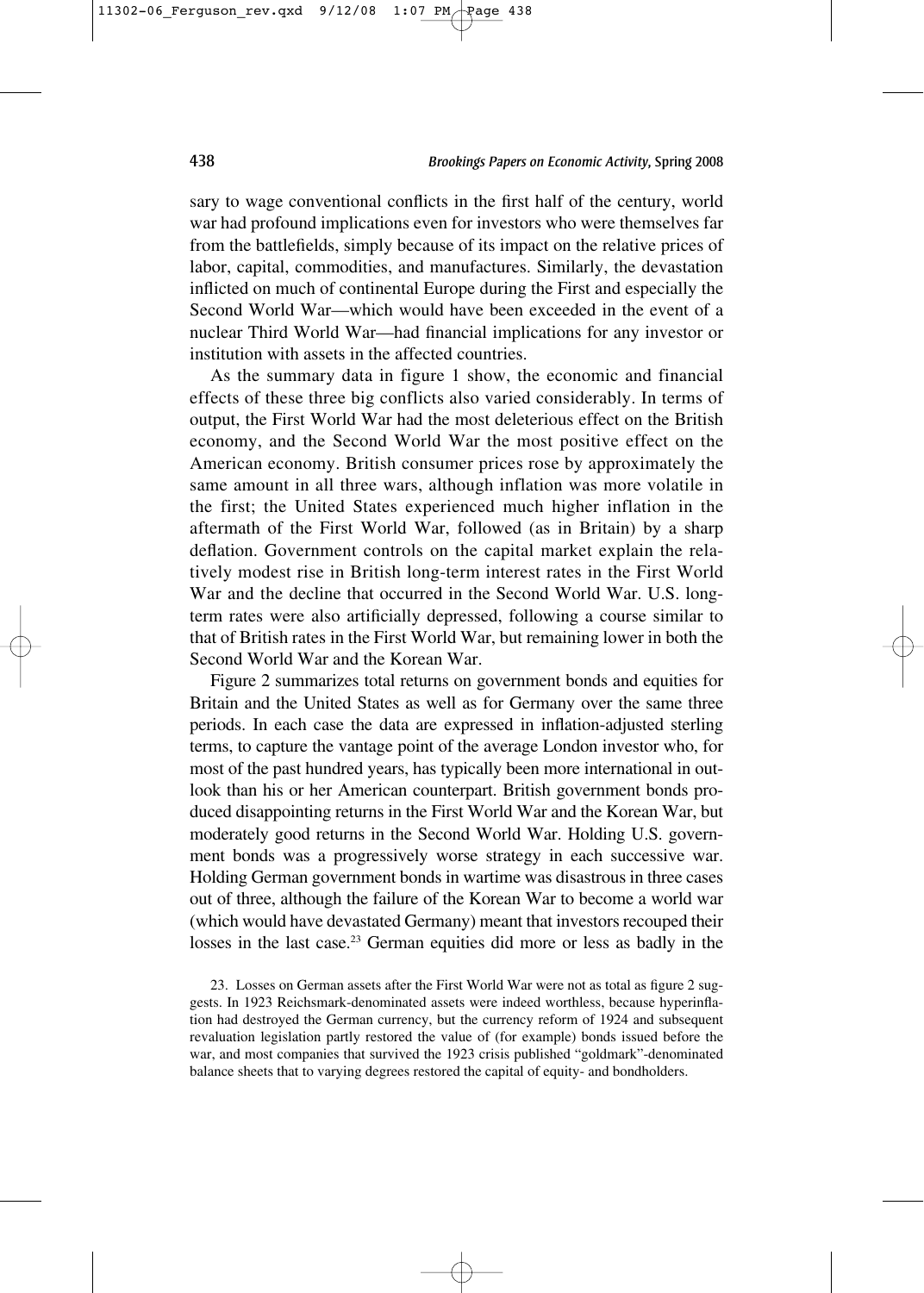sary to wage conventional conflicts in the first half of the century, world war had profound implications even for investors who were themselves far from the battlefields, simply because of its impact on the relative prices of labor, capital, commodities, and manufactures. Similarly, the devastation inflicted on much of continental Europe during the First and especially the Second World War—which would have been exceeded in the event of a nuclear Third World War—had financial implications for any investor or institution with assets in the affected countries.

As the summary data in figure 1 show, the economic and financial effects of these three big conflicts also varied considerably. In terms of output, the First World War had the most deleterious effect on the British economy, and the Second World War the most positive effect on the American economy. British consumer prices rose by approximately the same amount in all three wars, although inflation was more volatile in the first; the United States experienced much higher inflation in the aftermath of the First World War, followed (as in Britain) by a sharp deflation. Government controls on the capital market explain the relatively modest rise in British long-term interest rates in the First World War and the decline that occurred in the Second World War. U.S. long-term rates were also artificially depressed, following a course similar to that of British rates in the First World War, but remaining lower in both the Second World War and the Korean War.

Figure 2 summarizes total returns on government bonds and equities for Britain and the United States as well as for Germany over the same three periods. In each case the data are expressed in inflation-adjusted sterling terms, to capture the vantage point of the average London investor who, for most of the past hundred years, has typically been more international in outlook than his or her American counterpart. British government bonds produced disappointing returns in the First World War and the Korean War, but moderately good returns in the Second World War. Holding U.S. government bonds was a progressively worse strategy in each successive war. Holding German government bonds in wartime was disastrous in three cases out of three, although the failure of the Korean War to become a world war (which would have devastated Germany) meant that investors recouped their losses in the last case.[23] German equities did more or less as badly in the

23. Losses on German assets after the First World War were not as total as figure 2 suggests. In 1923 Reichsmark-denominated assets were indeed worthless, because hyperinflation had destroyed the German currency, but the currency reform of 1924 and subsequent revaluation legislation partly restored the value of (for example) bonds issued before the war, and most companies that survived the 1923 crisis published "goldmark"-denominated balance sheets that to varying degrees restored the capital of equity- and bondholders.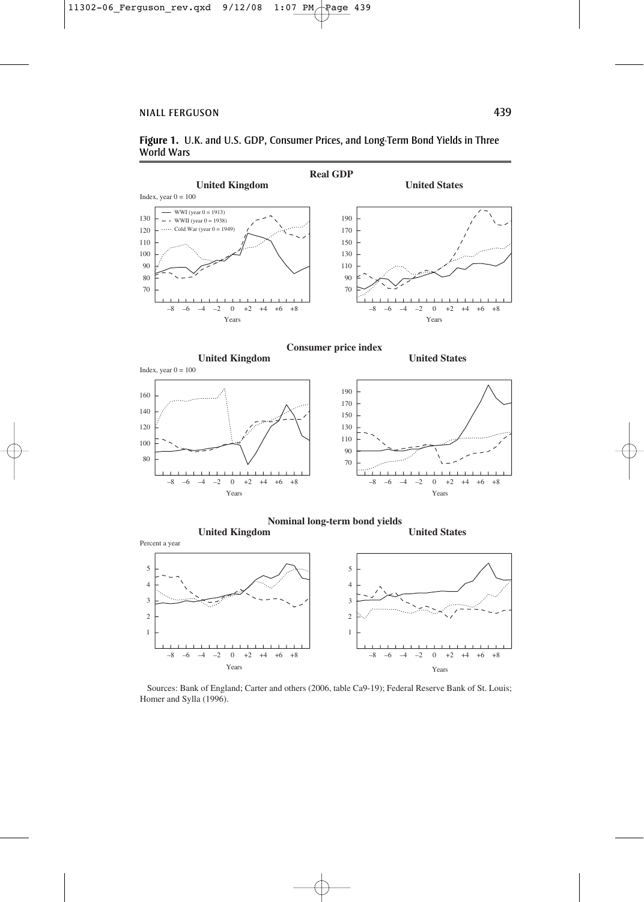**Figure 1. U.K. and U.S. GDP, Consumer Prices, and Long-Term Bond Yields in Three World Wars**

Real GDP

United Kingdom

Index, year 0 = 100

WWI (year 0 = 1913)
WWII (year 0 = 1938)
Cold War (year 0 = 1949)

130
120
110
100
90
80
70

–8 –6 –4 –2 0 +2 +4 +6 +8
Years

United States

190
170
150
130
110
90
70

–8 –6 –4 –2 0 +2 +4 +6 +8
Years

Consumer price index

United Kingdom

Index, year 0 = 100

160
140
120
100
80

–8 –6 –4 –2 0 +2 +4 +6 +8
Years

United States

190
170
150
130
110
90
70

–8 –6 –4 –2 0 +2 +4 +6 +8
Years

Nominal long-term bond yields

United Kingdom

Percent a year

5
4
3
2
1

–8 –6 –4 –2 0 +2 +4 +6 +8
Years

United States

5
4
3
2
1

–8 –6 –4 –2 0 +2 +4 +6 +8
Years

Sources: Bank of England; Carter and others (2006, table Ca9-19); Federal Reserve Bank of St. Louis; Homer and Sylla (1996).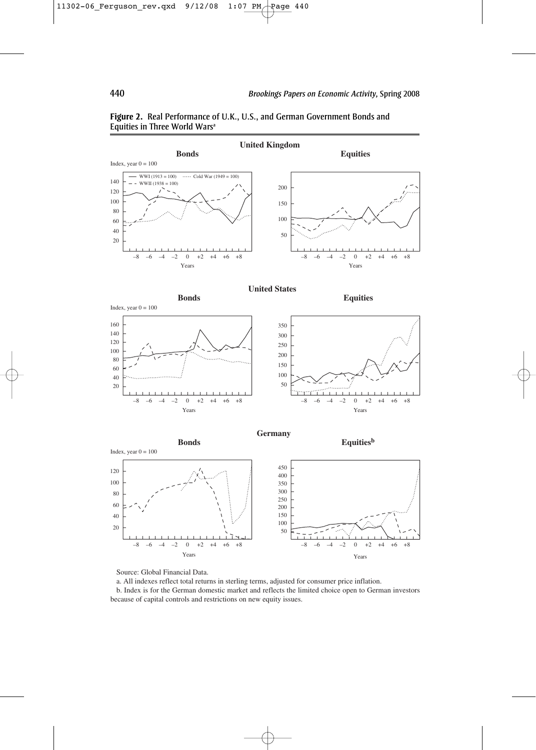**Figure 2.** Real Performance of U.K., U.S., and German Government Bonds and Equities in Three World Wars[a]

**United Kingdom**

**Bonds**

Index, year 0 = 100

WWI (1913 = 100)
WWII (1938 = 100)
Cold War (1949 = 100)

140
120
100
80
60
40
20

–8 –6 –4 –2 0 +2 +4 +6 +8

Years

**Equities**

200
150
100
50

–8 –6 –4 –2 0 +2 +4 +6 +8

Years

**United States**

**Bonds**

Index, year 0 = 100

160
140
120
100
80
60
40
20

–8 –6 –4 –2 0 +2 +4 +6 +8

Years

**Equities**

350
300
250
200
150
100
50

–8 –6 –4 –2 0 +2 +4 +6 +8

Years

**Germany**

**Bonds**

Index, year 0 = 100

120
100
80
60
40
20

–8 –6 –4 –2 0 +2 +4 +6 +8

Years

**Equities**[b]

450
400
350
300
250
200
150
100
50

–8 –6 –4 –2 0 +2 +4 +6 +8

Years

Source: Global Financial Data.

a. All indexes reflect total returns in sterling terms, adjusted for consumer price inflation.

b. Index is for the German domestic market and reflects the limited choice open to German investors because of capital controls and restrictions on new equity issues.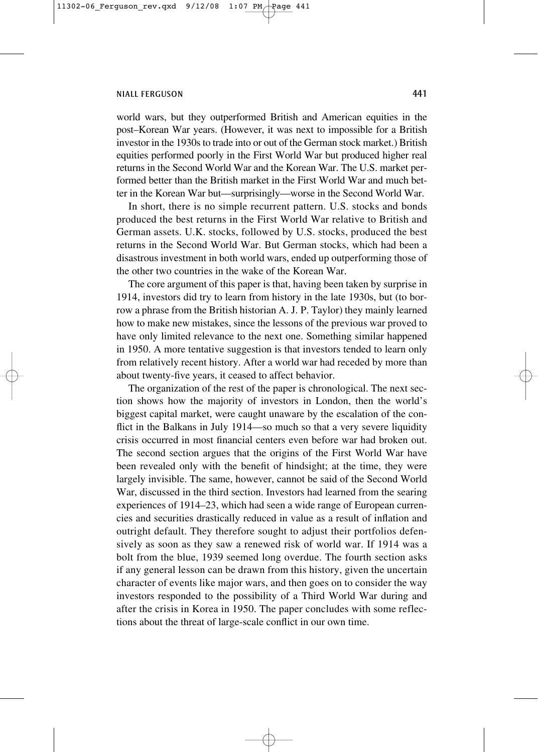world wars, but they outperformed British and American equities in the post–Korean War years. (However, it was next to impossible for a British investor in the 1930s to trade into or out of the German stock market.) British equities performed poorly in the First World War but produced higher real returns in the Second World War and the Korean War. The U.S. market performed better than the British market in the First World War and much better in the Korean War but—surprisingly—worse in the Second World War.

In short, there is no simple recurrent pattern. U.S. stocks and bonds produced the best returns in the First World War relative to British and German assets. U.K. stocks, followed by U.S. stocks, produced the best returns in the Second World War. But German stocks, which had been a disastrous investment in both world wars, ended up outperforming those of the other two countries in the wake of the Korean War.

The core argument of this paper is that, having been taken by surprise in 1914, investors did try to learn from history in the late 1930s, but (to borrow a phrase from the British historian A. J. P. Taylor) they mainly learned how to make new mistakes, since the lessons of the previous war proved to have only limited relevance to the next one. Something similar happened in 1950. A more tentative suggestion is that investors tended to learn only from relatively recent history. After a world war had receded by more than about twenty-five years, it ceased to affect behavior.

The organization of the rest of the paper is chronological. The next section shows how the majority of investors in London, then the world's biggest capital market, were caught unaware by the escalation of the conflict in the Balkans in July 1914—so much so that a very severe liquidity crisis occurred in most financial centers even before war had broken out. The second section argues that the origins of the First World War have been revealed only with the benefit of hindsight; at the time, they were largely invisible. The same, however, cannot be said of the Second World War, discussed in the third section. Investors had learned from the searing experiences of 1914–23, which had seen a wide range of European currencies and securities drastically reduced in value as a result of inflation and outright default. They therefore sought to adjust their portfolios defensively as soon as they saw a renewed risk of world war. If 1914 was a bolt from the blue, 1939 seemed long overdue. The fourth section asks if any general lesson can be drawn from this history, given the uncertain character of events like major wars, and then goes on to consider the way investors responded to the possibility of a Third World War during and after the crisis in Korea in 1950. The paper concludes with some reflections about the threat of large-scale conflict in our own time.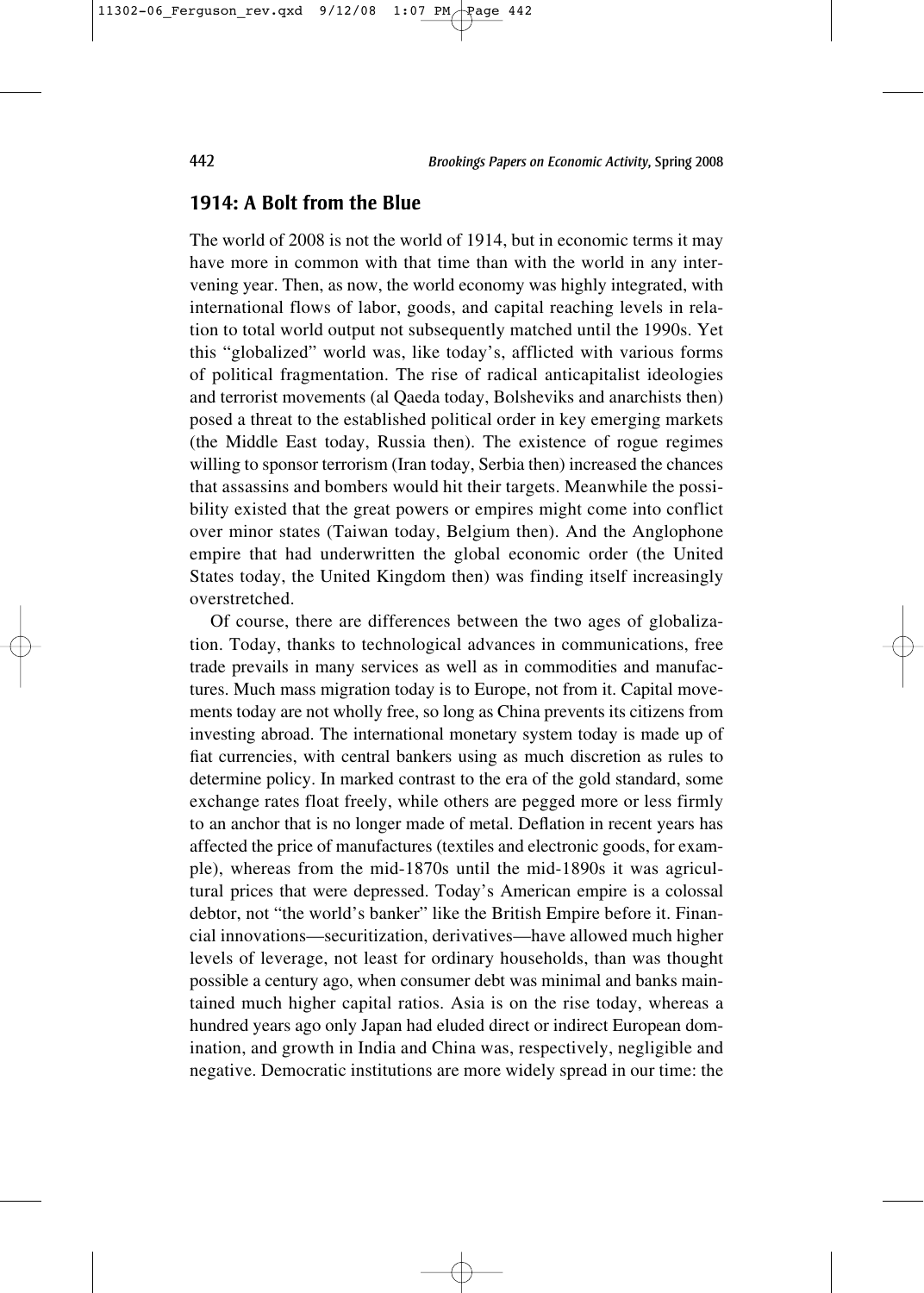## 1914: A Bolt from the Blue

The world of 2008 is not the world of 1914, but in economic terms it may have more in common with that time than with the world in any intervening year. Then, as now, the world economy was highly integrated, with international flows of labor, goods, and capital reaching levels in relation to total world output not subsequently matched until the 1990s. Yet this "globalized" world was, like today's, afflicted with various forms of political fragmentation. The rise of radical anticapitalist ideologies and terrorist movements (al Qaeda today, Bolsheviks and anarchists then) posed a threat to the established political order in key emerging markets (the Middle East today, Russia then). The existence of rogue regimes willing to sponsor terrorism (Iran today, Serbia then) increased the chances that assassins and bombers would hit their targets. Meanwhile the possibility existed that the great powers or empires might come into conflict over minor states (Taiwan today, Belgium then). And the Anglophone empire that had underwritten the global economic order (the United States today, the United Kingdom then) was finding itself increasingly overstretched.

Of course, there are differences between the two ages of globalization. Today, thanks to technological advances in communications, free trade prevails in many services as well as in commodities and manufactures. Much mass migration today is to Europe, not from it. Capital movements today are not wholly free, so long as China prevents its citizens from investing abroad. The international monetary system today is made up of fiat currencies, with central bankers using as much discretion as rules to determine policy. In marked contrast to the era of the gold standard, some exchange rates float freely, while others are pegged more or less firmly to an anchor that is no longer made of metal. Deflation in recent years has affected the price of manufactures (textiles and electronic goods, for example), whereas from the mid-1870s until the mid-1890s it was agricultural prices that were depressed. Today's American empire is a colossal debtor, not "the world's banker" like the British Empire before it. Financial innovations—securitization, derivatives—have allowed much higher levels of leverage, not least for ordinary households, than was thought possible a century ago, when consumer debt was minimal and banks maintained much higher capital ratios. Asia is on the rise today, whereas a hundred years ago only Japan had eluded direct or indirect European domination, and growth in India and China was, respectively, negligible and negative. Democratic institutions are more widely spread in our time: the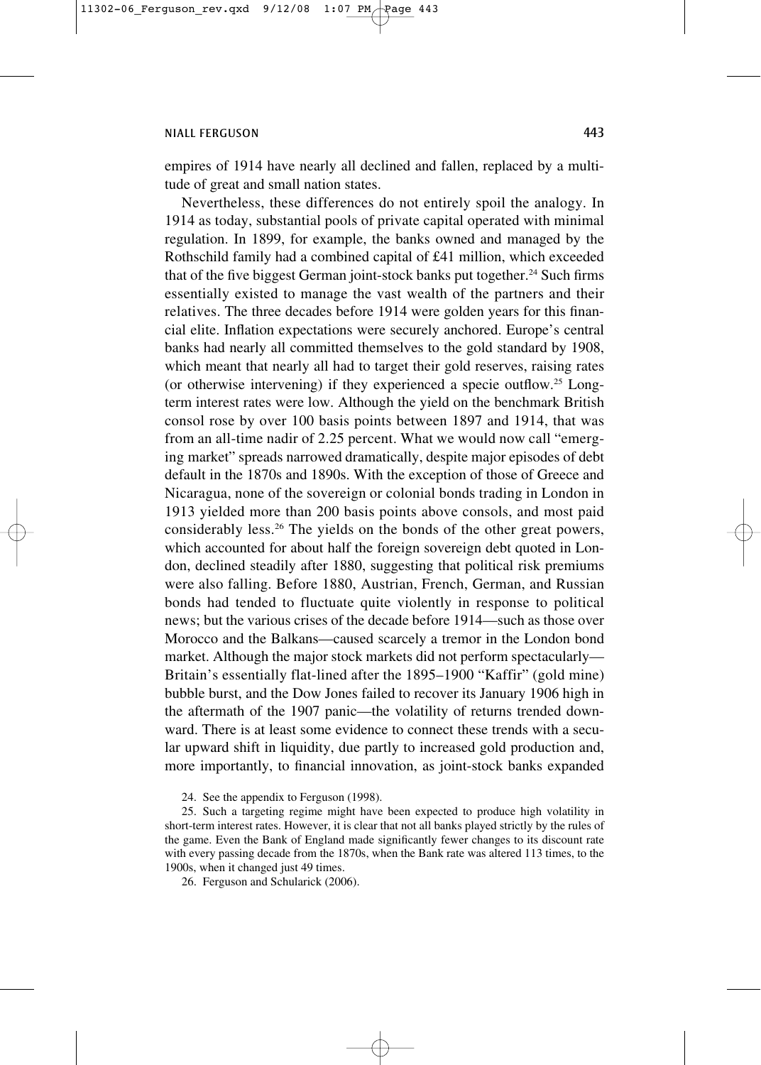empires of 1914 have nearly all declined and fallen, replaced by a multitude of great and small nation states.

Nevertheless, these differences do not entirely spoil the analogy. In 1914 as today, substantial pools of private capital operated with minimal regulation. In 1899, for example, the banks owned and managed by the Rothschild family had a combined capital of £41 million, which exceeded that of the five biggest German joint-stock banks put together.[24] Such firms essentially existed to manage the vast wealth of the partners and their relatives. The three decades before 1914 were golden years for this financial elite. Inflation expectations were securely anchored. Europe's central banks had nearly all committed themselves to the gold standard by 1908, which meant that nearly all had to target their gold reserves, raising rates (or otherwise intervening) if they experienced a specie outflow.[25] Long-term interest rates were low. Although the yield on the benchmark British consol rose by over 100 basis points between 1897 and 1914, that was from an all-time nadir of 2.25 percent. What we would now call "emerging market" spreads narrowed dramatically, despite major episodes of debt default in the 1870s and 1890s. With the exception of those of Greece and Nicaragua, none of the sovereign or colonial bonds trading in London in 1913 yielded more than 200 basis points above consols, and most paid considerably less.[26] The yields on the bonds of the other great powers, which accounted for about half the foreign sovereign debt quoted in London, declined steadily after 1880, suggesting that political risk premiums were also falling. Before 1880, Austrian, French, German, and Russian bonds had tended to fluctuate quite violently in response to political news; but the various crises of the decade before 1914—such as those over Morocco and the Balkans—caused scarcely a tremor in the London bond market. Although the major stock markets did not perform spectacularly—Britain's essentially flat-lined after the 1895–1900 "Kaffir" (gold mine) bubble burst, and the Dow Jones failed to recover its January 1906 high in the aftermath of the 1907 panic—the volatility of returns trended downward. There is at least some evidence to connect these trends with a secular upward shift in liquidity, due partly to increased gold production and, more importantly, to financial innovation, as joint-stock banks expanded

24. See the appendix to Ferguson (1998).

25. Such a targeting regime might have been expected to produce high volatility in short-term interest rates. However, it is clear that not all banks played strictly by the rules of the game. Even the Bank of England made significantly fewer changes to its discount rate with every passing decade from the 1870s, when the Bank rate was altered 113 times, to the 1900s, when it changed just 49 times.

26. Ferguson and Schularick (2006).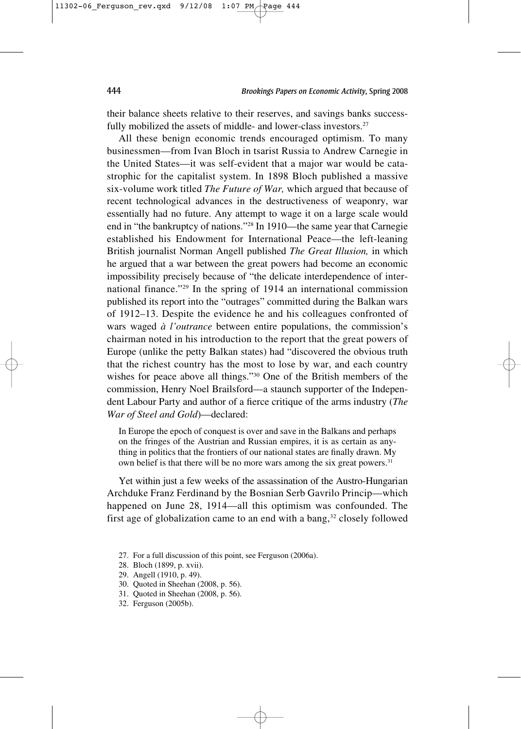their balance sheets relative to their reserves, and savings banks successfully mobilized the assets of middle- and lower-class investors.[27]

All these benign economic trends encouraged optimism. To many businessmen—from Ivan Bloch in tsarist Russia to Andrew Carnegie in the United States—it was self-evident that a major war would be catastrophic for the capitalist system. In 1898 Bloch published a massive six-volume work titled *The Future of War,* which argued that because of recent technological advances in the destructiveness of weaponry, war essentially had no future. Any attempt to wage it on a large scale would end in "the bankruptcy of nations."[28] In 1910—the same year that Carnegie established his Endowment for International Peace—the left-leaning British journalist Norman Angell published *The Great Illusion,* in which he argued that a war between the great powers had become an economic impossibility precisely because of "the delicate interdependence of international finance."[29] In the spring of 1914 an international commission published its report into the "outrages" committed during the Balkan wars of 1912–13. Despite the evidence he and his colleagues confronted of wars waged *à l'outrance* between entire populations, the commission's chairman noted in his introduction to the report that the great powers of Europe (unlike the petty Balkan states) had "discovered the obvious truth that the richest country has the most to lose by war, and each country wishes for peace above all things."[30] One of the British members of the commission, Henry Noel Brailsford—a staunch supporter of the Independent Labour Party and author of a fierce critique of the arms industry (*The War of Steel and Gold*)—declared:

> In Europe the epoch of conquest is over and save in the Balkans and perhaps on the fringes of the Austrian and Russian empires, it is as certain as anything in politics that the frontiers of our national states are finally drawn. My own belief is that there will be no more wars among the six great powers.[31]

Yet within just a few weeks of the assassination of the Austro-Hungarian Archduke Franz Ferdinand by the Bosnian Serb Gavrilo Princip—which happened on June 28, 1914—all this optimism was confounded. The first age of globalization came to an end with a bang,[32] closely followed

27. For a full discussion of this point, see Ferguson (2006a).
28. Bloch (1899, p. xvii).
29. Angell (1910, p. 49).
30. Quoted in Sheehan (2008, p. 56).
31. Quoted in Sheehan (2008, p. 56).
32. Ferguson (2005b).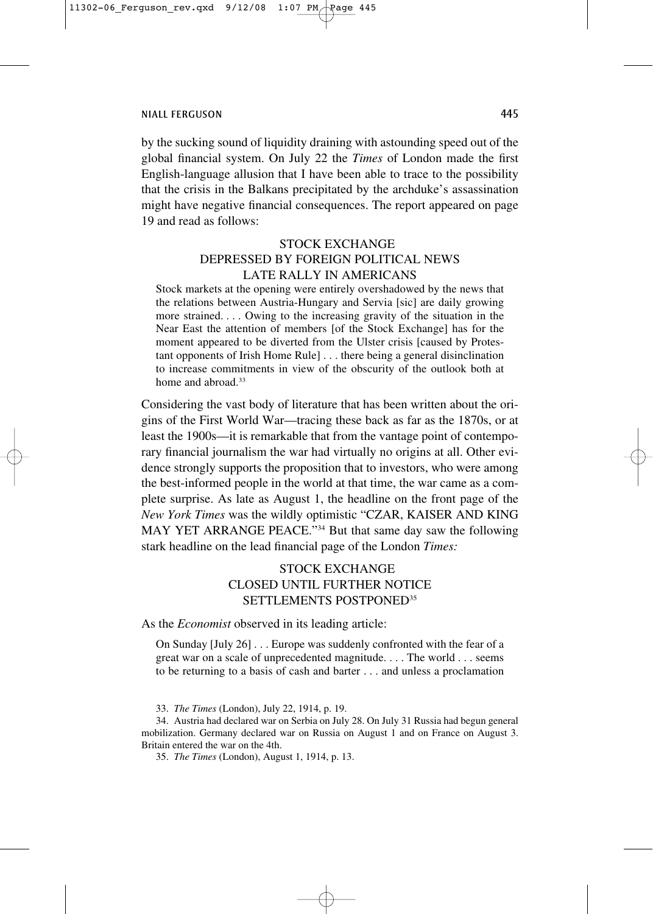by the sucking sound of liquidity draining with astounding speed out of the global financial system. On July 22 the *Times* of London made the first English-language allusion that I have been able to trace to the possibility that the crisis in the Balkans precipitated by the archduke's assassination might have negative financial consequences. The report appeared on page 19 and read as follows:

> STOCK EXCHANGE
> DEPRESSED BY FOREIGN POLITICAL NEWS
> LATE RALLY IN AMERICANS
>
> Stock markets at the opening were entirely overshadowed by the news that the relations between Austria-Hungary and Servia [sic] are daily growing more strained. . . . Owing to the increasing gravity of the situation in the Near East the attention of members [of the Stock Exchange] has for the moment appeared to be diverted from the Ulster crisis [caused by Protestant opponents of Irish Home Rule] . . . there being a general disinclination to increase commitments in view of the obscurity of the outlook both at home and abroad.[33]

Considering the vast body of literature that has been written about the origins of the First World War—tracing these back as far as the 1870s, or at least the 1900s—it is remarkable that from the vantage point of contemporary financial journalism the war had virtually no origins at all. Other evidence strongly supports the proposition that to investors, who were among the best-informed people in the world at that time, the war came as a complete surprise. As late as August 1, the headline on the front page of the *New York Times* was the wildly optimistic "CZAR, KAISER AND KING MAY YET ARRANGE PEACE."[34] But that same day saw the following stark headline on the lead financial page of the London *Times:*

> STOCK EXCHANGE
> CLOSED UNTIL FURTHER NOTICE
> SETTLEMENTS POSTPONED[35]

As the *Economist* observed in its leading article:

> On Sunday [July 26] . . . Europe was suddenly confronted with the fear of a great war on a scale of unprecedented magnitude. . . . The world . . . seems to be returning to a basis of cash and barter . . . and unless a proclamation

33. *The Times* (London), July 22, 1914, p. 19.

34. Austria had declared war on Serbia on July 28. On July 31 Russia had begun general mobilization. Germany declared war on Russia on August 1 and on France on August 3. Britain entered the war on the 4th.

35. *The Times* (London), August 1, 1914, p. 13.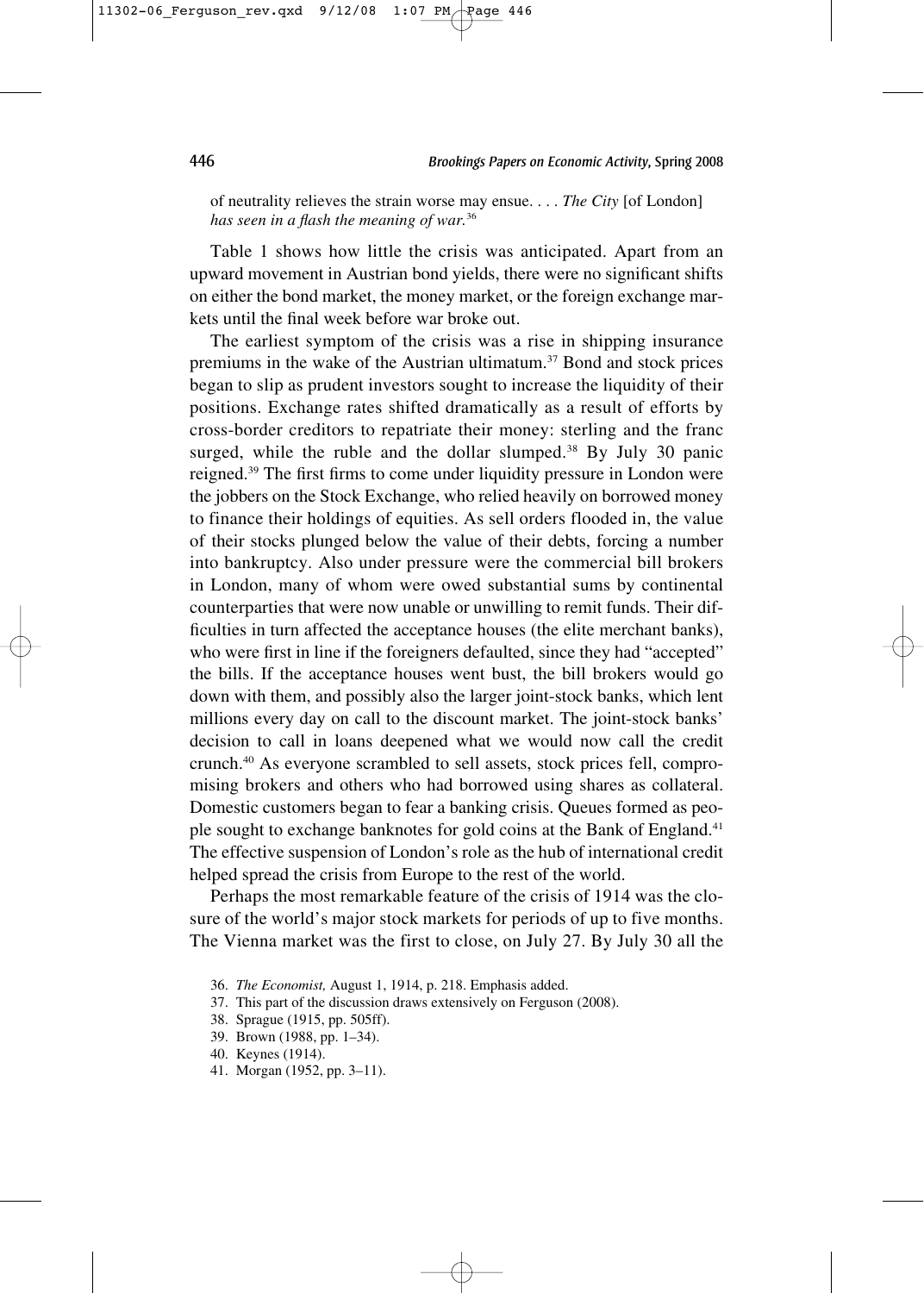of neutrality relieves the strain worse may ensue. . . . *The City* [of London] *has seen in a flash the meaning of war.*[36]

Table 1 shows how little the crisis was anticipated. Apart from an upward movement in Austrian bond yields, there were no significant shifts on either the bond market, the money market, or the foreign exchange markets until the final week before war broke out.

The earliest symptom of the crisis was a rise in shipping insurance premiums in the wake of the Austrian ultimatum.[37] Bond and stock prices began to slip as prudent investors sought to increase the liquidity of their positions. Exchange rates shifted dramatically as a result of efforts by cross-border creditors to repatriate their money: sterling and the franc surged, while the ruble and the dollar slumped.[38] By July 30 panic reigned.[39] The first firms to come under liquidity pressure in London were the jobbers on the Stock Exchange, who relied heavily on borrowed money to finance their holdings of equities. As sell orders flooded in, the value of their stocks plunged below the value of their debts, forcing a number into bankruptcy. Also under pressure were the commercial bill brokers in London, many of whom were owed substantial sums by continental counterparties that were now unable or unwilling to remit funds. Their difficulties in turn affected the acceptance houses (the elite merchant banks), who were first in line if the foreigners defaulted, since they had "accepted" the bills. If the acceptance houses went bust, the bill brokers would go down with them, and possibly also the larger joint-stock banks, which lent millions every day on call to the discount market. The joint-stock banks' decision to call in loans deepened what we would now call the credit crunch.[40] As everyone scrambled to sell assets, stock prices fell, compromising brokers and others who had borrowed using shares as collateral. Domestic customers began to fear a banking crisis. Queues formed as people sought to exchange banknotes for gold coins at the Bank of England.[41] The effective suspension of London's role as the hub of international credit helped spread the crisis from Europe to the rest of the world.

Perhaps the most remarkable feature of the crisis of 1914 was the closure of the world's major stock markets for periods of up to five months. The Vienna market was the first to close, on July 27. By July 30 all the

36. *The Economist,* August 1, 1914, p. 218. Emphasis added.
37. This part of the discussion draws extensively on Ferguson (2008).
38. Sprague (1915, pp. 505ff).
39. Brown (1988, pp. 1–34).
40. Keynes (1914).
41. Morgan (1952, pp. 3–11).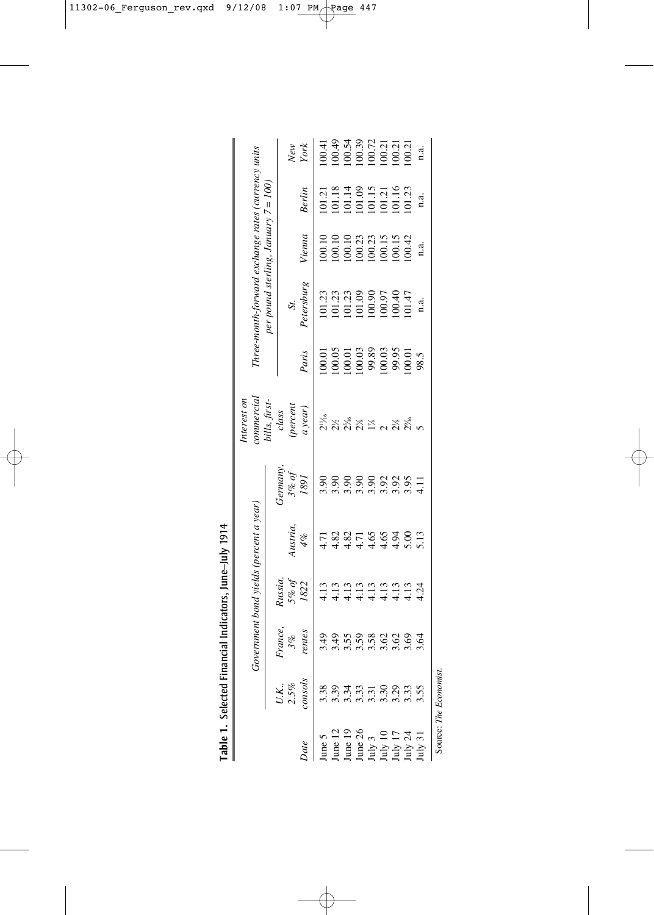**Table 1. Selected Financial Indicators, June–July 1914**

| Date | Government bond yields (percent a year) | | | | | Interest on commercial bills, first-class (percent a year) | Three-month-forward exchange rates (currency units per pound sterling, January 7 = 100) | | | | |
|---|---|---|---|---|---|---|---|---|---|---|---|
| | U.K., 2.5% consols | France, 3% rentes | Russia, 5% of 1822 | Austria, 4% | Germany, 3% of 1891 | | Paris | St. Petersburg | Vienna | Berlin | New York |
| June 5 | 3.38 | 3.49 | 4.13 | 4.71 | 3.90 | 2 11/16 | 100.01 | 101.23 | 100.10 | 101.21 | 100.41 |
| June 12 | 3.39 | 3.49 | 4.13 | 4.82 | 3.90 | 2½ | 100.05 | 101.23 | 100.10 | 101.18 | 100.49 |
| June 19 | 3.34 | 3.55 | 4.13 | 4.82 | 3.90 | 2 5/16 | 100.01 | 101.23 | 100.10 | 101.14 | 100.54 |
| June 26 | 3.33 | 3.59 | 4.13 | 4.71 | 3.90 | 2⅜ | 100.03 | 101.09 | 100.23 | 101.09 | 100.39 |
| July 3 | 3.31 | 3.58 | 4.13 | 4.65 | 3.90 | 1⅞ | 99.89 | 100.90 | 100.23 | 101.15 | 100.72 |
| July 10 | 3.30 | 3.62 | 4.13 | 4.65 | 3.92 | 2 | 100.03 | 100.97 | 100.15 | 101.21 | 100.21 |
| July 17 | 3.29 | 3.62 | 4.13 | 4.94 | 3.92 | 2⅛ | 99.95 | 100.40 | 100.15 | 101.16 | 100.21 |
| July 24 | 3.33 | 3.69 | 4.13 | 5.00 | 3.95 | 2 9/16 | 100.01 | 101.47 | 100.42 | 101.23 | 100.21 |
| July 31 | 3.55 | 3.64 | 4.24 | 5.13 | 4.11 | 5 | 98.5 | n.a. | n.a. | n.a. | n.a. |

Source: *The Economist*.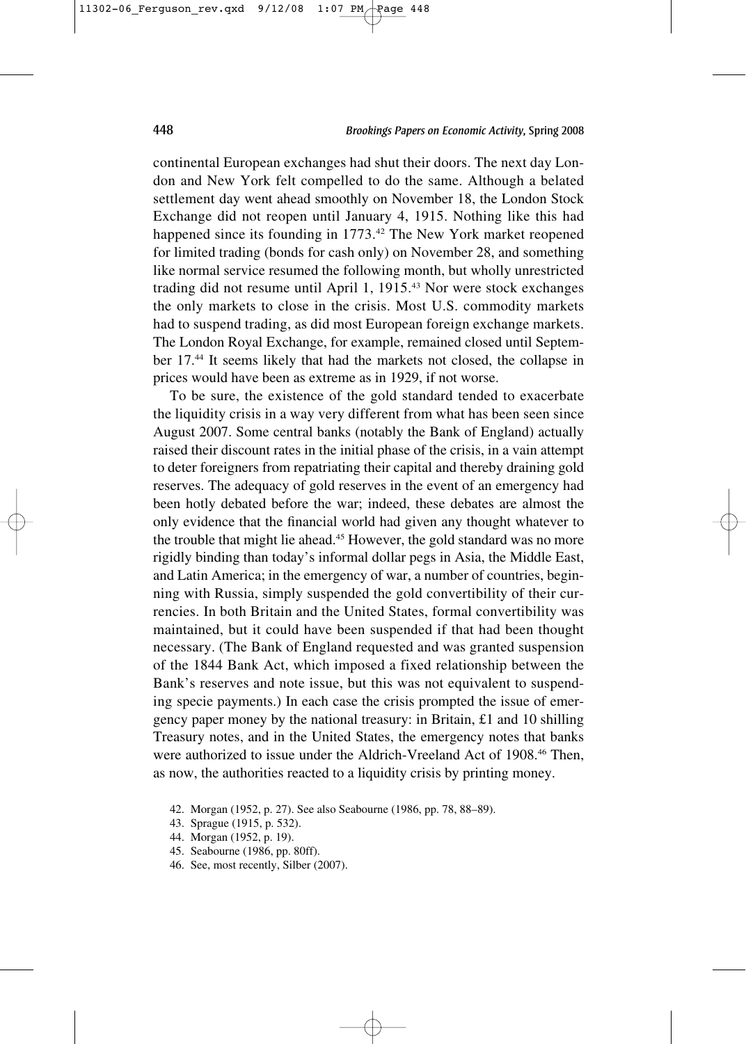continental European exchanges had shut their doors. The next day London and New York felt compelled to do the same. Although a belated settlement day went ahead smoothly on November 18, the London Stock Exchange did not reopen until January 4, 1915. Nothing like this had happened since its founding in 1773.[42] The New York market reopened for limited trading (bonds for cash only) on November 28, and something like normal service resumed the following month, but wholly unrestricted trading did not resume until April 1, 1915.[43] Nor were stock exchanges the only markets to close in the crisis. Most U.S. commodity markets had to suspend trading, as did most European foreign exchange markets. The London Royal Exchange, for example, remained closed until September 17.[44] It seems likely that had the markets not closed, the collapse in prices would have been as extreme as in 1929, if not worse.

To be sure, the existence of the gold standard tended to exacerbate the liquidity crisis in a way very different from what has been seen since August 2007. Some central banks (notably the Bank of England) actually raised their discount rates in the initial phase of the crisis, in a vain attempt to deter foreigners from repatriating their capital and thereby draining gold reserves. The adequacy of gold reserves in the event of an emergency had been hotly debated before the war; indeed, these debates are almost the only evidence that the financial world had given any thought whatever to the trouble that might lie ahead.[45] However, the gold standard was no more rigidly binding than today's informal dollar pegs in Asia, the Middle East, and Latin America; in the emergency of war, a number of countries, beginning with Russia, simply suspended the gold convertibility of their currencies. In both Britain and the United States, formal convertibility was maintained, but it could have been suspended if that had been thought necessary. (The Bank of England requested and was granted suspension of the 1844 Bank Act, which imposed a fixed relationship between the Bank's reserves and note issue, but this was not equivalent to suspending specie payments.) In each case the crisis prompted the issue of emergency paper money by the national treasury: in Britain, £1 and 10 shilling Treasury notes, and in the United States, the emergency notes that banks were authorized to issue under the Aldrich-Vreeland Act of 1908.[46] Then, as now, the authorities reacted to a liquidity crisis by printing money.

42. Morgan (1952, p. 27). See also Seabourne (1986, pp. 78, 88–89).
43. Sprague (1915, p. 532).
44. Morgan (1952, p. 19).
45. Seabourne (1986, pp. 80ff).
46. See, most recently, Silber (2007).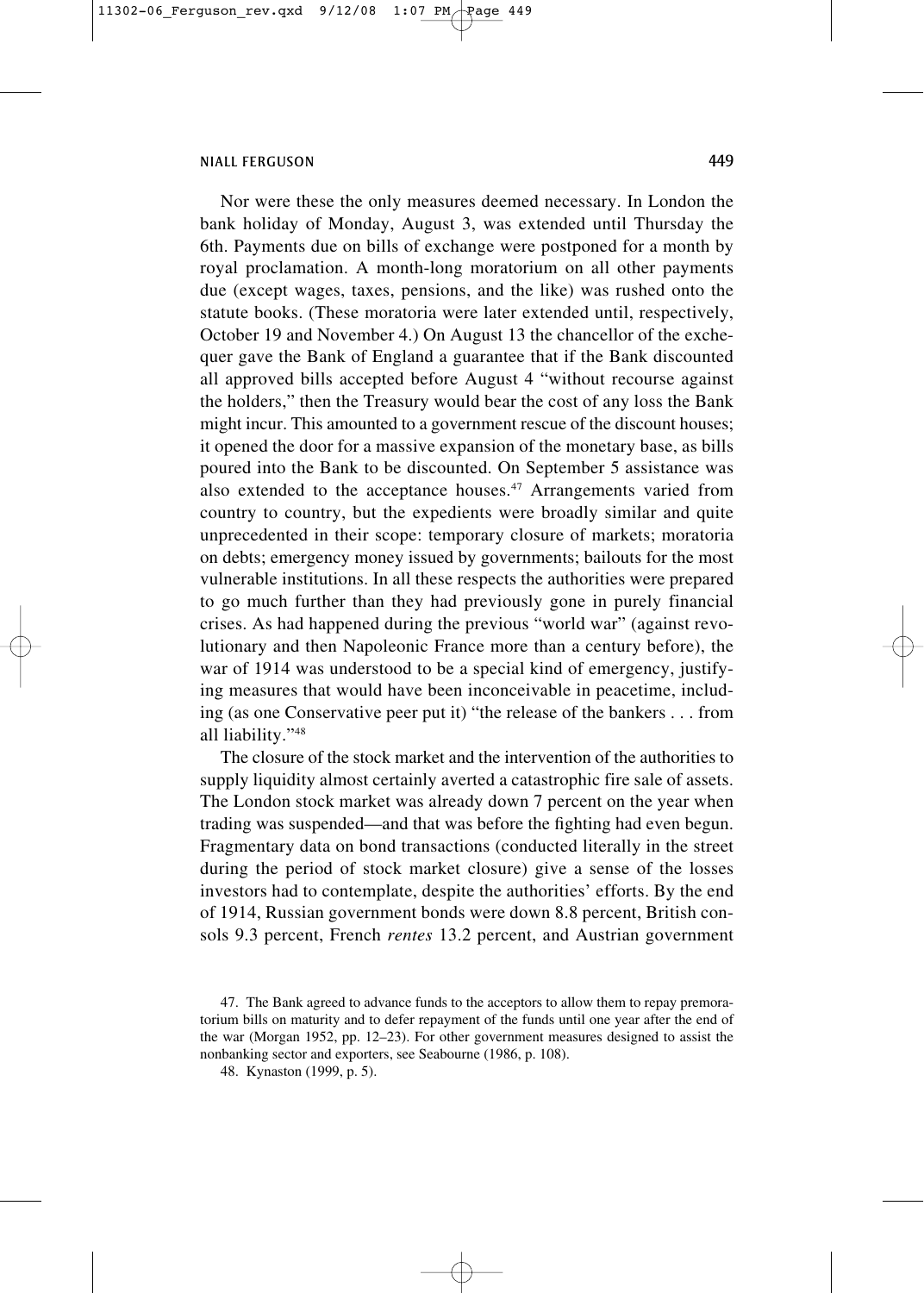Nor were these the only measures deemed necessary. In London the bank holiday of Monday, August 3, was extended until Thursday the 6th. Payments due on bills of exchange were postponed for a month by royal proclamation. A month-long moratorium on all other payments due (except wages, taxes, pensions, and the like) was rushed onto the statute books. (These moratoria were later extended until, respectively, October 19 and November 4.) On August 13 the chancellor of the exchequer gave the Bank of England a guarantee that if the Bank discounted all approved bills accepted before August 4 "without recourse against the holders," then the Treasury would bear the cost of any loss the Bank might incur. This amounted to a government rescue of the discount houses; it opened the door for a massive expansion of the monetary base, as bills poured into the Bank to be discounted. On September 5 assistance was also extended to the acceptance houses.[47] Arrangements varied from country to country, but the expedients were broadly similar and quite unprecedented in their scope: temporary closure of markets; moratoria on debts; emergency money issued by governments; bailouts for the most vulnerable institutions. In all these respects the authorities were prepared to go much further than they had previously gone in purely financial crises. As had happened during the previous "world war" (against revolutionary and then Napoleonic France more than a century before), the war of 1914 was understood to be a special kind of emergency, justifying measures that would have been inconceivable in peacetime, including (as one Conservative peer put it) "the release of the bankers . . . from all liability."[48]

The closure of the stock market and the intervention of the authorities to supply liquidity almost certainly averted a catastrophic fire sale of assets. The London stock market was already down 7 percent on the year when trading was suspended—and that was before the fighting had even begun. Fragmentary data on bond transactions (conducted literally in the street during the period of stock market closure) give a sense of the losses investors had to contemplate, despite the authorities' efforts. By the end of 1914, Russian government bonds were down 8.8 percent, British consols 9.3 percent, French *rentes* 13.2 percent, and Austrian government

47. The Bank agreed to advance funds to the acceptors to allow them to repay premoratorium bills on maturity and to defer repayment of the funds until one year after the end of the war (Morgan 1952, pp. 12–23). For other government measures designed to assist the nonbanking sector and exporters, see Seabourne (1986, p. 108).

48. Kynaston (1999, p. 5).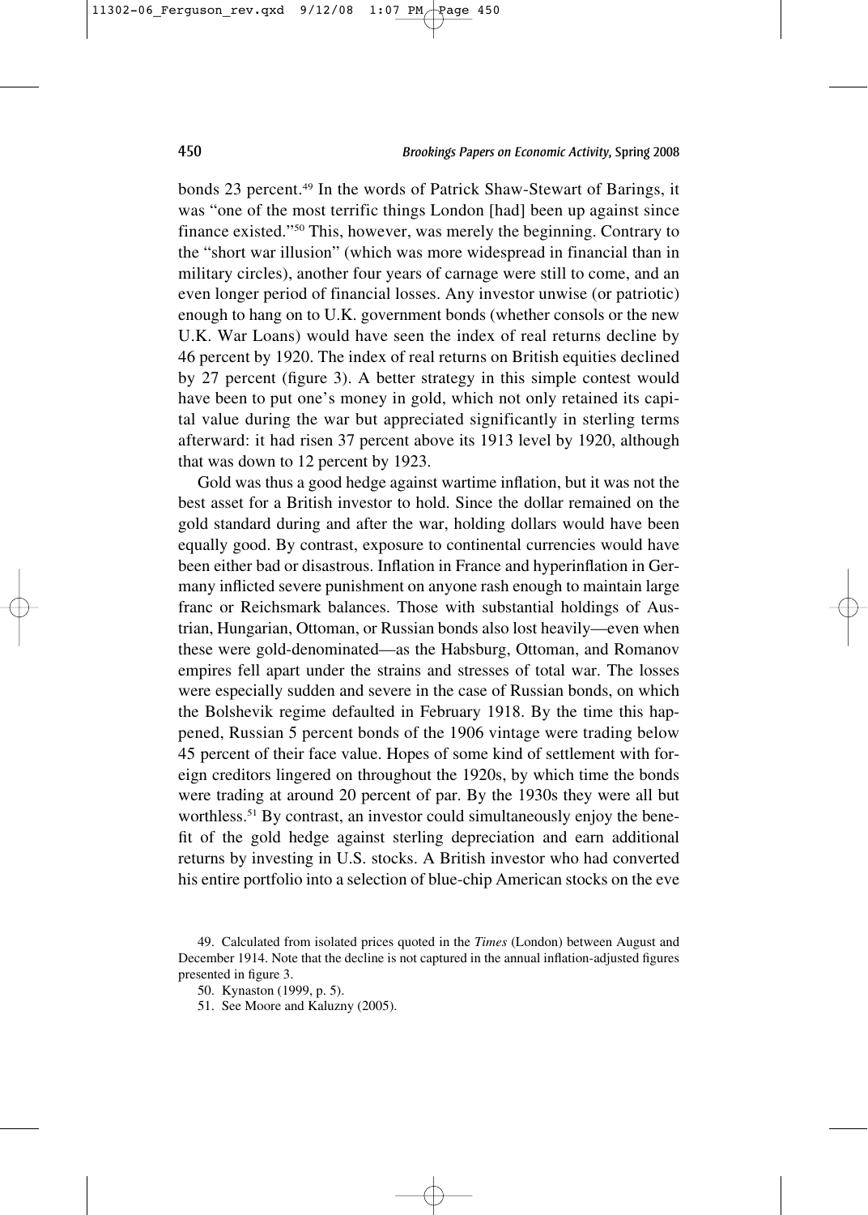bonds 23 percent.[49] In the words of Patrick Shaw-Stewart of Barings, it was "one of the most terrific things London [had] been up against since finance existed."[50] This, however, was merely the beginning. Contrary to the "short war illusion" (which was more widespread in financial than in military circles), another four years of carnage were still to come, and an even longer period of financial losses. Any investor unwise (or patriotic) enough to hang on to U.K. government bonds (whether consols or the new U.K. War Loans) would have seen the index of real returns decline by 46 percent by 1920. The index of real returns on British equities declined by 27 percent (figure 3). A better strategy in this simple contest would have been to put one's money in gold, which not only retained its capital value during the war but appreciated significantly in sterling terms afterward: it had risen 37 percent above its 1913 level by 1920, although that was down to 12 percent by 1923.

Gold was thus a good hedge against wartime inflation, but it was not the best asset for a British investor to hold. Since the dollar remained on the gold standard during and after the war, holding dollars would have been equally good. By contrast, exposure to continental currencies would have been either bad or disastrous. Inflation in France and hyperinflation in Germany inflicted severe punishment on anyone rash enough to maintain large franc or Reichsmark balances. Those with substantial holdings of Austrian, Hungarian, Ottoman, or Russian bonds also lost heavily—even when these were gold-denominated—as the Habsburg, Ottoman, and Romanov empires fell apart under the strains and stresses of total war. The losses were especially sudden and severe in the case of Russian bonds, on which the Bolshevik regime defaulted in February 1918. By the time this happened, Russian 5 percent bonds of the 1906 vintage were trading below 45 percent of their face value. Hopes of some kind of settlement with foreign creditors lingered on throughout the 1920s, by which time the bonds were trading at around 20 percent of par. By the 1930s they were all but worthless.[51] By contrast, an investor could simultaneously enjoy the benefit of the gold hedge against sterling depreciation and earn additional returns by investing in U.S. stocks. A British investor who had converted his entire portfolio into a selection of blue-chip American stocks on the eve

49. Calculated from isolated prices quoted in the *Times* (London) between August and December 1914. Note that the decline is not captured in the annual inflation-adjusted figures presented in figure 3.

50. Kynaston (1999, p. 5).

51. See Moore and Kaluzny (2005).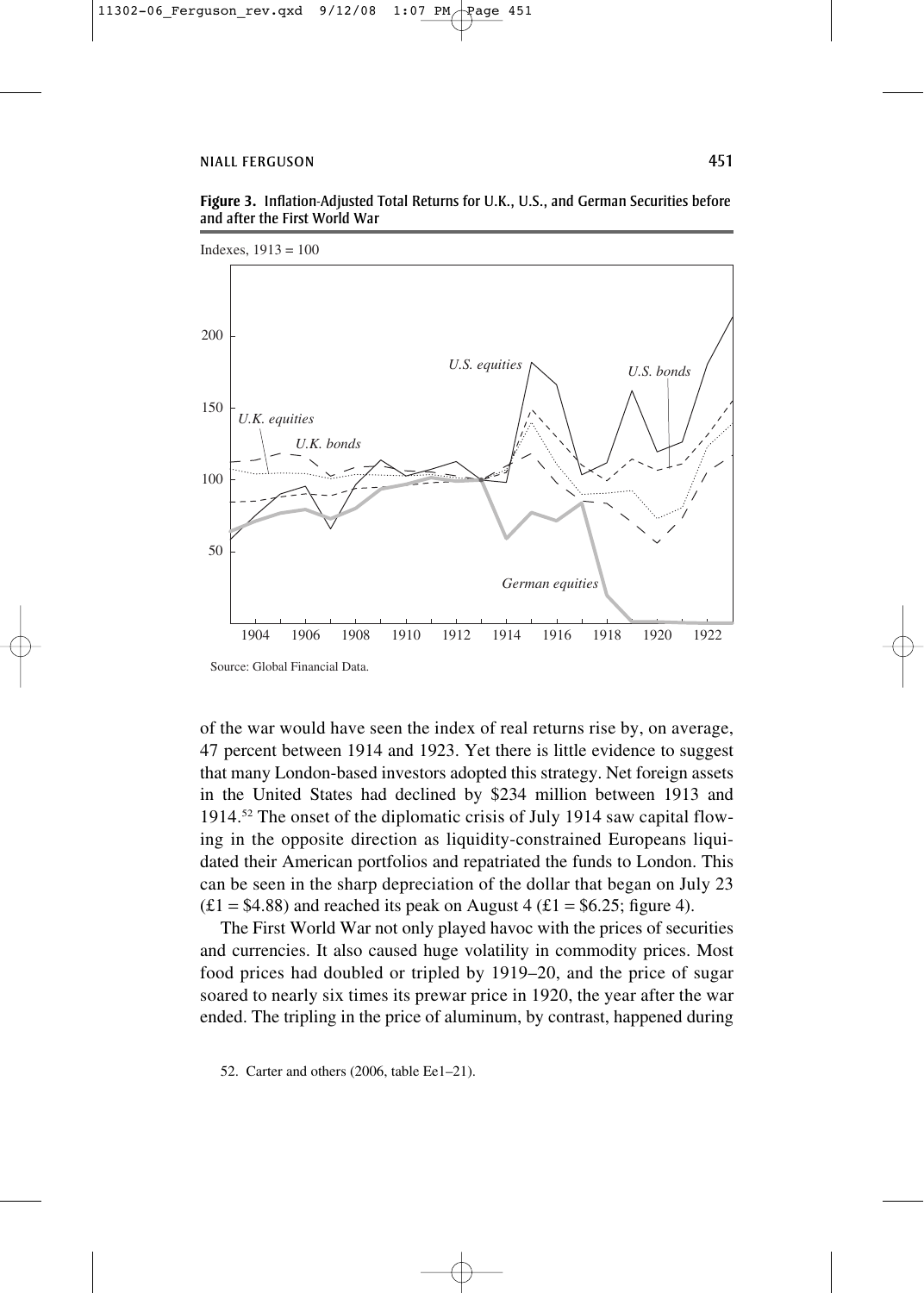**Figure 3.** Inflation-Adjusted Total Returns for U.K., U.S., and German Securities before and after the First World War

Indexes, 1913 = 100

200
150
100
50

1904 1906 1908 1910 1912 1914 1916 1918 1920 1922

*U.S. equities*
*U.S. bonds*
*U.K. equities*
*U.K. bonds*
*German equities*

Source: Global Financial Data.

of the war would have seen the index of real returns rise by, on average, 47 percent between 1914 and 1923. Yet there is little evidence to suggest that many London-based investors adopted this strategy. Net foreign assets in the United States had declined by $234 million between 1913 and 1914.[52] The onset of the diplomatic crisis of July 1914 saw capital flowing in the opposite direction as liquidity-constrained Europeans liquidated their American portfolios and repatriated the funds to London. This can be seen in the sharp depreciation of the dollar that began on July 23 (£1 = $4.88) and reached its peak on August 4 (£1 = $6.25; figure 4).

The First World War not only played havoc with the prices of securities and currencies. It also caused huge volatility in commodity prices. Most food prices had doubled or tripled by 1919–20, and the price of sugar soared to nearly six times its prewar price in 1920, the year after the war ended. The tripling in the price of aluminum, by contrast, happened during

52. Carter and others (2006, table Ee1–21).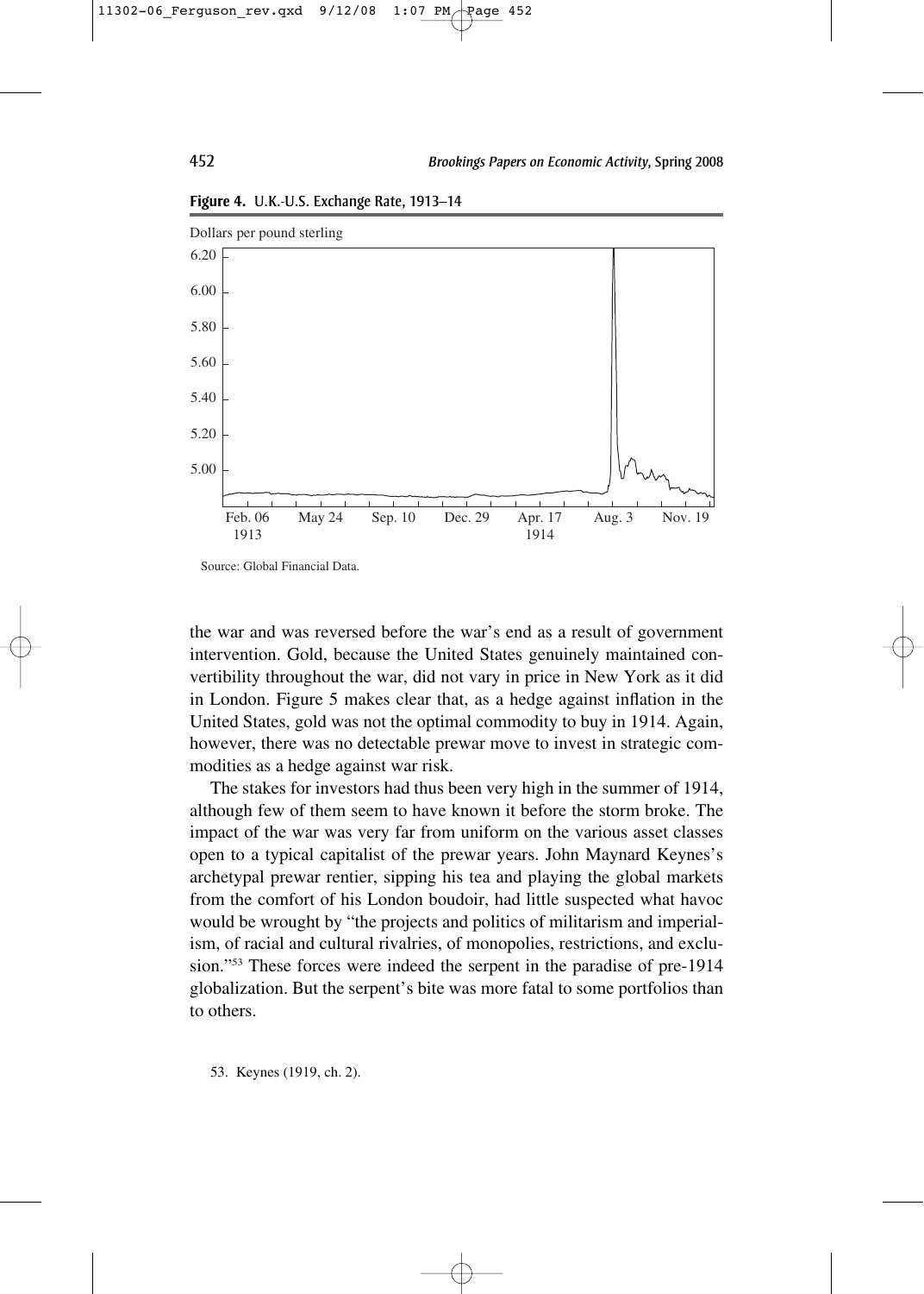**Figure 4.** U.K.-U.S. Exchange Rate, 1913–14

Dollars per pound sterling

6.20
6.00
5.80
5.60
5.40
5.20
5.00

Feb. 06 1913
May 24
Sep. 10
Dec. 29
Apr. 17 1914
Aug. 3
Nov. 19

Source: Global Financial Data.

the war and was reversed before the war's end as a result of government intervention. Gold, because the United States genuinely maintained convertibility throughout the war, did not vary in price in New York as it did in London. Figure 5 makes clear that, as a hedge against inflation in the United States, gold was not the optimal commodity to buy in 1914. Again, however, there was no detectable prewar move to invest in strategic commodities as a hedge against war risk.

The stakes for investors had thus been very high in the summer of 1914, although few of them seem to have known it before the storm broke. The impact of the war was very far from uniform on the various asset classes open to a typical capitalist of the prewar years. John Maynard Keynes's archetypal prewar rentier, sipping his tea and playing the global markets from the comfort of his London boudoir, had little suspected what havoc would be wrought by "the projects and politics of militarism and imperialism, of racial and cultural rivalries, of monopolies, restrictions, and exclusion."[53] These forces were indeed the serpent in the paradise of pre-1914 globalization. But the serpent's bite was more fatal to some portfolios than to others.

53. Keynes (1919, ch. 2).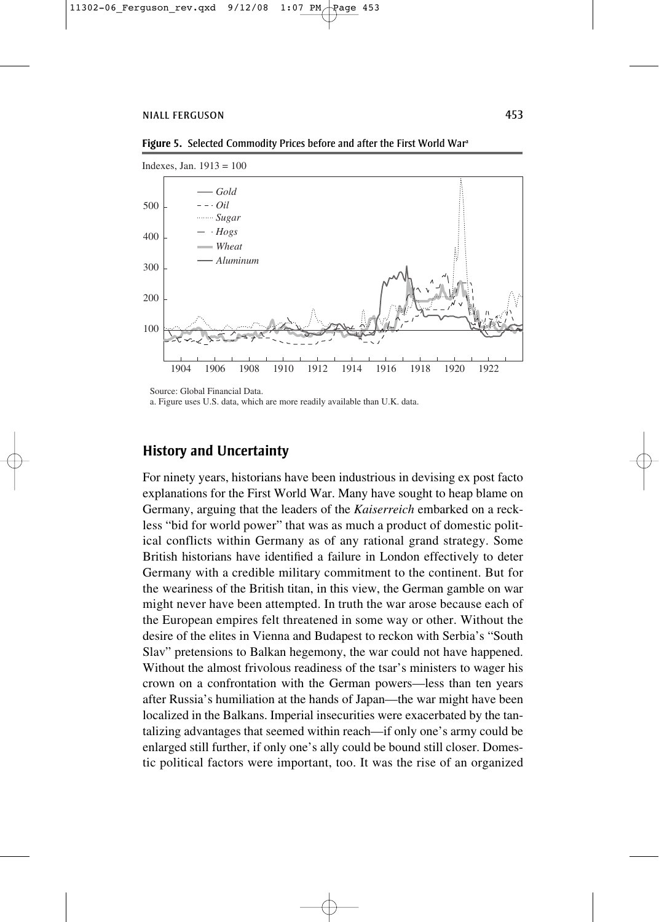**Figure 5. Selected Commodity Prices before and after the First World War**[a]

Indexes, Jan. 1913 = 100

Gold
Oil
Sugar
Hogs
Wheat
Aluminum

500
400
300
200
100

1904 1906 1908 1910 1912 1914 1916 1918 1920 1922

Source: Global Financial Data.

a. Figure uses U.S. data, which are more readily available than U.K. data.

## History and Uncertainty

For ninety years, historians have been industrious in devising ex post facto explanations for the First World War. Many have sought to heap blame on Germany, arguing that the leaders of the *Kaiserreich* embarked on a reckless "bid for world power" that was as much a product of domestic political conflicts within Germany as of any rational grand strategy. Some British historians have identified a failure in London effectively to deter Germany with a credible military commitment to the continent. But for the weariness of the British titan, in this view, the German gamble on war might never have been attempted. In truth the war arose because each of the European empires felt threatened in some way or other. Without the desire of the elites in Vienna and Budapest to reckon with Serbia's "South Slav" pretensions to Balkan hegemony, the war could not have happened. Without the almost frivolous readiness of the tsar's ministers to wager his crown on a confrontation with the German powers—less than ten years after Russia's humiliation at the hands of Japan—the war might have been localized in the Balkans. Imperial insecurities were exacerbated by the tantalizing advantages that seemed within reach—if only one's army could be enlarged still further, if only one's ally could be bound still closer. Domestic political factors were important, too. It was the rise of an organized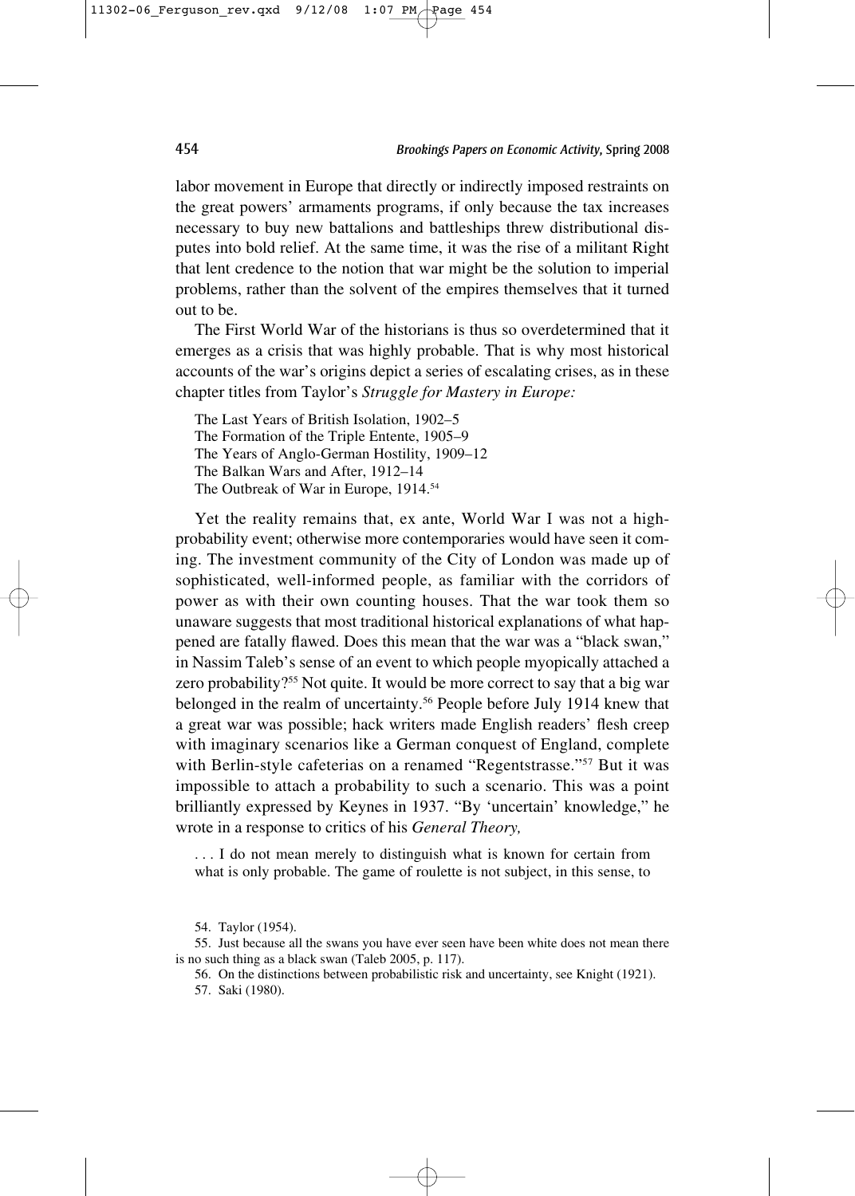labor movement in Europe that directly or indirectly imposed restraints on the great powers' armaments programs, if only because the tax increases necessary to buy new battalions and battleships threw distributional disputes into bold relief. At the same time, it was the rise of a militant Right that lent credence to the notion that war might be the solution to imperial problems, rather than the solvent of the empires themselves that it turned out to be.

The First World War of the historians is thus so overdetermined that it emerges as a crisis that was highly probable. That is why most historical accounts of the war's origins depict a series of escalating crises, as in these chapter titles from Taylor's *Struggle for Mastery in Europe:*

> The Last Years of British Isolation, 1902–5
> The Formation of the Triple Entente, 1905–9
> The Years of Anglo-German Hostility, 1909–12
> The Balkan Wars and After, 1912–14
> The Outbreak of War in Europe, 1914.[54]

Yet the reality remains that, ex ante, World War I was not a high-probability event; otherwise more contemporaries would have seen it coming. The investment community of the City of London was made up of sophisticated, well-informed people, as familiar with the corridors of power as with their own counting houses. That the war took them so unaware suggests that most traditional historical explanations of what happened are fatally flawed. Does this mean that the war was a "black swan," in Nassim Taleb's sense of an event to which people myopically attached a zero probability?[55] Not quite. It would be more correct to say that a big war belonged in the realm of uncertainty.[56] People before July 1914 knew that a great war was possible; hack writers made English readers' flesh creep with imaginary scenarios like a German conquest of England, complete with Berlin-style cafeterias on a renamed "Regentstrasse."[57] But it was impossible to attach a probability to such a scenario. This was a point brilliantly expressed by Keynes in 1937. "By 'uncertain' knowledge," he wrote in a response to critics of his *General Theory,*

> . . . I do not mean merely to distinguish what is known for certain from what is only probable. The game of roulette is not subject, in this sense, to

54. Taylor (1954).

55. Just because all the swans you have ever seen have been white does not mean there is no such thing as a black swan (Taleb 2005, p. 117).

56. On the distinctions between probabilistic risk and uncertainty, see Knight (1921).

57. Saki (1980).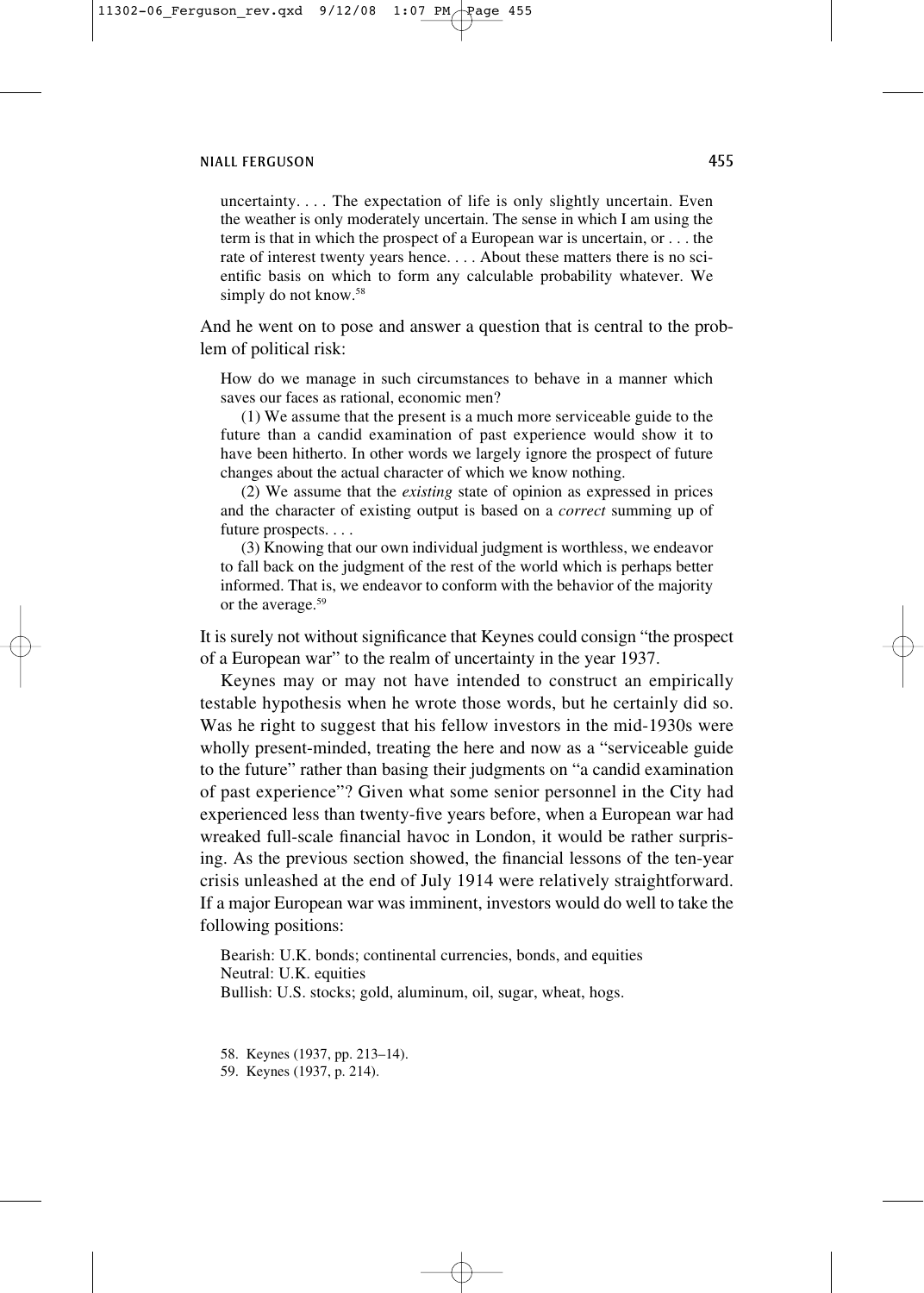> uncertainty. . . . The expectation of life is only slightly uncertain. Even the weather is only moderately uncertain. The sense in which I am using the term is that in which the prospect of a European war is uncertain, or . . . the rate of interest twenty years hence. . . . About these matters there is no scientific basis on which to form any calculable probability whatever. We simply do not know.[58]

And he went on to pose and answer a question that is central to the problem of political risk:

> How do we manage in such circumstances to behave in a manner which saves our faces as rational, economic men?
>
> (1) We assume that the present is a much more serviceable guide to the future than a candid examination of past experience would show it to have been hitherto. In other words we largely ignore the prospect of future changes about the actual character of which we know nothing.
>
> (2) We assume that the *existing* state of opinion as expressed in prices and the character of existing output is based on a *correct* summing up of future prospects. . . .
>
> (3) Knowing that our own individual judgment is worthless, we endeavor to fall back on the judgment of the rest of the world which is perhaps better informed. That is, we endeavor to conform with the behavior of the majority or the average.[59]

It is surely not without significance that Keynes could consign "the prospect of a European war" to the realm of uncertainty in the year 1937.

Keynes may or may not have intended to construct an empirically testable hypothesis when he wrote those words, but he certainly did so. Was he right to suggest that his fellow investors in the mid-1930s were wholly present-minded, treating the here and now as a "serviceable guide to the future" rather than basing their judgments on "a candid examination of past experience"? Given what some senior personnel in the City had experienced less than twenty-five years before, when a European war had wreaked full-scale financial havoc in London, it would be rather surprising. As the previous section showed, the financial lessons of the ten-year crisis unleashed at the end of July 1914 were relatively straightforward. If a major European war was imminent, investors would do well to take the following positions:

Bearish: U.K. bonds; continental currencies, bonds, and equities
Neutral: U.K. equities
Bullish: U.S. stocks; gold, aluminum, oil, sugar, wheat, hogs.

58. Keynes (1937, pp. 213–14).

59. Keynes (1937, p. 214).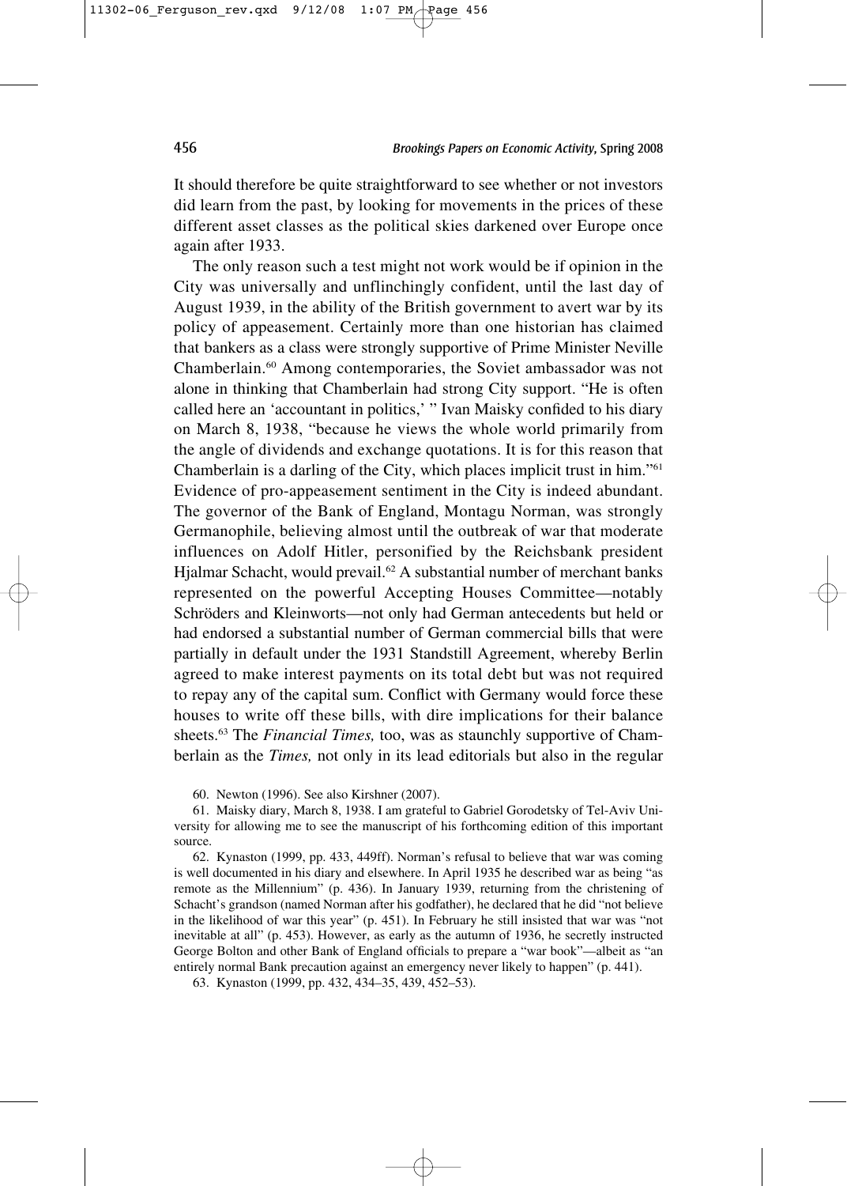It should therefore be quite straightforward to see whether or not investors did learn from the past, by looking for movements in the prices of these different asset classes as the political skies darkened over Europe once again after 1933.

The only reason such a test might not work would be if opinion in the City was universally and unflinchingly confident, until the last day of August 1939, in the ability of the British government to avert war by its policy of appeasement. Certainly more than one historian has claimed that bankers as a class were strongly supportive of Prime Minister Neville Chamberlain.[60] Among contemporaries, the Soviet ambassador was not alone in thinking that Chamberlain had strong City support. "He is often called here an 'accountant in politics,' " Ivan Maisky confided to his diary on March 8, 1938, "because he views the whole world primarily from the angle of dividends and exchange quotations. It is for this reason that Chamberlain is a darling of the City, which places implicit trust in him."[61] Evidence of pro-appeasement sentiment in the City is indeed abundant. The governor of the Bank of England, Montagu Norman, was strongly Germanophile, believing almost until the outbreak of war that moderate influences on Adolf Hitler, personified by the Reichsbank president Hjalmar Schacht, would prevail.[62] A substantial number of merchant banks represented on the powerful Accepting Houses Committee—notably Schröders and Kleinworts—not only had German antecedents but held or had endorsed a substantial number of German commercial bills that were partially in default under the 1931 Standstill Agreement, whereby Berlin agreed to make interest payments on its total debt but was not required to repay any of the capital sum. Conflict with Germany would force these houses to write off these bills, with dire implications for their balance sheets.[63] The *Financial Times,* too, was as staunchly supportive of Chamberlain as the *Times,* not only in its lead editorials but also in the regular

60. Newton (1996). See also Kirshner (2007).

61. Maisky diary, March 8, 1938. I am grateful to Gabriel Gorodetsky of Tel-Aviv University for allowing me to see the manuscript of his forthcoming edition of this important source.

62. Kynaston (1999, pp. 433, 449ff). Norman's refusal to believe that war was coming is well documented in his diary and elsewhere. In April 1935 he described war as being "as remote as the Millennium" (p. 436). In January 1939, returning from the christening of Schacht's grandson (named Norman after his godfather), he declared that he did "not believe in the likelihood of war this year" (p. 451). In February he still insisted that war was "not inevitable at all" (p. 453). However, as early as the autumn of 1936, he secretly instructed George Bolton and other Bank of England officials to prepare a "war book"—albeit as "an entirely normal Bank precaution against an emergency never likely to happen" (p. 441).

63. Kynaston (1999, pp. 432, 434–35, 439, 452–53).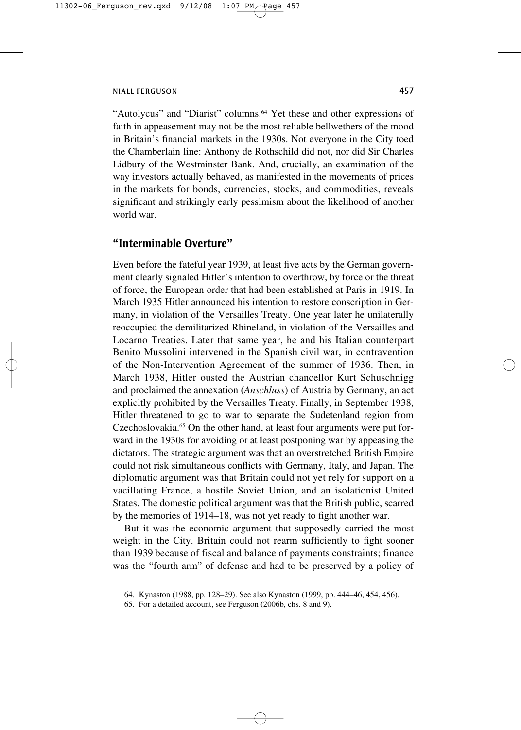"Autolycus" and "Diarist" columns.[64] Yet these and other expressions of faith in appeasement may not be the most reliable bellwethers of the mood in Britain's financial markets in the 1930s. Not everyone in the City toed the Chamberlain line: Anthony de Rothschild did not, nor did Sir Charles Lidbury of the Westminster Bank. And, crucially, an examination of the way investors actually behaved, as manifested in the movements of prices in the markets for bonds, currencies, stocks, and commodities, reveals significant and strikingly early pessimism about the likelihood of another world war.

## "Interminable Overture"

Even before the fateful year 1939, at least five acts by the German government clearly signaled Hitler's intention to overthrow, by force or the threat of force, the European order that had been established at Paris in 1919. In March 1935 Hitler announced his intention to restore conscription in Germany, in violation of the Versailles Treaty. One year later he unilaterally reoccupied the demilitarized Rhineland, in violation of the Versailles and Locarno Treaties. Later that same year, he and his Italian counterpart Benito Mussolini intervened in the Spanish civil war, in contravention of the Non-Intervention Agreement of the summer of 1936. Then, in March 1938, Hitler ousted the Austrian chancellor Kurt Schuschnigg and proclaimed the annexation (*Anschluss*) of Austria by Germany, an act explicitly prohibited by the Versailles Treaty. Finally, in September 1938, Hitler threatened to go to war to separate the Sudetenland region from Czechoslovakia.[65] On the other hand, at least four arguments were put forward in the 1930s for avoiding or at least postponing war by appeasing the dictators. The strategic argument was that an overstretched British Empire could not risk simultaneous conflicts with Germany, Italy, and Japan. The diplomatic argument was that Britain could not yet rely for support on a vacillating France, a hostile Soviet Union, and an isolationist United States. The domestic political argument was that the British public, scarred by the memories of 1914–18, was not yet ready to fight another war.

But it was the economic argument that supposedly carried the most weight in the City. Britain could not rearm sufficiently to fight sooner than 1939 because of fiscal and balance of payments constraints; finance was the "fourth arm" of defense and had to be preserved by a policy of

64. Kynaston (1988, pp. 128–29). See also Kynaston (1999, pp. 444–46, 454, 456).

65. For a detailed account, see Ferguson (2006b, chs. 8 and 9).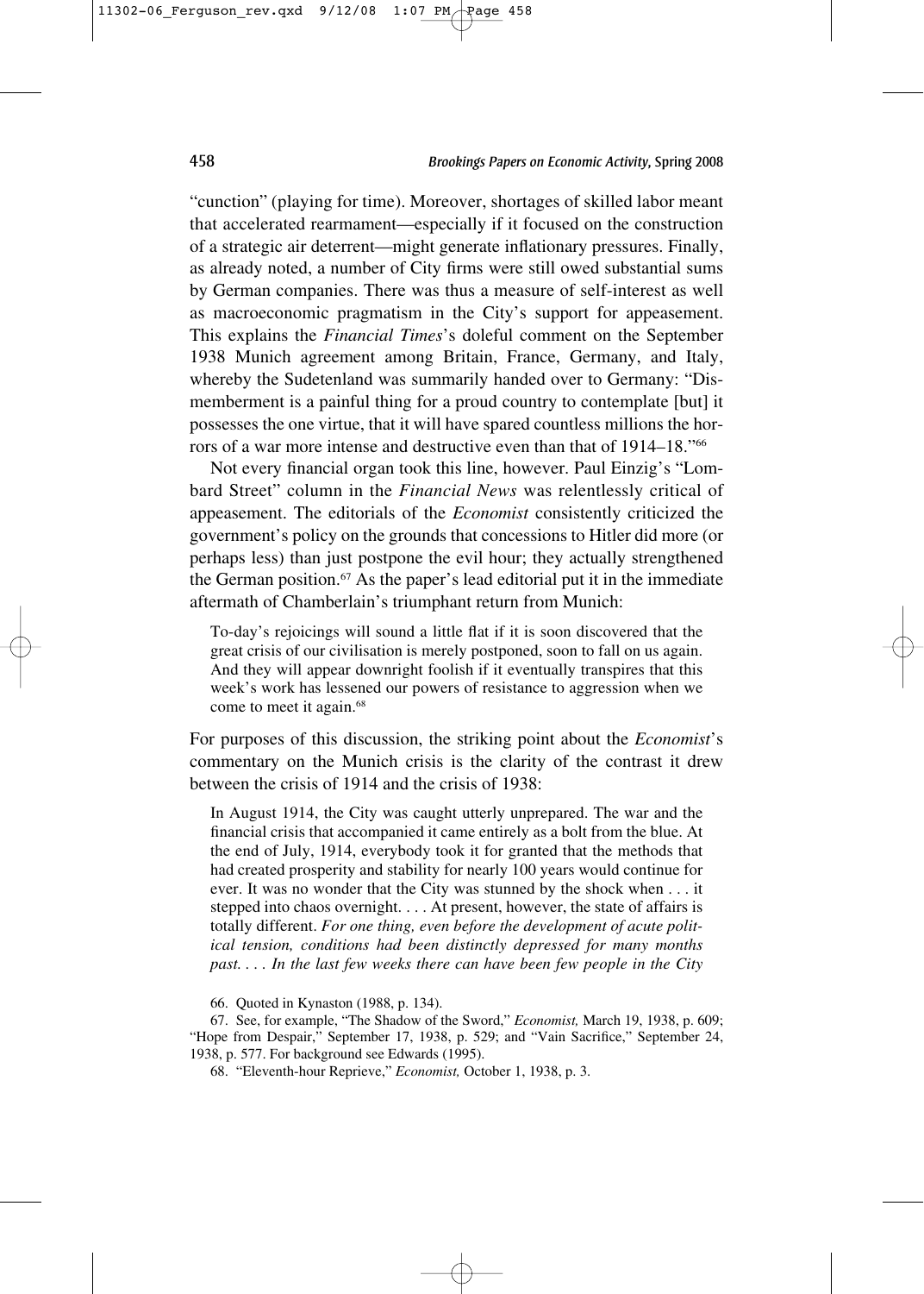"cunction" (playing for time). Moreover, shortages of skilled labor meant that accelerated rearmament—especially if it focused on the construction of a strategic air deterrent—might generate inflationary pressures. Finally, as already noted, a number of City firms were still owed substantial sums by German companies. There was thus a measure of self-interest as well as macroeconomic pragmatism in the City's support for appeasement. This explains the *Financial Times*'s doleful comment on the September 1938 Munich agreement among Britain, France, Germany, and Italy, whereby the Sudetenland was summarily handed over to Germany: "Dismemberment is a painful thing for a proud country to contemplate [but] it possesses the one virtue, that it will have spared countless millions the horrors of a war more intense and destructive even than that of 1914–18."[66]

Not every financial organ took this line, however. Paul Einzig's "Lombard Street" column in the *Financial News* was relentlessly critical of appeasement. The editorials of the *Economist* consistently criticized the government's policy on the grounds that concessions to Hitler did more (or perhaps less) than just postpone the evil hour; they actually strengthened the German position.[67] As the paper's lead editorial put it in the immediate aftermath of Chamberlain's triumphant return from Munich:

> To-day's rejoicings will sound a little flat if it is soon discovered that the great crisis of our civilisation is merely postponed, soon to fall on us again. And they will appear downright foolish if it eventually transpires that this week's work has lessened our powers of resistance to aggression when we come to meet it again.[68]

For purposes of this discussion, the striking point about the *Economist*'s commentary on the Munich crisis is the clarity of the contrast it drew between the crisis of 1914 and the crisis of 1938:

> In August 1914, the City was caught utterly unprepared. The war and the financial crisis that accompanied it came entirely as a bolt from the blue. At the end of July, 1914, everybody took it for granted that the methods that had created prosperity and stability for nearly 100 years would continue for ever. It was no wonder that the City was stunned by the shock when . . . it stepped into chaos overnight. . . . At present, however, the state of affairs is totally different. *For one thing, even before the development of acute political tension, conditions had been distinctly depressed for many months past. . . . In the last few weeks there can have been few people in the City*

66. Quoted in Kynaston (1988, p. 134).

67. See, for example, "The Shadow of the Sword," *Economist,* March 19, 1938, p. 609; "Hope from Despair," September 17, 1938, p. 529; and "Vain Sacrifice," September 24, 1938, p. 577. For background see Edwards (1995).

68. "Eleventh-hour Reprieve," *Economist,* October 1, 1938, p. 3.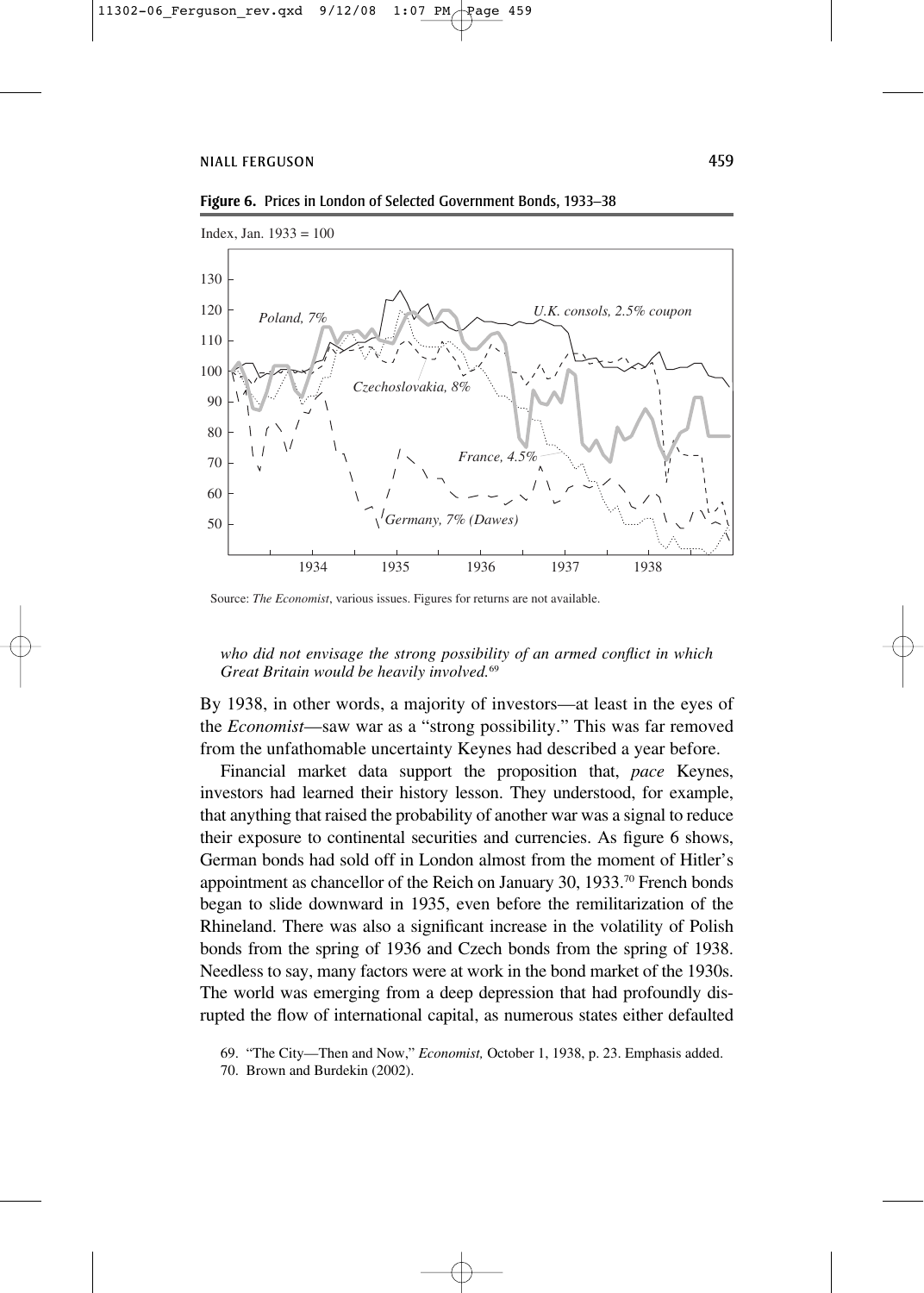**Figure 6. Prices in London of Selected Government Bonds, 1933–38**

Index, Jan. 1933 = 100

130
120
110
100
90
80
70
60
50

1934
1935
1936
1937
1938

Poland, 7%
U.K. consols, 2.5% coupon
Czechoslovakia, 8%
France, 4.5%
Germany, 7% (Dawes)

Source: *The Economist*, various issues. Figures for returns are not available.

> *who did not envisage the strong possibility of an armed conflict in which Great Britain would be heavily involved.*[69]

By 1938, in other words, a majority of investors—at least in the eyes of the *Economist*—saw war as a "strong possibility." This was far removed from the unfathomable uncertainty Keynes had described a year before.

Financial market data support the proposition that, *pace* Keynes, investors had learned their history lesson. They understood, for example, that anything that raised the probability of another war was a signal to reduce their exposure to continental securities and currencies. As figure 6 shows, German bonds had sold off in London almost from the moment of Hitler's appointment as chancellor of the Reich on January 30, 1933.[70] French bonds began to slide downward in 1935, even before the remilitarization of the Rhineland. There was also a significant increase in the volatility of Polish bonds from the spring of 1936 and Czech bonds from the spring of 1938. Needless to say, many factors were at work in the bond market of the 1930s. The world was emerging from a deep depression that had profoundly disrupted the flow of international capital, as numerous states either defaulted

69. "The City—Then and Now," *Economist,* October 1, 1938, p. 23. Emphasis added.

70. Brown and Burdekin (2002).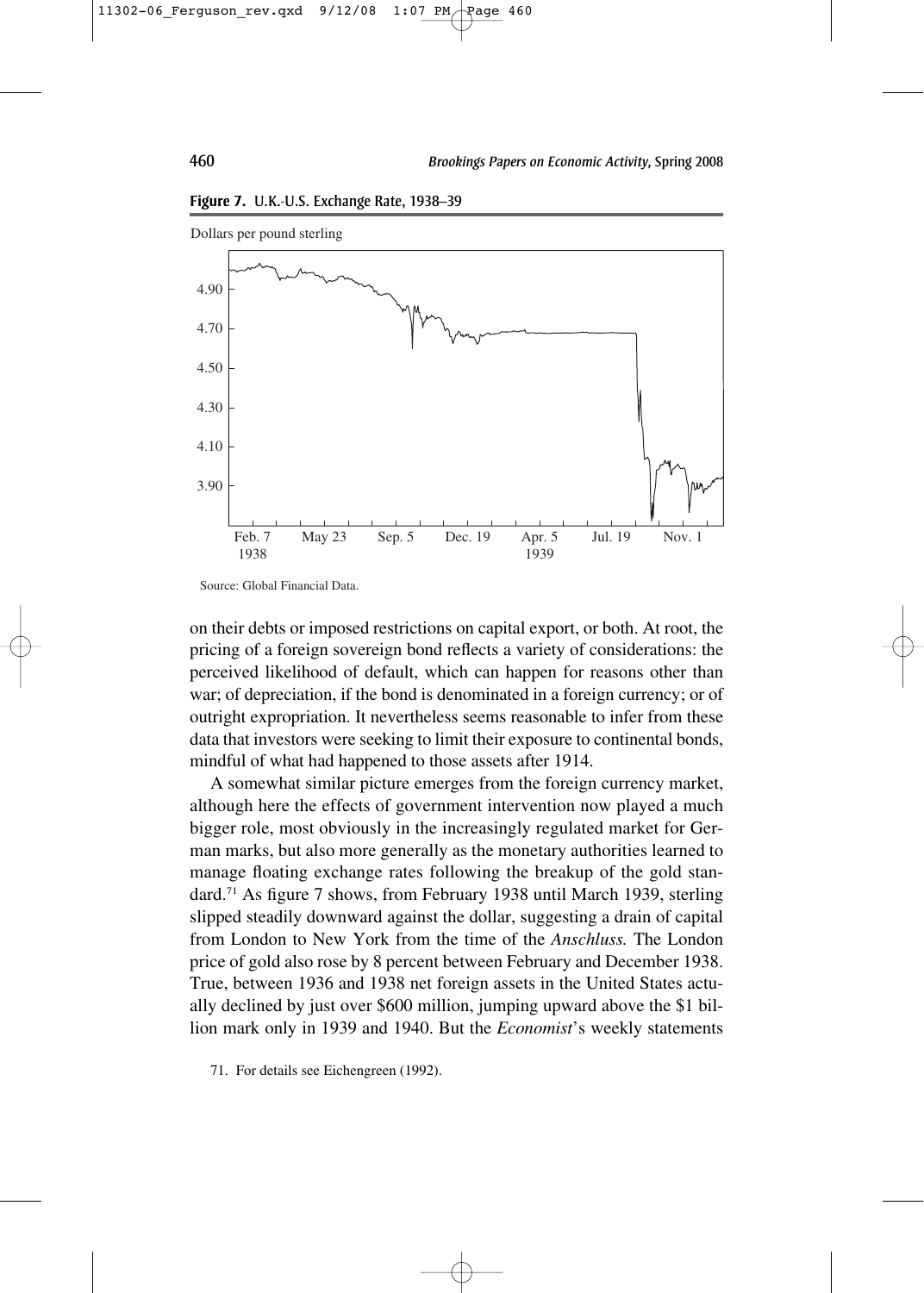**Figure 7.** U.K.-U.S. Exchange Rate, 1938–39

Dollars per pound sterling

4.90
4.70
4.50
4.30
4.10
3.90

Feb. 7 1938
May 23
Sep. 5
Dec. 19
Apr. 5 1939
Jul. 19
Nov. 1

Source: Global Financial Data.

on their debts or imposed restrictions on capital export, or both. At root, the pricing of a foreign sovereign bond reflects a variety of considerations: the perceived likelihood of default, which can happen for reasons other than war; of depreciation, if the bond is denominated in a foreign currency; or of outright expropriation. It nevertheless seems reasonable to infer from these data that investors were seeking to limit their exposure to continental bonds, mindful of what had happened to those assets after 1914.

A somewhat similar picture emerges from the foreign currency market, although here the effects of government intervention now played a much bigger role, most obviously in the increasingly regulated market for German marks, but also more generally as the monetary authorities learned to manage floating exchange rates following the breakup of the gold standard.[71] As figure 7 shows, from February 1938 until March 1939, sterling slipped steadily downward against the dollar, suggesting a drain of capital from London to New York from the time of the *Anschluss.* The London price of gold also rose by 8 percent between February and December 1938. True, between 1936 and 1938 net foreign assets in the United States actually declined by just over $600 million, jumping upward above the $1 billion mark only in 1939 and 1940. But the *Economist*'s weekly statements

71. For details see Eichengreen (1992).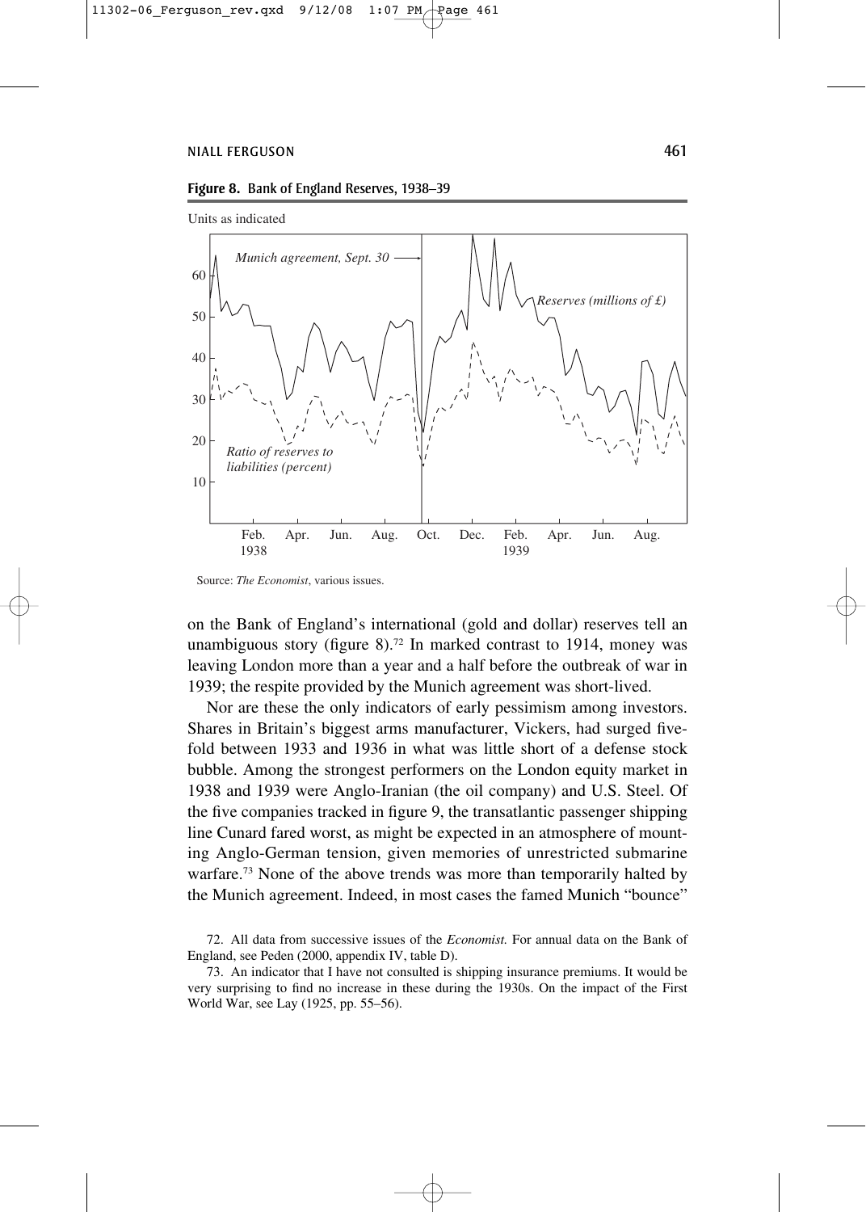**Figure 8. Bank of England Reserves, 1938–39**

Units as indicated

Munich agreement, Sept. 30

Reserves (millions of £)

Ratio of reserves to liabilities (percent)

60
50
40
30
20
10

Feb. 1938
Apr.
Jun.
Aug.
Oct.
Dec.
Feb. 1939
Apr.
Jun.
Aug.

Source: *The Economist*, various issues.

on the Bank of England's international (gold and dollar) reserves tell an unambiguous story (figure 8).[72] In marked contrast to 1914, money was leaving London more than a year and a half before the outbreak of war in 1939; the respite provided by the Munich agreement was short-lived.

Nor are these the only indicators of early pessimism among investors. Shares in Britain's biggest arms manufacturer, Vickers, had surged five-fold between 1933 and 1936 in what was little short of a defense stock bubble. Among the strongest performers on the London equity market in 1938 and 1939 were Anglo-Iranian (the oil company) and U.S. Steel. Of the five companies tracked in figure 9, the transatlantic passenger shipping line Cunard fared worst, as might be expected in an atmosphere of mounting Anglo-German tension, given memories of unrestricted submarine warfare.[73] None of the above trends was more than temporarily halted by the Munich agreement. Indeed, in most cases the famed Munich "bounce"

72. All data from successive issues of the *Economist.* For annual data on the Bank of England, see Peden (2000, appendix IV, table D).

73. An indicator that I have not consulted is shipping insurance premiums. It would be very surprising to find no increase in these during the 1930s. On the impact of the First World War, see Lay (1925, pp. 55–56).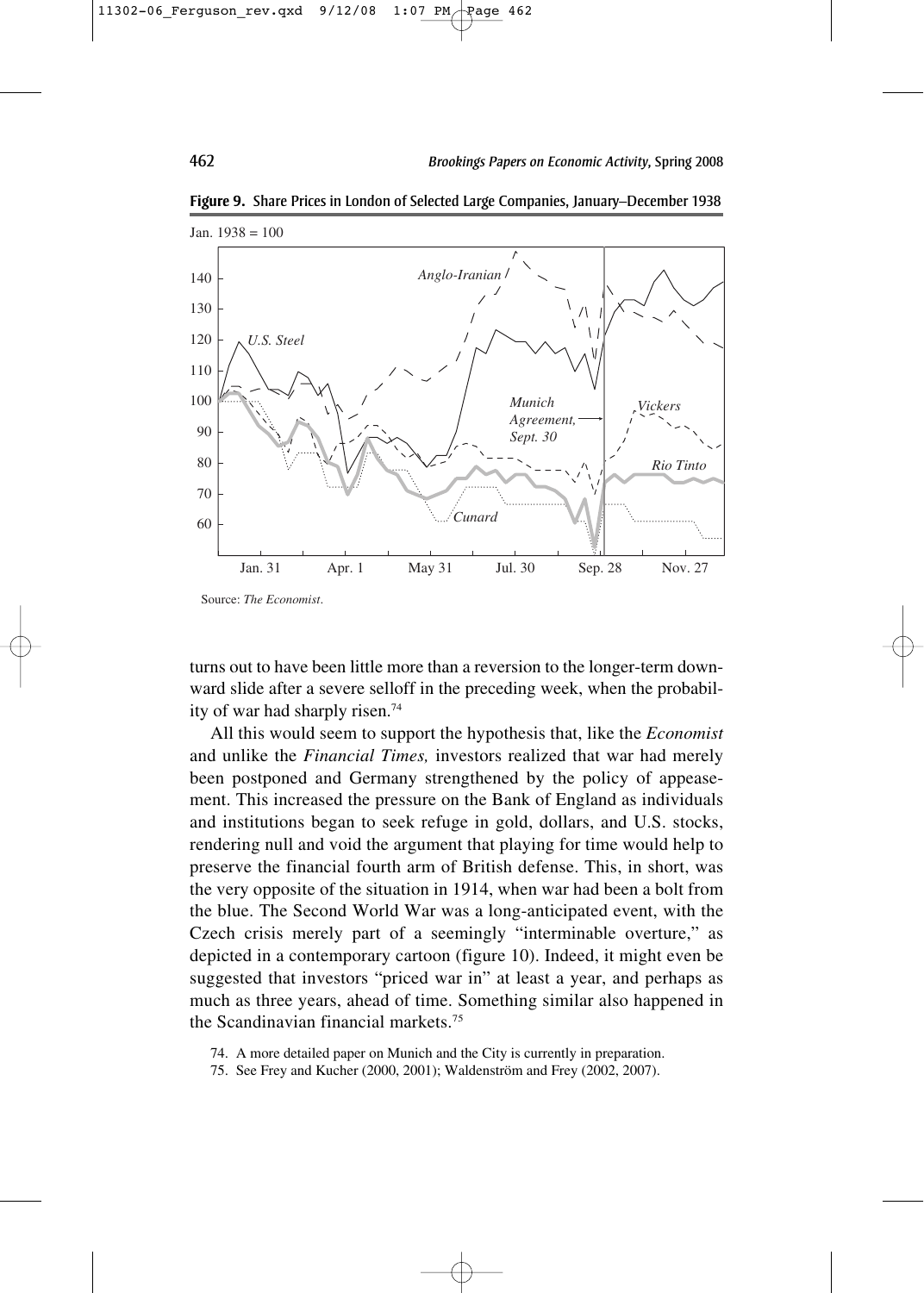**Figure 9.** Share Prices in London of Selected Large Companies, January–December 1938

Jan. 1938 = 100

140
130
120
110
100
90
80
70
60

Anglo-Iranian
U.S. Steel
Munich Agreement, Sept. 30
Vickers
Rio Tinto
Cunard

Jan. 31
Apr. 1
May 31
Jul. 30
Sep. 28
Nov. 27

Source: *The Economist*.

turns out to have been little more than a reversion to the longer-term downward slide after a severe selloff in the preceding week, when the probability of war had sharply risen.[74]

All this would seem to support the hypothesis that, like the *Economist* and unlike the *Financial Times,* investors realized that war had merely been postponed and Germany strengthened by the policy of appeasement. This increased the pressure on the Bank of England as individuals and institutions began to seek refuge in gold, dollars, and U.S. stocks, rendering null and void the argument that playing for time would help to preserve the financial fourth arm of British defense. This, in short, was the very opposite of the situation in 1914, when war had been a bolt from the blue. The Second World War was a long-anticipated event, with the Czech crisis merely part of a seemingly "interminable overture," as depicted in a contemporary cartoon (figure 10). Indeed, it might even be suggested that investors "priced war in" at least a year, and perhaps as much as three years, ahead of time. Something similar also happened in the Scandinavian financial markets.[75]

74. A more detailed paper on Munich and the City is currently in preparation.

75. See Frey and Kucher (2000, 2001); Waldenström and Frey (2002, 2007).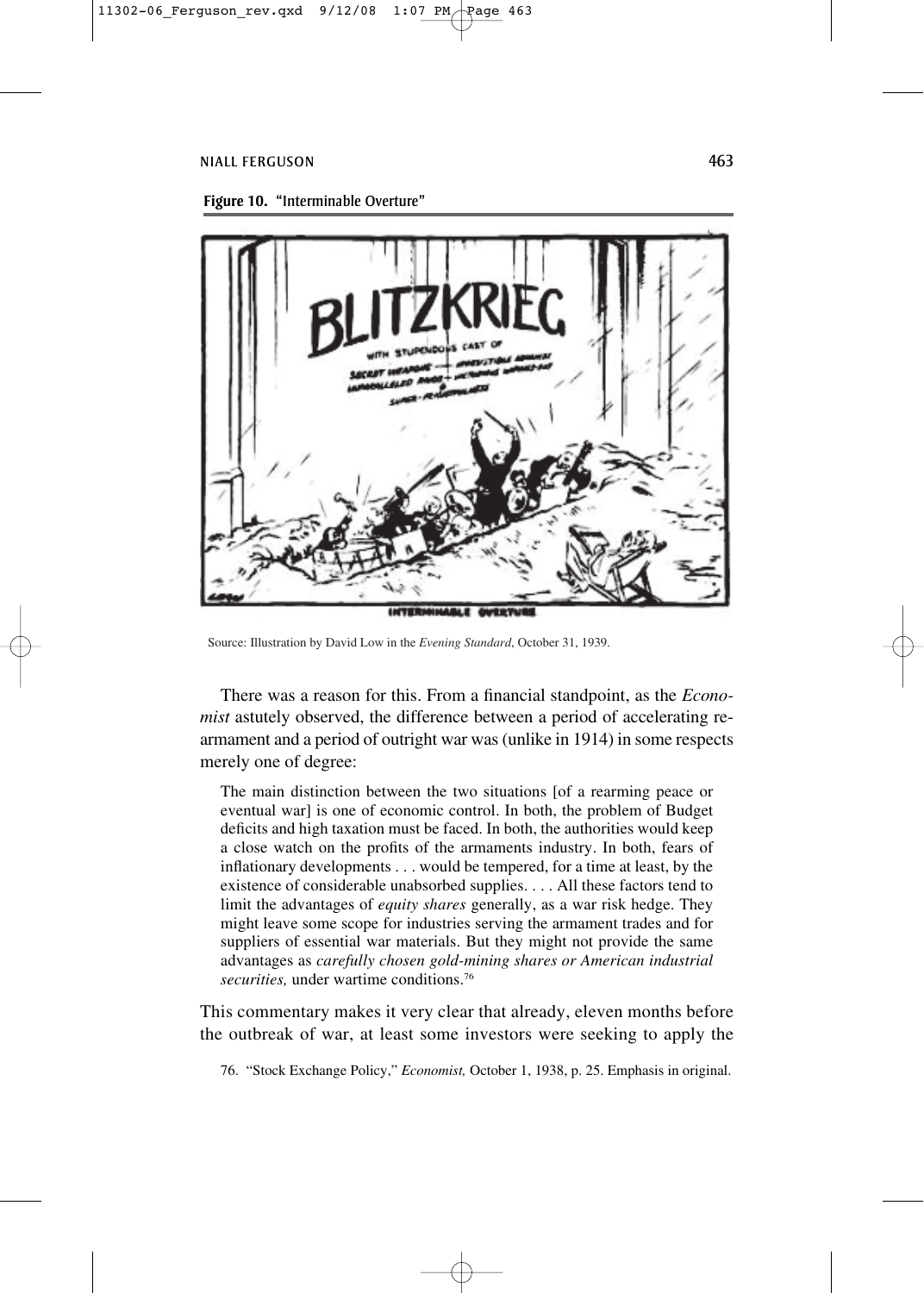**Figure 10. "Interminable Overture"**

Source: Illustration by David Low in the *Evening Standard*, October 31, 1939.

There was a reason for this. From a financial standpoint, as the *Economist* astutely observed, the difference between a period of accelerating rearmament and a period of outright war was (unlike in 1914) in some respects merely one of degree:

> The main distinction between the two situations [of a rearming peace or eventual war] is one of economic control. In both, the problem of Budget deficits and high taxation must be faced. In both, the authorities would keep a close watch on the profits of the armaments industry. In both, fears of inflationary developments . . . would be tempered, for a time at least, by the existence of considerable unabsorbed supplies. . . . All these factors tend to limit the advantages of *equity shares* generally, as a war risk hedge. They might leave some scope for industries serving the armament trades and for suppliers of essential war materials. But they might not provide the same advantages as *carefully chosen gold-mining shares or American industrial securities,* under wartime conditions.[76]

This commentary makes it very clear that already, eleven months before the outbreak of war, at least some investors were seeking to apply the

76. "Stock Exchange Policy," *Economist,* October 1, 1938, p. 25. Emphasis in original.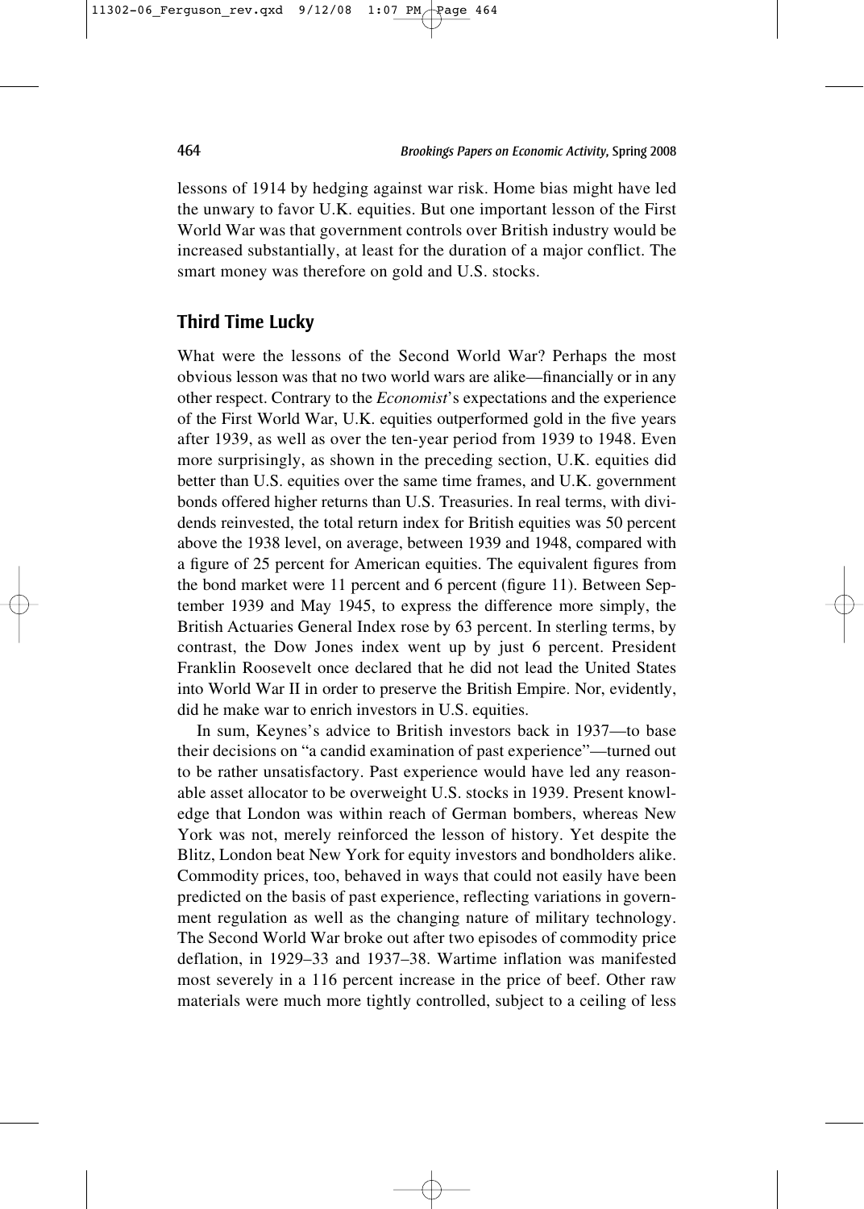lessons of 1914 by hedging against war risk. Home bias might have led the unwary to favor U.K. equities. But one important lesson of the First World War was that government controls over British industry would be increased substantially, at least for the duration of a major conflict. The smart money was therefore on gold and U.S. stocks.

## Third Time Lucky

What were the lessons of the Second World War? Perhaps the most obvious lesson was that no two world wars are alike—financially or in any other respect. Contrary to the *Economist*'s expectations and the experience of the First World War, U.K. equities outperformed gold in the five years after 1939, as well as over the ten-year period from 1939 to 1948. Even more surprisingly, as shown in the preceding section, U.K. equities did better than U.S. equities over the same time frames, and U.K. government bonds offered higher returns than U.S. Treasuries. In real terms, with dividends reinvested, the total return index for British equities was 50 percent above the 1938 level, on average, between 1939 and 1948, compared with a figure of 25 percent for American equities. The equivalent figures from the bond market were 11 percent and 6 percent (figure 11). Between September 1939 and May 1945, to express the difference more simply, the British Actuaries General Index rose by 63 percent. In sterling terms, by contrast, the Dow Jones index went up by just 6 percent. President Franklin Roosevelt once declared that he did not lead the United States into World War II in order to preserve the British Empire. Nor, evidently, did he make war to enrich investors in U.S. equities.

In sum, Keynes's advice to British investors back in 1937—to base their decisions on "a candid examination of past experience"—turned out to be rather unsatisfactory. Past experience would have led any reasonable asset allocator to be overweight U.S. stocks in 1939. Present knowledge that London was within reach of German bombers, whereas New York was not, merely reinforced the lesson of history. Yet despite the Blitz, London beat New York for equity investors and bondholders alike. Commodity prices, too, behaved in ways that could not easily have been predicted on the basis of past experience, reflecting variations in government regulation as well as the changing nature of military technology. The Second World War broke out after two episodes of commodity price deflation, in 1929–33 and 1937–38. Wartime inflation was manifested most severely in a 116 percent increase in the price of beef. Other raw materials were much more tightly controlled, subject to a ceiling of less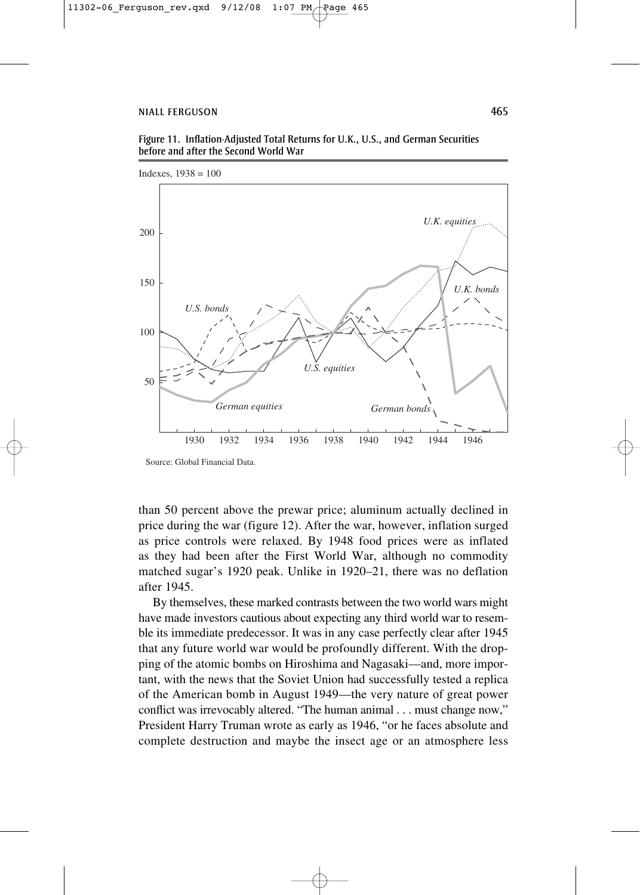Figure 11. Inflation-Adjusted Total Returns for U.K., U.S., and German Securities before and after the Second World War

Indexes, 1938 = 100

200

150

100

50

1930 1932 1934 1936 1938 1940 1942 1944 1946

U.K. equities

U.K. bonds

U.S. bonds

U.S. equities

German equities

German bonds

Source: Global Financial Data.

than 50 percent above the prewar price; aluminum actually declined in price during the war (figure 12). After the war, however, inflation surged as price controls were relaxed. By 1948 food prices were as inflated as they had been after the First World War, although no commodity matched sugar's 1920 peak. Unlike in 1920–21, there was no deflation after 1945.

By themselves, these marked contrasts between the two world wars might have made investors cautious about expecting any third world war to resemble its immediate predecessor. It was in any case perfectly clear after 1945 that any future world war would be profoundly different. With the dropping of the atomic bombs on Hiroshima and Nagasaki—and, more important, with the news that the Soviet Union had successfully tested a replica of the American bomb in August 1949—the very nature of great power conflict was irrevocably altered. "The human animal . . . must change now," President Harry Truman wrote as early as 1946, "or he faces absolute and complete destruction and maybe the insect age or an atmosphere less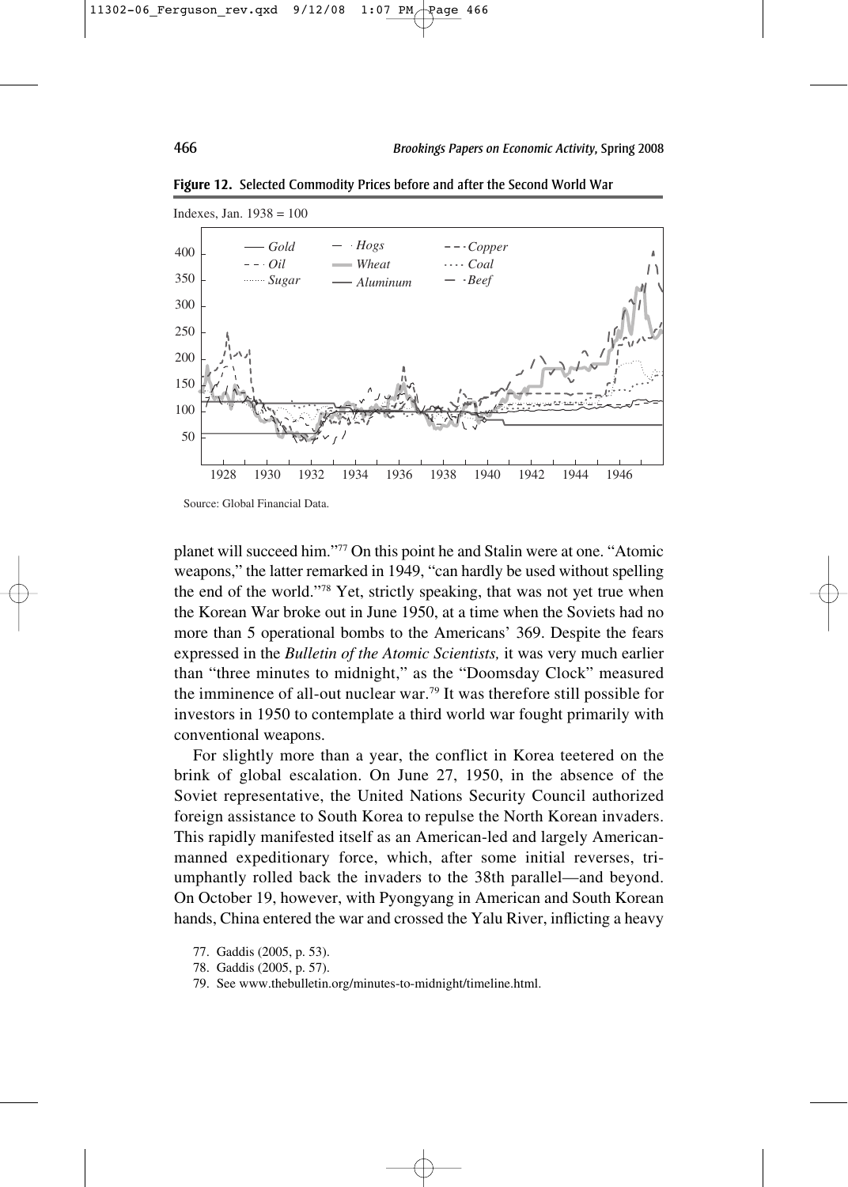**Figure 12.** Selected Commodity Prices before and after the Second World War

Indexes, Jan. 1938 = 100

Gold
Oil
Sugar
Hogs
Wheat
Aluminum
Copper
Coal
Beef

400
350
300
250
200
150
100
50

1928 1930 1932 1934 1936 1938 1940 1942 1944 1946

Source: Global Financial Data.

planet will succeed him."[77] On this point he and Stalin were at one. "Atomic weapons," the latter remarked in 1949, "can hardly be used without spelling the end of the world."[78] Yet, strictly speaking, that was not yet true when the Korean War broke out in June 1950, at a time when the Soviets had no more than 5 operational bombs to the Americans' 369. Despite the fears expressed in the *Bulletin of the Atomic Scientists,* it was very much earlier than "three minutes to midnight," as the "Doomsday Clock" measured the imminence of all-out nuclear war.[79] It was therefore still possible for investors in 1950 to contemplate a third world war fought primarily with conventional weapons.

For slightly more than a year, the conflict in Korea teetered on the brink of global escalation. On June 27, 1950, in the absence of the Soviet representative, the United Nations Security Council authorized foreign assistance to South Korea to repulse the North Korean invaders. This rapidly manifested itself as an American-led and largely American-manned expeditionary force, which, after some initial reverses, triumphantly rolled back the invaders to the 38th parallel—and beyond. On October 19, however, with Pyongyang in American and South Korean hands, China entered the war and crossed the Yalu River, inflicting a heavy

77. Gaddis (2005, p. 53).

78. Gaddis (2005, p. 57).

79. See www.thebulletin.org/minutes-to-midnight/timeline.html.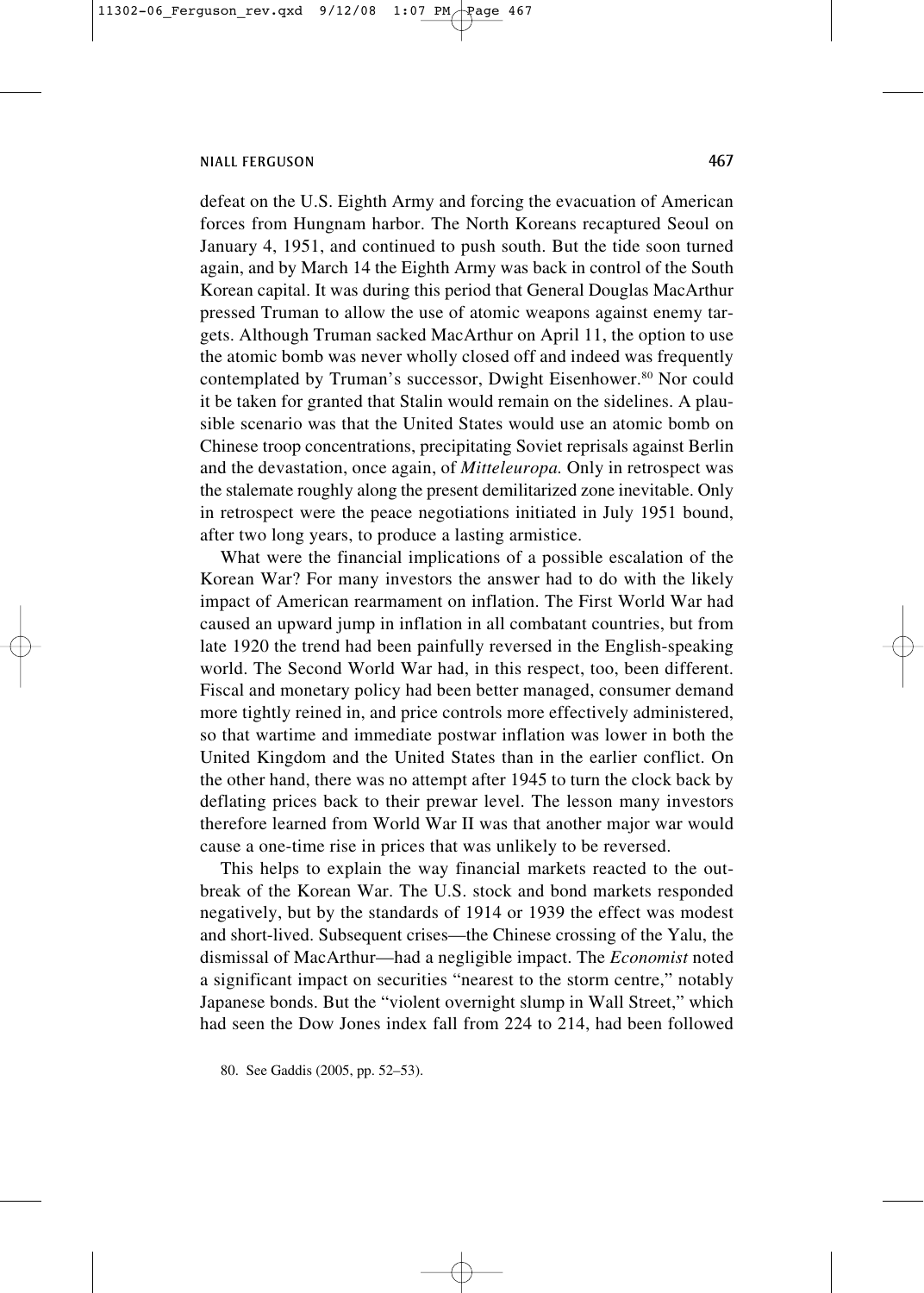defeat on the U.S. Eighth Army and forcing the evacuation of American forces from Hungnam harbor. The North Koreans recaptured Seoul on January 4, 1951, and continued to push south. But the tide soon turned again, and by March 14 the Eighth Army was back in control of the South Korean capital. It was during this period that General Douglas MacArthur pressed Truman to allow the use of atomic weapons against enemy targets. Although Truman sacked MacArthur on April 11, the option to use the atomic bomb was never wholly closed off and indeed was frequently contemplated by Truman's successor, Dwight Eisenhower.[80] Nor could it be taken for granted that Stalin would remain on the sidelines. A plausible scenario was that the United States would use an atomic bomb on Chinese troop concentrations, precipitating Soviet reprisals against Berlin and the devastation, once again, of *Mitteleuropa.* Only in retrospect was the stalemate roughly along the present demilitarized zone inevitable. Only in retrospect were the peace negotiations initiated in July 1951 bound, after two long years, to produce a lasting armistice.

What were the financial implications of a possible escalation of the Korean War? For many investors the answer had to do with the likely impact of American rearmament on inflation. The First World War had caused an upward jump in inflation in all combatant countries, but from late 1920 the trend had been painfully reversed in the English-speaking world. The Second World War had, in this respect, too, been different. Fiscal and monetary policy had been better managed, consumer demand more tightly reined in, and price controls more effectively administered, so that wartime and immediate postwar inflation was lower in both the United Kingdom and the United States than in the earlier conflict. On the other hand, there was no attempt after 1945 to turn the clock back by deflating prices back to their prewar level. The lesson many investors therefore learned from World War II was that another major war would cause a one-time rise in prices that was unlikely to be reversed.

This helps to explain the way financial markets reacted to the outbreak of the Korean War. The U.S. stock and bond markets responded negatively, but by the standards of 1914 or 1939 the effect was modest and short-lived. Subsequent crises—the Chinese crossing of the Yalu, the dismissal of MacArthur—had a negligible impact. The *Economist* noted a significant impact on securities "nearest to the storm centre," notably Japanese bonds. But the "violent overnight slump in Wall Street," which had seen the Dow Jones index fall from 224 to 214, had been followed

80. See Gaddis (2005, pp. 52–53).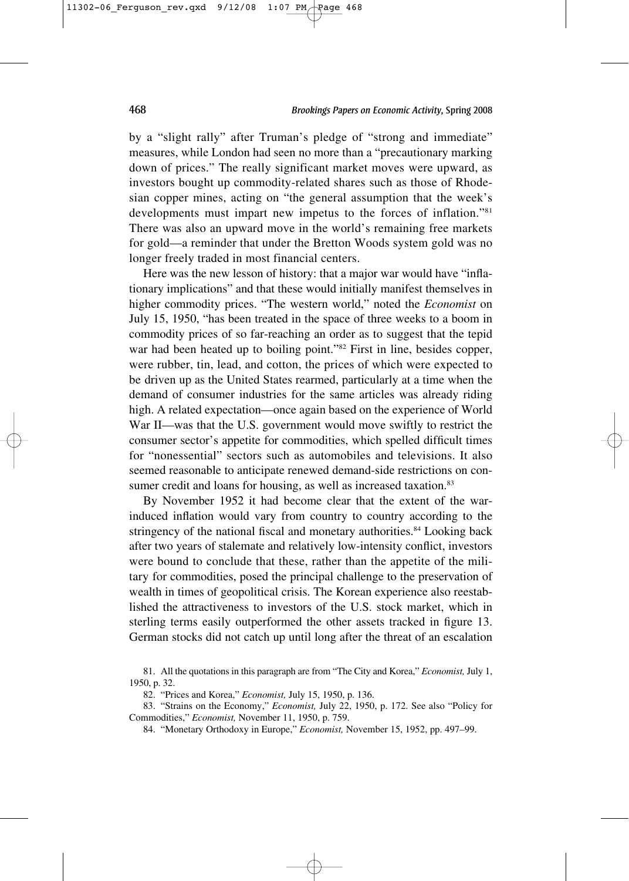by a "slight rally" after Truman's pledge of "strong and immediate" measures, while London had seen no more than a "precautionary marking down of prices." The really significant market moves were upward, as investors bought up commodity-related shares such as those of Rhodesian copper mines, acting on "the general assumption that the week's developments must impart new impetus to the forces of inflation."[81] There was also an upward move in the world's remaining free markets for gold—a reminder that under the Bretton Woods system gold was no longer freely traded in most financial centers.

Here was the new lesson of history: that a major war would have "inflationary implications" and that these would initially manifest themselves in higher commodity prices. "The western world," noted the *Economist* on July 15, 1950, "has been treated in the space of three weeks to a boom in commodity prices of so far-reaching an order as to suggest that the tepid war had been heated up to boiling point."[82] First in line, besides copper, were rubber, tin, lead, and cotton, the prices of which were expected to be driven up as the United States rearmed, particularly at a time when the demand of consumer industries for the same articles was already riding high. A related expectation—once again based on the experience of World War II—was that the U.S. government would move swiftly to restrict the consumer sector's appetite for commodities, which spelled difficult times for "nonessential" sectors such as automobiles and televisions. It also seemed reasonable to anticipate renewed demand-side restrictions on consumer credit and loans for housing, as well as increased taxation.[83]

By November 1952 it had become clear that the extent of the war-induced inflation would vary from country to country according to the stringency of the national fiscal and monetary authorities.[84] Looking back after two years of stalemate and relatively low-intensity conflict, investors were bound to conclude that these, rather than the appetite of the military for commodities, posed the principal challenge to the preservation of wealth in times of geopolitical crisis. The Korean experience also reestablished the attractiveness to investors of the U.S. stock market, which in sterling terms easily outperformed the other assets tracked in figure 13. German stocks did not catch up until long after the threat of an escalation

81. All the quotations in this paragraph are from "The City and Korea," *Economist,* July 1, 1950, p. 32.

82. "Prices and Korea," *Economist,* July 15, 1950, p. 136.

83. "Strains on the Economy," *Economist,* July 22, 1950, p. 172. See also "Policy for Commodities," *Economist,* November 11, 1950, p. 759.

84. "Monetary Orthodoxy in Europe," *Economist,* November 15, 1952, pp. 497–99.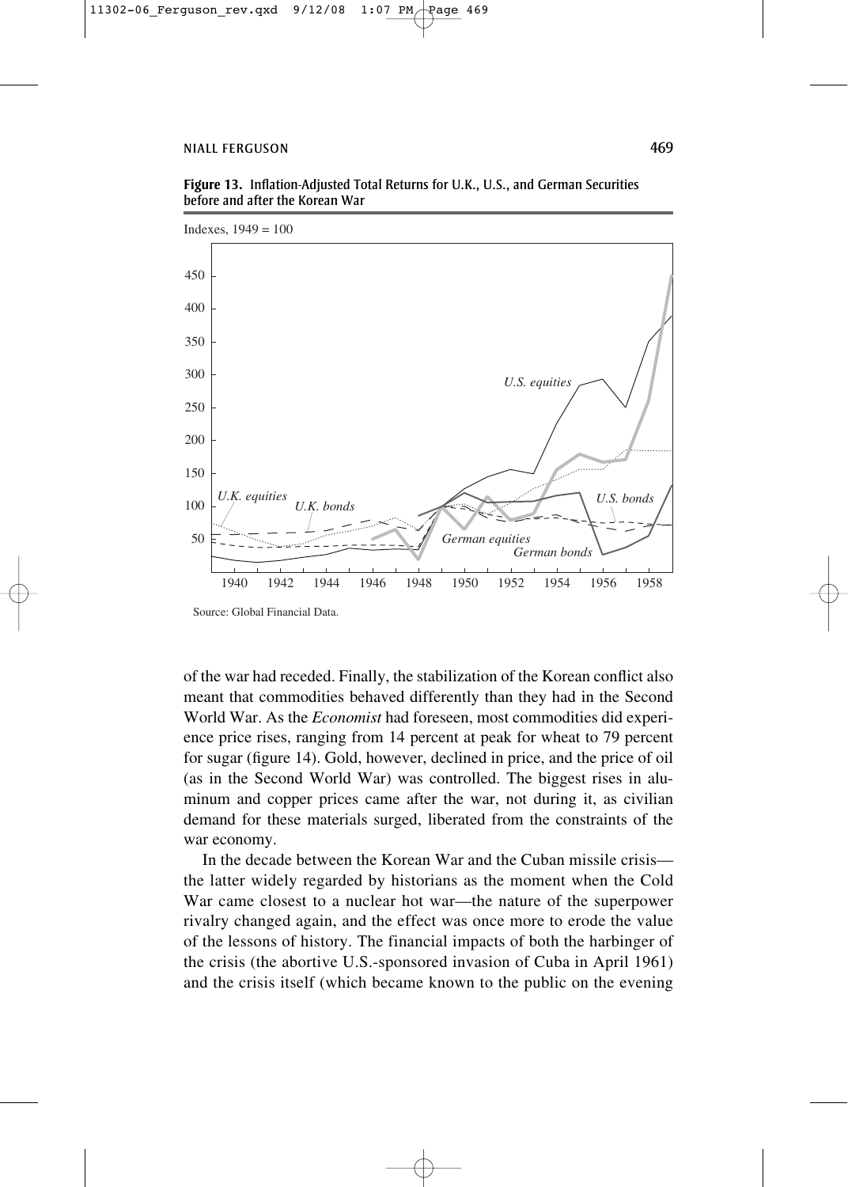**Figure 13. Inflation-Adjusted Total Returns for U.K., U.S., and German Securities before and after the Korean War**

Indexes, 1949 = 100

450
400
350
300
250
200
150
100
50

1940 1942 1944 1946 1948 1950 1952 1954 1956 1958

U.S. equities
U.K. equities
U.K. bonds
U.S. bonds
German equities
German bonds

Source: Global Financial Data.

of the war had receded. Finally, the stabilization of the Korean conflict also meant that commodities behaved differently than they had in the Second World War. As the *Economist* had foreseen, most commodities did experience price rises, ranging from 14 percent at peak for wheat to 79 percent for sugar (figure 14). Gold, however, declined in price, and the price of oil (as in the Second World War) was controlled. The biggest rises in aluminum and copper prices came after the war, not during it, as civilian demand for these materials surged, liberated from the constraints of the war economy.

In the decade between the Korean War and the Cuban missile crisis—the latter widely regarded by historians as the moment when the Cold War came closest to a nuclear hot war—the nature of the superpower rivalry changed again, and the effect was once more to erode the value of the lessons of history. The financial impacts of both the harbinger of the crisis (the abortive U.S.-sponsored invasion of Cuba in April 1961) and the crisis itself (which became known to the public on the evening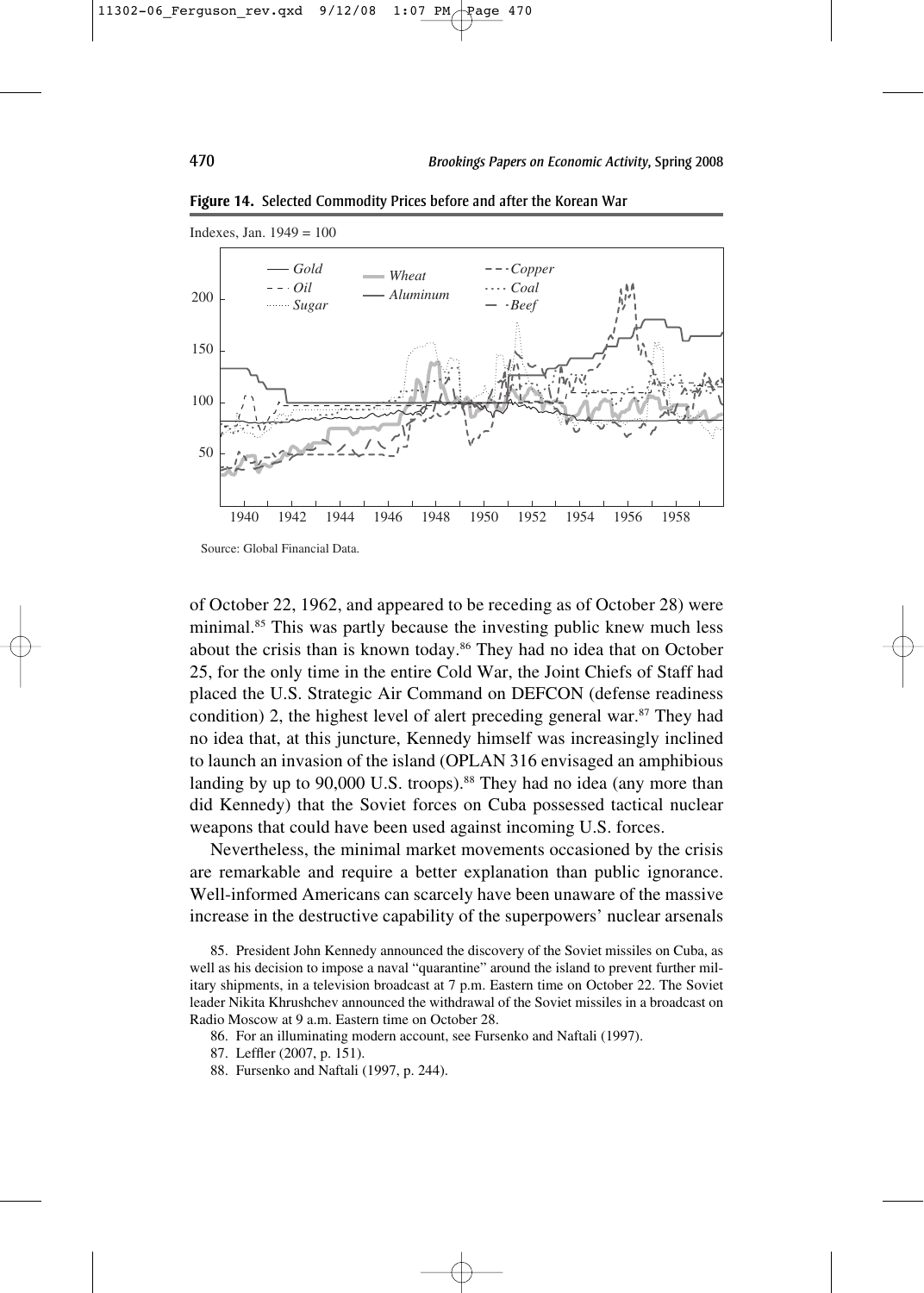**Figure 14.** Selected Commodity Prices before and after the Korean War

Source: Global Financial Data.

of October 22, 1962, and appeared to be receding as of October 28) were minimal.[85] This was partly because the investing public knew much less about the crisis than is known today.[86] They had no idea that on October 25, for the only time in the entire Cold War, the Joint Chiefs of Staff had placed the U.S. Strategic Air Command on DEFCON (defense readiness condition) 2, the highest level of alert preceding general war.[87] They had no idea that, at this juncture, Kennedy himself was increasingly inclined to launch an invasion of the island (OPLAN 316 envisaged an amphibious landing by up to 90,000 U.S. troops).[88] They had no idea (any more than did Kennedy) that the Soviet forces on Cuba possessed tactical nuclear weapons that could have been used against incoming U.S. forces.

Nevertheless, the minimal market movements occasioned by the crisis are remarkable and require a better explanation than public ignorance. Well-informed Americans can scarcely have been unaware of the massive increase in the destructive capability of the superpowers' nuclear arsenals

85. President John Kennedy announced the discovery of the Soviet missiles on Cuba, as well as his decision to impose a naval "quarantine" around the island to prevent further military shipments, in a television broadcast at 7 p.m. Eastern time on October 22. The Soviet leader Nikita Khrushchev announced the withdrawal of the Soviet missiles in a broadcast on Radio Moscow at 9 a.m. Eastern time on October 28.

86. For an illuminating modern account, see Fursenko and Naftali (1997).

87. Leffler (2007, p. 151).

88. Fursenko and Naftali (1997, p. 244).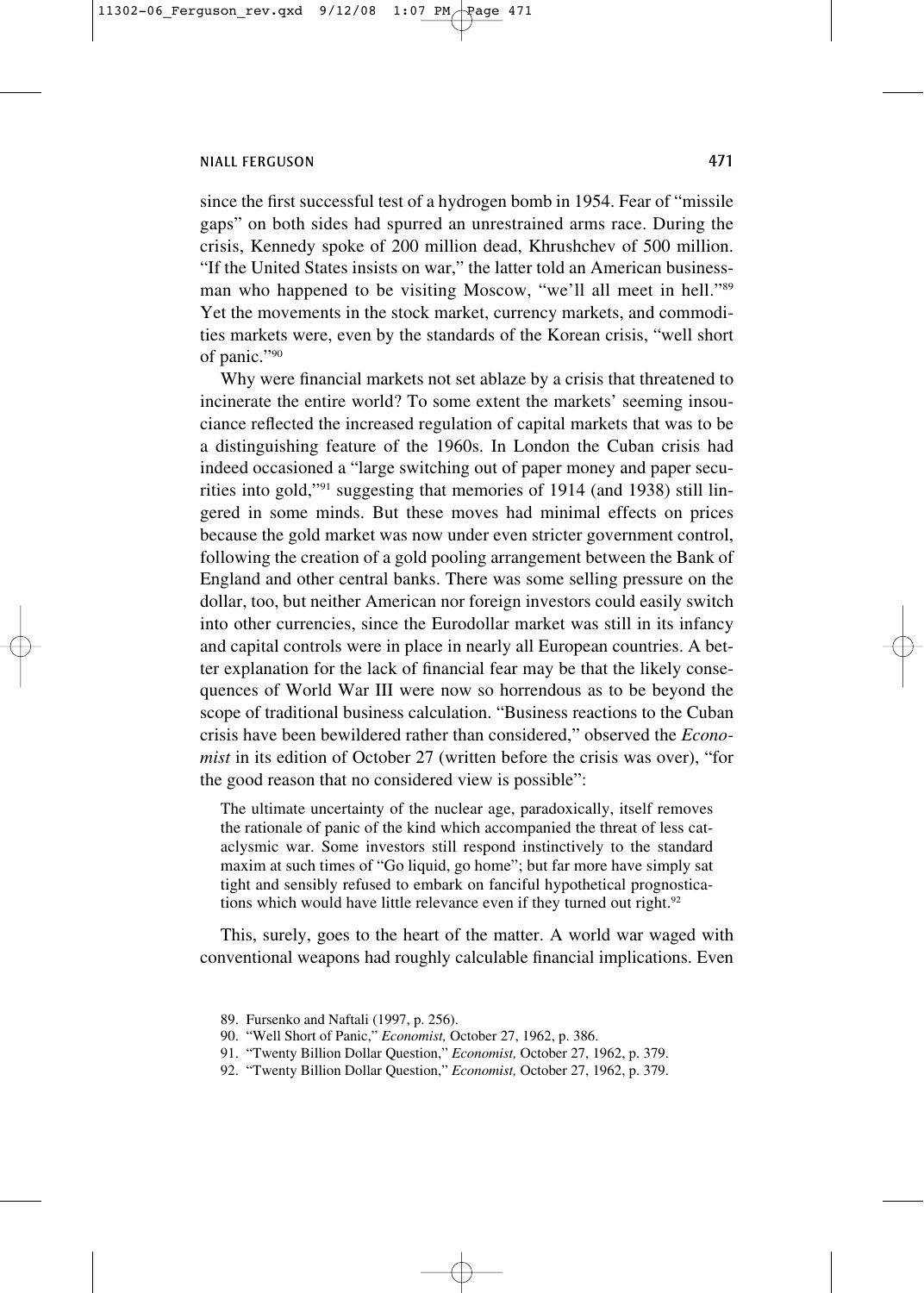since the first successful test of a hydrogen bomb in 1954. Fear of "missile gaps" on both sides had spurred an unrestrained arms race. During the crisis, Kennedy spoke of 200 million dead, Khrushchev of 500 million. "If the United States insists on war," the latter told an American businessman who happened to be visiting Moscow, "we'll all meet in hell."[89] Yet the movements in the stock market, currency markets, and commodities markets were, even by the standards of the Korean crisis, "well short of panic."[90]

Why were financial markets not set ablaze by a crisis that threatened to incinerate the entire world? To some extent the markets' seeming insouciance reflected the increased regulation of capital markets that was to be a distinguishing feature of the 1960s. In London the Cuban crisis had indeed occasioned a "large switching out of paper money and paper securities into gold,"[91] suggesting that memories of 1914 (and 1938) still lingered in some minds. But these moves had minimal effects on prices because the gold market was now under even stricter government control, following the creation of a gold pooling arrangement between the Bank of England and other central banks. There was some selling pressure on the dollar, too, but neither American nor foreign investors could easily switch into other currencies, since the Eurodollar market was still in its infancy and capital controls were in place in nearly all European countries. A better explanation for the lack of financial fear may be that the likely consequences of World War III were now so horrendous as to be beyond the scope of traditional business calculation. "Business reactions to the Cuban crisis have been bewildered rather than considered," observed the *Economist* in its edition of October 27 (written before the crisis was over), "for the good reason that no considered view is possible":

> The ultimate uncertainty of the nuclear age, paradoxically, itself removes the rationale of panic of the kind which accompanied the threat of less cataclysmic war. Some investors still respond instinctively to the standard maxim at such times of "Go liquid, go home"; but far more have simply sat tight and sensibly refused to embark on fanciful hypothetical prognostications which would have little relevance even if they turned out right.[92]

This, surely, goes to the heart of the matter. A world war waged with conventional weapons had roughly calculable financial implications. Even

89. Fursenko and Naftali (1997, p. 256).
90. "Well Short of Panic," *Economist,* October 27, 1962, p. 386.
91. "Twenty Billion Dollar Question," *Economist,* October 27, 1962, p. 379.
92. "Twenty Billion Dollar Question," *Economist,* October 27, 1962, p. 379.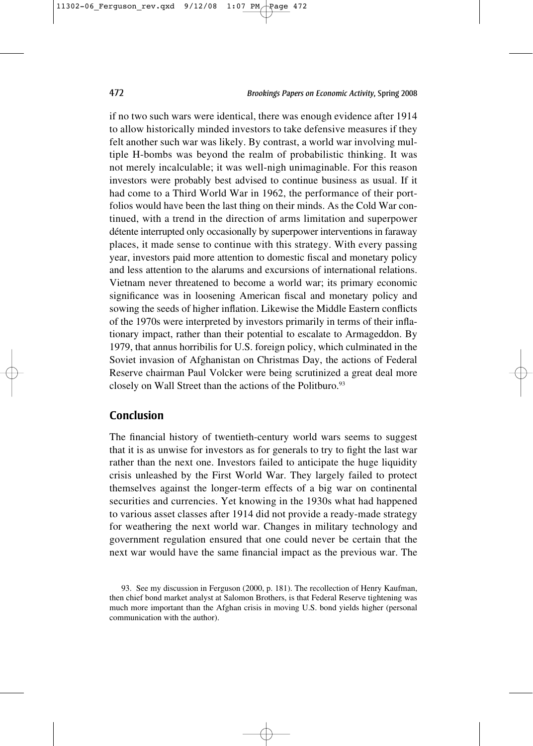if no two such wars were identical, there was enough evidence after 1914 to allow historically minded investors to take defensive measures if they felt another such war was likely. By contrast, a world war involving multiple H-bombs was beyond the realm of probabilistic thinking. It was not merely incalculable; it was well-nigh unimaginable. For this reason investors were probably best advised to continue business as usual. If it had come to a Third World War in 1962, the performance of their portfolios would have been the last thing on their minds. As the Cold War continued, with a trend in the direction of arms limitation and superpower détente interrupted only occasionally by superpower interventions in faraway places, it made sense to continue with this strategy. With every passing year, investors paid more attention to domestic fiscal and monetary policy and less attention to the alarums and excursions of international relations. Vietnam never threatened to become a world war; its primary economic significance was in loosening American fiscal and monetary policy and sowing the seeds of higher inflation. Likewise the Middle Eastern conflicts of the 1970s were interpreted by investors primarily in terms of their inflationary impact, rather than their potential to escalate to Armageddon. By 1979, that annus horribilis for U.S. foreign policy, which culminated in the Soviet invasion of Afghanistan on Christmas Day, the actions of Federal Reserve chairman Paul Volcker were being scrutinized a great deal more closely on Wall Street than the actions of the Politburo.[93]

## Conclusion

The financial history of twentieth-century world wars seems to suggest that it is as unwise for investors as for generals to try to fight the last war rather than the next one. Investors failed to anticipate the huge liquidity crisis unleashed by the First World War. They largely failed to protect themselves against the longer-term effects of a big war on continental securities and currencies. Yet knowing in the 1930s what had happened to various asset classes after 1914 did not provide a ready-made strategy for weathering the next world war. Changes in military technology and government regulation ensured that one could never be certain that the next war would have the same financial impact as the previous war. The

93. See my discussion in Ferguson (2000, p. 181). The recollection of Henry Kaufman, then chief bond market analyst at Salomon Brothers, is that Federal Reserve tightening was much more important than the Afghan crisis in moving U.S. bond yields higher (personal communication with the author).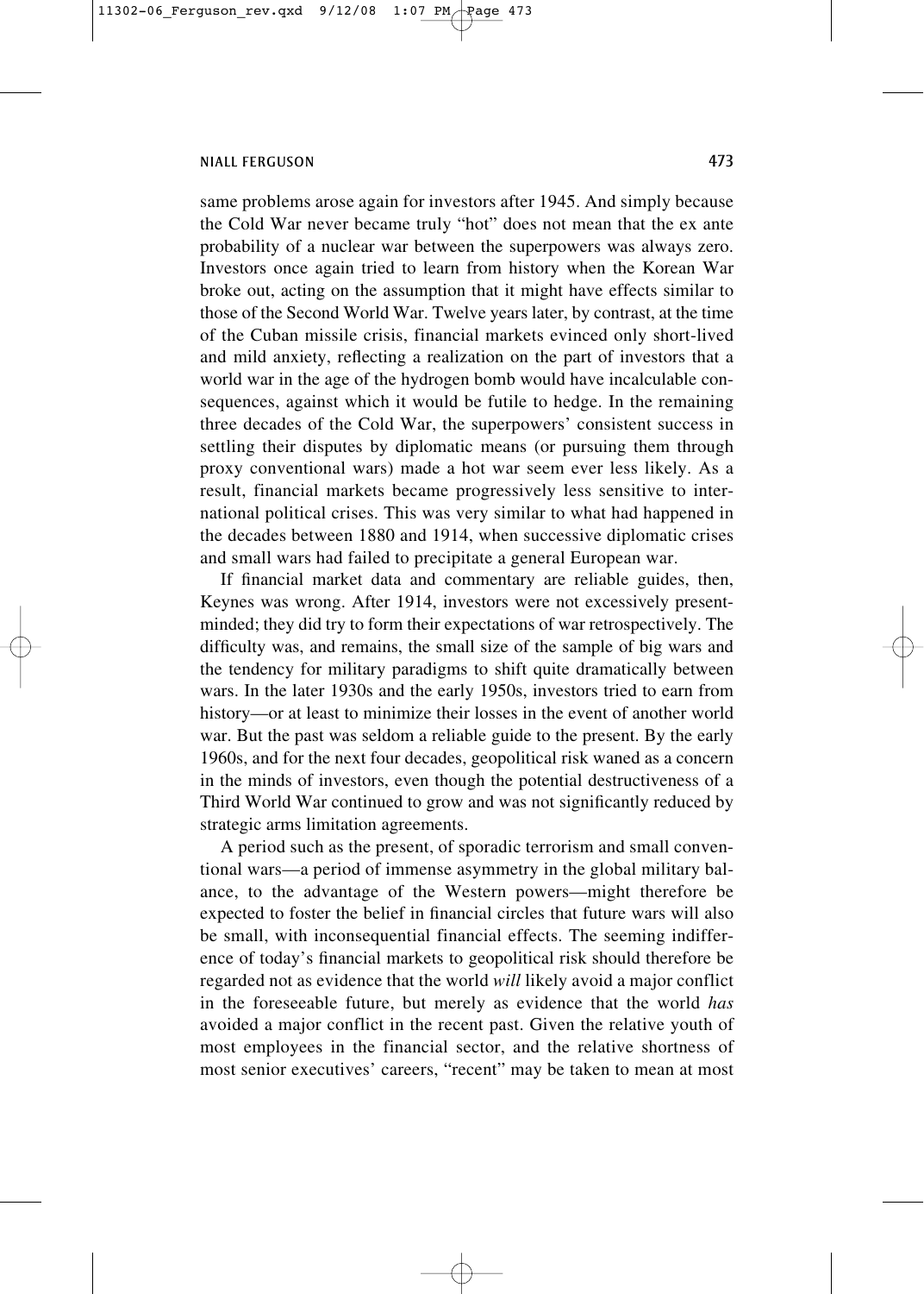same problems arose again for investors after 1945. And simply because the Cold War never became truly "hot" does not mean that the ex ante probability of a nuclear war between the superpowers was always zero. Investors once again tried to learn from history when the Korean War broke out, acting on the assumption that it might have effects similar to those of the Second World War. Twelve years later, by contrast, at the time of the Cuban missile crisis, financial markets evinced only short-lived and mild anxiety, reflecting a realization on the part of investors that a world war in the age of the hydrogen bomb would have incalculable consequences, against which it would be futile to hedge. In the remaining three decades of the Cold War, the superpowers' consistent success in settling their disputes by diplomatic means (or pursuing them through proxy conventional wars) made a hot war seem ever less likely. As a result, financial markets became progressively less sensitive to international political crises. This was very similar to what had happened in the decades between 1880 and 1914, when successive diplomatic crises and small wars had failed to precipitate a general European war.

If financial market data and commentary are reliable guides, then, Keynes was wrong. After 1914, investors were not excessively present-minded; they did try to form their expectations of war retrospectively. The difficulty was, and remains, the small size of the sample of big wars and the tendency for military paradigms to shift quite dramatically between wars. In the later 1930s and the early 1950s, investors tried to earn from history—or at least to minimize their losses in the event of another world war. But the past was seldom a reliable guide to the present. By the early 1960s, and for the next four decades, geopolitical risk waned as a concern in the minds of investors, even though the potential destructiveness of a Third World War continued to grow and was not significantly reduced by strategic arms limitation agreements.

A period such as the present, of sporadic terrorism and small conventional wars—a period of immense asymmetry in the global military balance, to the advantage of the Western powers—might therefore be expected to foster the belief in financial circles that future wars will also be small, with inconsequential financial effects. The seeming indifference of today's financial markets to geopolitical risk should therefore be regarded not as evidence that the world *will* likely avoid a major conflict in the foreseeable future, but merely as evidence that the world *has* avoided a major conflict in the recent past. Given the relative youth of most employees in the financial sector, and the relative shortness of most senior executives' careers, "recent" may be taken to mean at most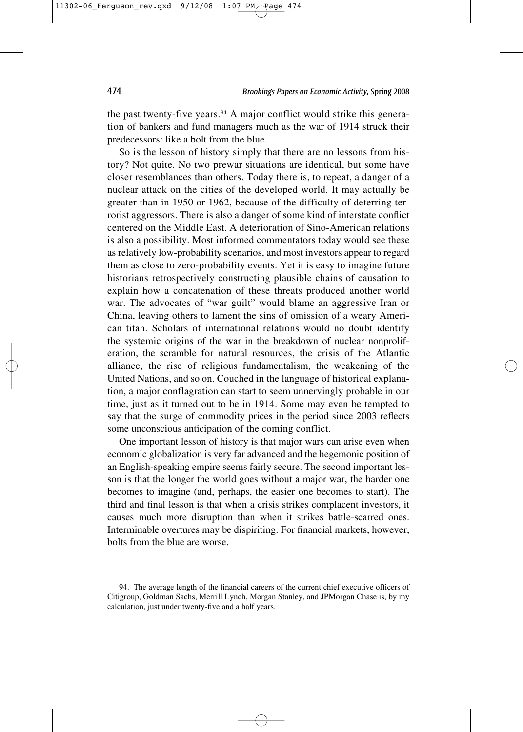the past twenty-five years.[94] A major conflict would strike this generation of bankers and fund managers much as the war of 1914 struck their predecessors: like a bolt from the blue.

So is the lesson of history simply that there are no lessons from history? Not quite. No two prewar situations are identical, but some have closer resemblances than others. Today there is, to repeat, a danger of a nuclear attack on the cities of the developed world. It may actually be greater than in 1950 or 1962, because of the difficulty of deterring terrorist aggressors. There is also a danger of some kind of interstate conflict centered on the Middle East. A deterioration of Sino-American relations is also a possibility. Most informed commentators today would see these as relatively low-probability scenarios, and most investors appear to regard them as close to zero-probability events. Yet it is easy to imagine future historians retrospectively constructing plausible chains of causation to explain how a concatenation of these threats produced another world war. The advocates of "war guilt" would blame an aggressive Iran or China, leaving others to lament the sins of omission of a weary American titan. Scholars of international relations would no doubt identify the systemic origins of the war in the breakdown of nuclear nonproliferation, the scramble for natural resources, the crisis of the Atlantic alliance, the rise of religious fundamentalism, the weakening of the United Nations, and so on. Couched in the language of historical explanation, a major conflagration can start to seem unnervingly probable in our time, just as it turned out to be in 1914. Some may even be tempted to say that the surge of commodity prices in the period since 2003 reflects some unconscious anticipation of the coming conflict.

One important lesson of history is that major wars can arise even when economic globalization is very far advanced and the hegemonic position of an English-speaking empire seems fairly secure. The second important lesson is that the longer the world goes without a major war, the harder one becomes to imagine (and, perhaps, the easier one becomes to start). The third and final lesson is that when a crisis strikes complacent investors, it causes much more disruption than when it strikes battle-scarred ones. Interminable overtures may be dispiriting. For financial markets, however, bolts from the blue are worse.

94. The average length of the financial careers of the current chief executive officers of Citigroup, Goldman Sachs, Merrill Lynch, Morgan Stanley, and JPMorgan Chase is, by my calculation, just under twenty-five and a half years.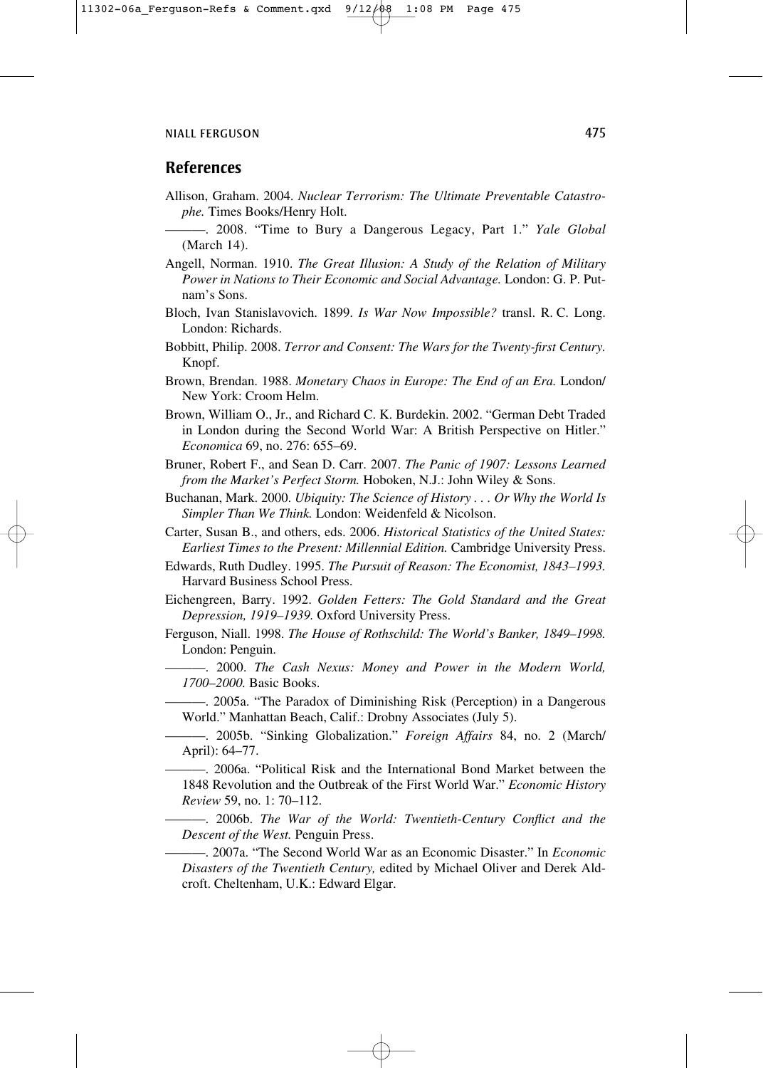## References

Allison, Graham. 2004. *Nuclear Terrorism: The Ultimate Preventable Catastrophe.* Times Books/Henry Holt.

———. 2008. "Time to Bury a Dangerous Legacy, Part 1." *Yale Global* (March 14).

Angell, Norman. 1910. *The Great Illusion: A Study of the Relation of Military Power in Nations to Their Economic and Social Advantage.* London: G. P. Putnam's Sons.

Bloch, Ivan Stanislavovich. 1899. *Is War Now Impossible?* transl. R. C. Long. London: Richards.

Bobbitt, Philip. 2008. *Terror and Consent: The Wars for the Twenty-first Century.* Knopf.

Brown, Brendan. 1988. *Monetary Chaos in Europe: The End of an Era.* London/New York: Croom Helm.

Brown, William O., Jr., and Richard C. K. Burdekin. 2002. "German Debt Traded in London during the Second World War: A British Perspective on Hitler." *Economica* 69, no. 276: 655–69.

Bruner, Robert F., and Sean D. Carr. 2007. *The Panic of 1907: Lessons Learned from the Market's Perfect Storm.* Hoboken, N.J.: John Wiley & Sons.

Buchanan, Mark. 2000. *Ubiquity: The Science of History . . . Or Why the World Is Simpler Than We Think.* London: Weidenfeld & Nicolson.

Carter, Susan B., and others, eds. 2006. *Historical Statistics of the United States: Earliest Times to the Present: Millennial Edition.* Cambridge University Press.

Edwards, Ruth Dudley. 1995. *The Pursuit of Reason: The Economist, 1843–1993.* Harvard Business School Press.

Eichengreen, Barry. 1992. *Golden Fetters: The Gold Standard and the Great Depression, 1919–1939.* Oxford University Press.

Ferguson, Niall. 1998. *The House of Rothschild: The World's Banker, 1849–1998.* London: Penguin.

———. 2000. *The Cash Nexus: Money and Power in the Modern World, 1700–2000.* Basic Books.

———. 2005a. "The Paradox of Diminishing Risk (Perception) in a Dangerous World." Manhattan Beach, Calif.: Drobny Associates (July 5).

———. 2005b. "Sinking Globalization." *Foreign Affairs* 84, no. 2 (March/April): 64–77.

———. 2006a. "Political Risk and the International Bond Market between the 1848 Revolution and the Outbreak of the First World War." *Economic History Review* 59, no. 1: 70–112.

———. 2006b. *The War of the World: Twentieth-Century Conflict and the Descent of the West.* Penguin Press.

———. 2007a. "The Second World War as an Economic Disaster." In *Economic Disasters of the Twentieth Century,* edited by Michael Oliver and Derek Aldcroft. Cheltenham, U.K.: Edward Elgar.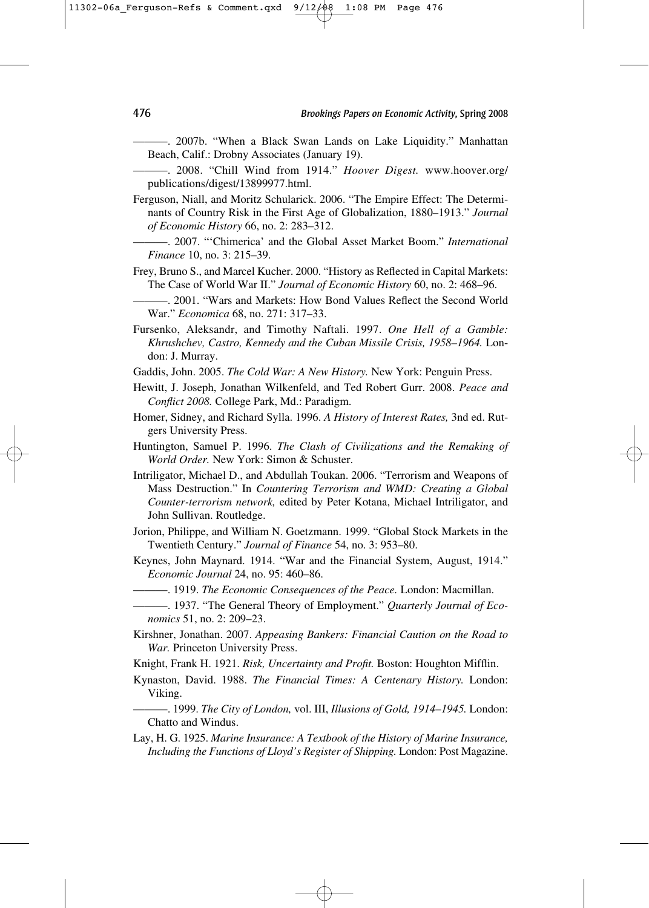———. 2007b. "When a Black Swan Lands on Lake Liquidity." Manhattan Beach, Calif.: Drobny Associates (January 19).

———. 2008. "Chill Wind from 1914." *Hoover Digest.* www.hoover.org/publications/digest/13899977.html.

Ferguson, Niall, and Moritz Schularick. 2006. "The Empire Effect: The Determinants of Country Risk in the First Age of Globalization, 1880–1913." *Journal of Economic History* 66, no. 2: 283–312.

———. 2007. "'Chimerica' and the Global Asset Market Boom." *International Finance* 10, no. 3: 215–39.

Frey, Bruno S., and Marcel Kucher. 2000. "History as Reflected in Capital Markets: The Case of World War II." *Journal of Economic History* 60, no. 2: 468–96.

———. 2001. "Wars and Markets: How Bond Values Reflect the Second World War." *Economica* 68, no. 271: 317–33.

Fursenko, Aleksandr, and Timothy Naftali. 1997. *One Hell of a Gamble: Khrushchev, Castro, Kennedy and the Cuban Missile Crisis, 1958–1964.* London: J. Murray.

Gaddis, John. 2005. *The Cold War: A New History.* New York: Penguin Press.

Hewitt, J. Joseph, Jonathan Wilkenfeld, and Ted Robert Gurr. 2008. *Peace and Conflict 2008.* College Park, Md.: Paradigm.

Homer, Sidney, and Richard Sylla. 1996. *A History of Interest Rates,* 3nd ed. Rutgers University Press.

Huntington, Samuel P. 1996. *The Clash of Civilizations and the Remaking of World Order.* New York: Simon & Schuster.

Intriligator, Michael D., and Abdullah Toukan. 2006. "Terrorism and Weapons of Mass Destruction." In *Countering Terrorism and WMD: Creating a Global Counter-terrorism network,* edited by Peter Kotana, Michael Intriligator, and John Sullivan. Routledge.

Jorion, Philippe, and William N. Goetzmann. 1999. "Global Stock Markets in the Twentieth Century." *Journal of Finance* 54, no. 3: 953–80.

Keynes, John Maynard. 1914. "War and the Financial System, August, 1914." *Economic Journal* 24, no. 95: 460–86.

———. 1919. *The Economic Consequences of the Peace.* London: Macmillan.

———. 1937. "The General Theory of Employment." *Quarterly Journal of Economics* 51, no. 2: 209–23.

Kirshner, Jonathan. 2007. *Appeasing Bankers: Financial Caution on the Road to War.* Princeton University Press.

Knight, Frank H. 1921. *Risk, Uncertainty and Profit.* Boston: Houghton Mifflin.

Kynaston, David. 1988. *The Financial Times: A Centenary History.* London: Viking.

———. 1999. *The City of London,* vol. III, *Illusions of Gold, 1914–1945.* London: Chatto and Windus.

Lay, H. G. 1925. *Marine Insurance: A Textbook of the History of Marine Insurance, Including the Functions of Lloyd's Register of Shipping.* London: Post Magazine.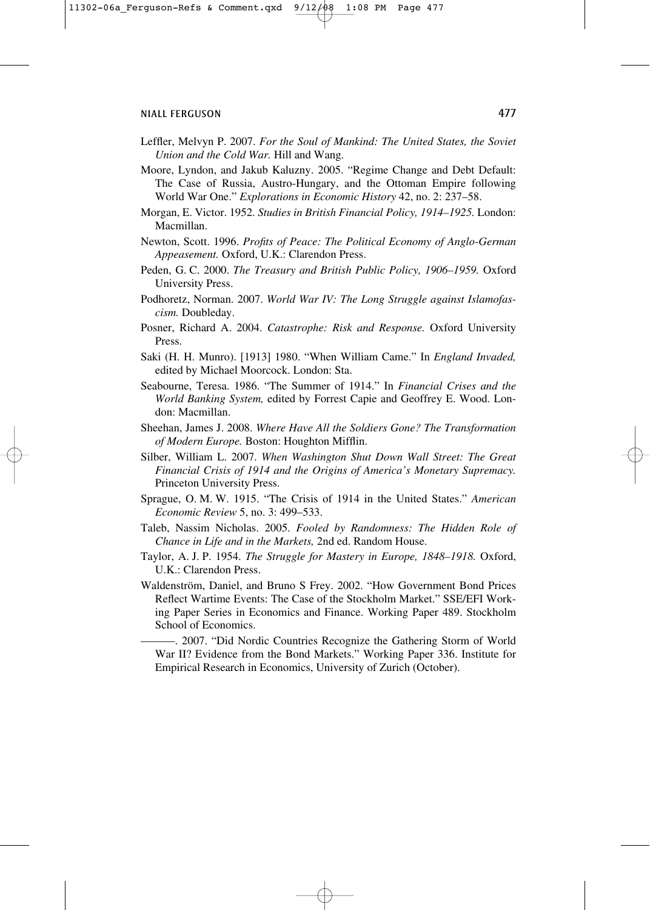Leffler, Melvyn P. 2007. *For the Soul of Mankind: The United States, the Soviet Union and the Cold War.* Hill and Wang.

Moore, Lyndon, and Jakub Kaluzny. 2005. "Regime Change and Debt Default: The Case of Russia, Austro-Hungary, and the Ottoman Empire following World War One." *Explorations in Economic History* 42, no. 2: 237–58.

Morgan, E. Victor. 1952. *Studies in British Financial Policy, 1914–1925.* London: Macmillan.

Newton, Scott. 1996. *Profits of Peace: The Political Economy of Anglo-German Appeasement.* Oxford, U.K.: Clarendon Press.

Peden, G. C. 2000. *The Treasury and British Public Policy, 1906–1959.* Oxford University Press.

Podhoretz, Norman. 2007. *World War IV: The Long Struggle against Islamofascism.* Doubleday.

Posner, Richard A. 2004. *Catastrophe: Risk and Response.* Oxford University Press.

Saki (H. H. Munro). [1913] 1980. "When William Came." In *England Invaded,* edited by Michael Moorcock. London: Sta.

Seabourne, Teresa. 1986. "The Summer of 1914." In *Financial Crises and the World Banking System,* edited by Forrest Capie and Geoffrey E. Wood. London: Macmillan.

Sheehan, James J. 2008. *Where Have All the Soldiers Gone? The Transformation of Modern Europe.* Boston: Houghton Mifflin.

Silber, William L. 2007. *When Washington Shut Down Wall Street: The Great Financial Crisis of 1914 and the Origins of America's Monetary Supremacy.* Princeton University Press.

Sprague, O. M. W. 1915. "The Crisis of 1914 in the United States." *American Economic Review* 5, no. 3: 499–533.

Taleb, Nassim Nicholas. 2005. *Fooled by Randomness: The Hidden Role of Chance in Life and in the Markets,* 2nd ed. Random House.

Taylor, A. J. P. 1954. *The Struggle for Mastery in Europe, 1848–1918.* Oxford, U.K.: Clarendon Press.

Waldenström, Daniel, and Bruno S Frey. 2002. "How Government Bond Prices Reflect Wartime Events: The Case of the Stockholm Market." SSE/EFI Working Paper Series in Economics and Finance. Working Paper 489. Stockholm School of Economics.

———. 2007. "Did Nordic Countries Recognize the Gathering Storm of World War II? Evidence from the Bond Markets." Working Paper 336. Institute for Empirical Research in Economics, University of Zurich (October).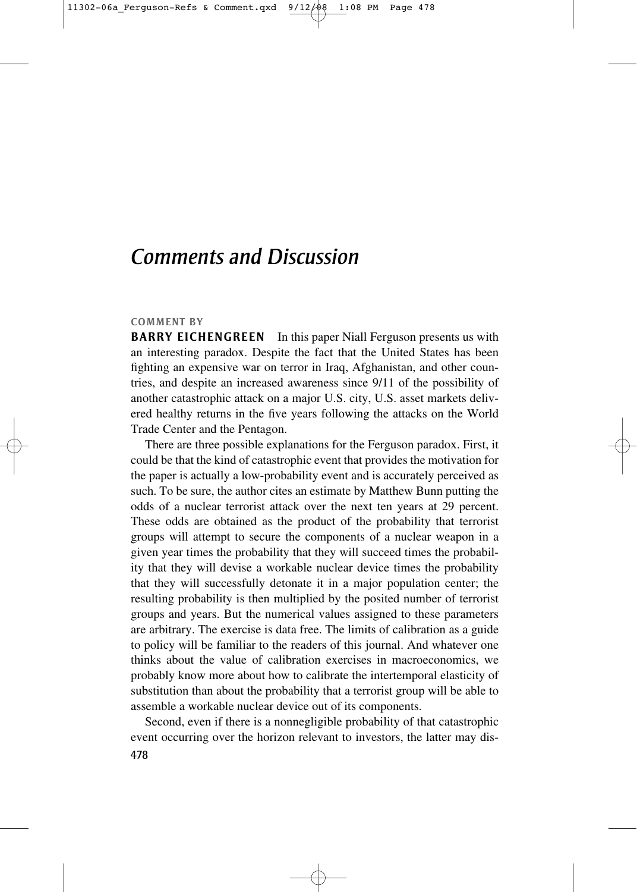# Comments and Discussion

**COMMENT BY**

**BARRY EICHENGREEN** In this paper Niall Ferguson presents us with an interesting paradox. Despite the fact that the United States has been fighting an expensive war on terror in Iraq, Afghanistan, and other countries, and despite an increased awareness since 9/11 of the possibility of another catastrophic attack on a major U.S. city, U.S. asset markets delivered healthy returns in the five years following the attacks on the World Trade Center and the Pentagon.

There are three possible explanations for the Ferguson paradox. First, it could be that the kind of catastrophic event that provides the motivation for the paper is actually a low-probability event and is accurately perceived as such. To be sure, the author cites an estimate by Matthew Bunn putting the odds of a nuclear terrorist attack over the next ten years at 29 percent. These odds are obtained as the product of the probability that terrorist groups will attempt to secure the components of a nuclear weapon in a given year times the probability that they will succeed times the probability that they will devise a workable nuclear device times the probability that they will successfully detonate it in a major population center; the resulting probability is then multiplied by the posited number of terrorist groups and years. But the numerical values assigned to these parameters are arbitrary. The exercise is data free. The limits of calibration as a guide to policy will be familiar to the readers of this journal. And whatever one thinks about the value of calibration exercises in macroeconomics, we probably know more about how to calibrate the intertemporal elasticity of substitution than about the probability that a terrorist group will be able to assemble a workable nuclear device out of its components.

Second, even if there is a nonnegligible probability of that catastrophic event occurring over the horizon relevant to investors, the latter may dis-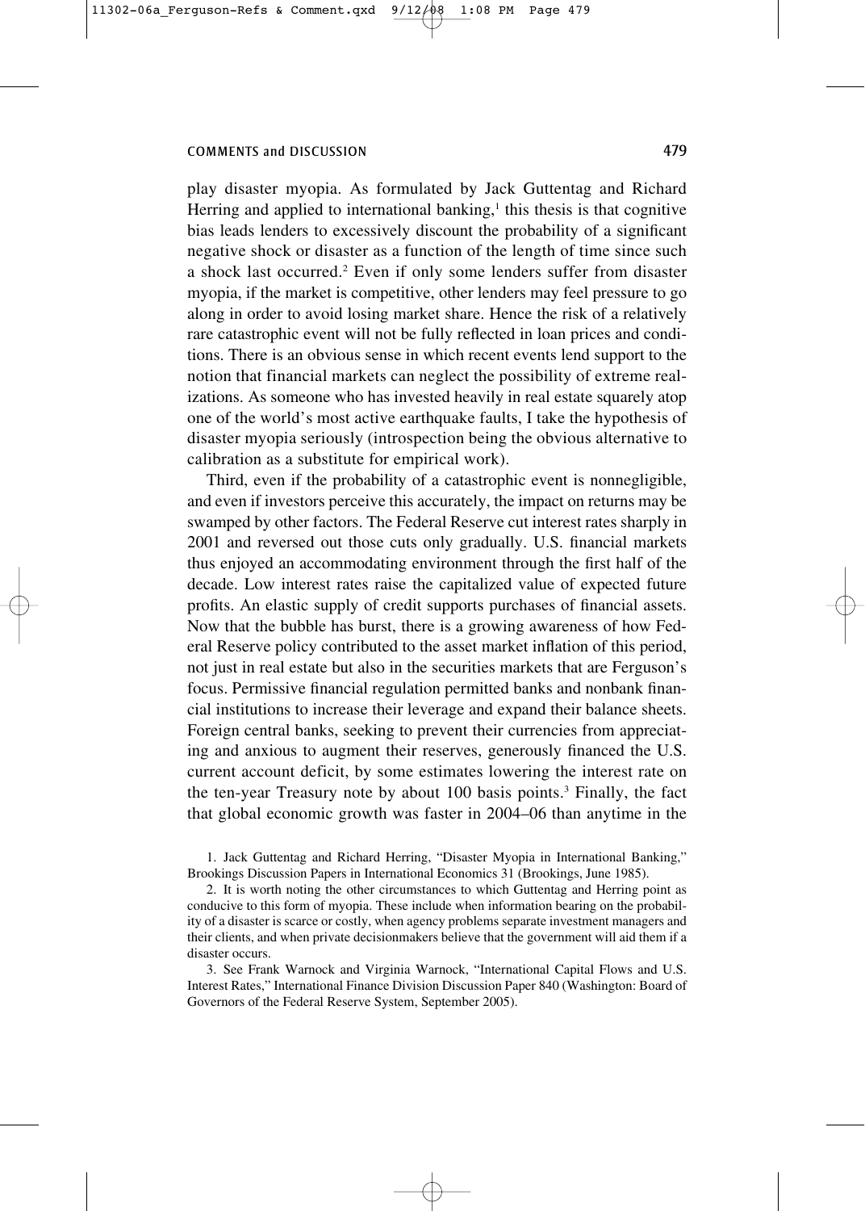play disaster myopia. As formulated by Jack Guttentag and Richard Herring and applied to international banking,[1] this thesis is that cognitive bias leads lenders to excessively discount the probability of a significant negative shock or disaster as a function of the length of time since such a shock last occurred.[2] Even if only some lenders suffer from disaster myopia, if the market is competitive, other lenders may feel pressure to go along in order to avoid losing market share. Hence the risk of a relatively rare catastrophic event will not be fully reflected in loan prices and conditions. There is an obvious sense in which recent events lend support to the notion that financial markets can neglect the possibility of extreme realizations. As someone who has invested heavily in real estate squarely atop one of the world's most active earthquake faults, I take the hypothesis of disaster myopia seriously (introspection being the obvious alternative to calibration as a substitute for empirical work).

Third, even if the probability of a catastrophic event is nonnegligible, and even if investors perceive this accurately, the impact on returns may be swamped by other factors. The Federal Reserve cut interest rates sharply in 2001 and reversed out those cuts only gradually. U.S. financial markets thus enjoyed an accommodating environment through the first half of the decade. Low interest rates raise the capitalized value of expected future profits. An elastic supply of credit supports purchases of financial assets. Now that the bubble has burst, there is a growing awareness of how Federal Reserve policy contributed to the asset market inflation of this period, not just in real estate but also in the securities markets that are Ferguson's focus. Permissive financial regulation permitted banks and nonbank financial institutions to increase their leverage and expand their balance sheets. Foreign central banks, seeking to prevent their currencies from appreciating and anxious to augment their reserves, generously financed the U.S. current account deficit, by some estimates lowering the interest rate on the ten-year Treasury note by about 100 basis points.[3] Finally, the fact that global economic growth was faster in 2004–06 than anytime in the

1. Jack Guttentag and Richard Herring, "Disaster Myopia in International Banking," Brookings Discussion Papers in International Economics 31 (Brookings, June 1985).

2. It is worth noting the other circumstances to which Guttentag and Herring point as conducive to this form of myopia. These include when information bearing on the probability of a disaster is scarce or costly, when agency problems separate investment managers and their clients, and when private decisionmakers believe that the government will aid them if a disaster occurs.

3. See Frank Warnock and Virginia Warnock, "International Capital Flows and U.S. Interest Rates," International Finance Division Discussion Paper 840 (Washington: Board of Governors of the Federal Reserve System, September 2005).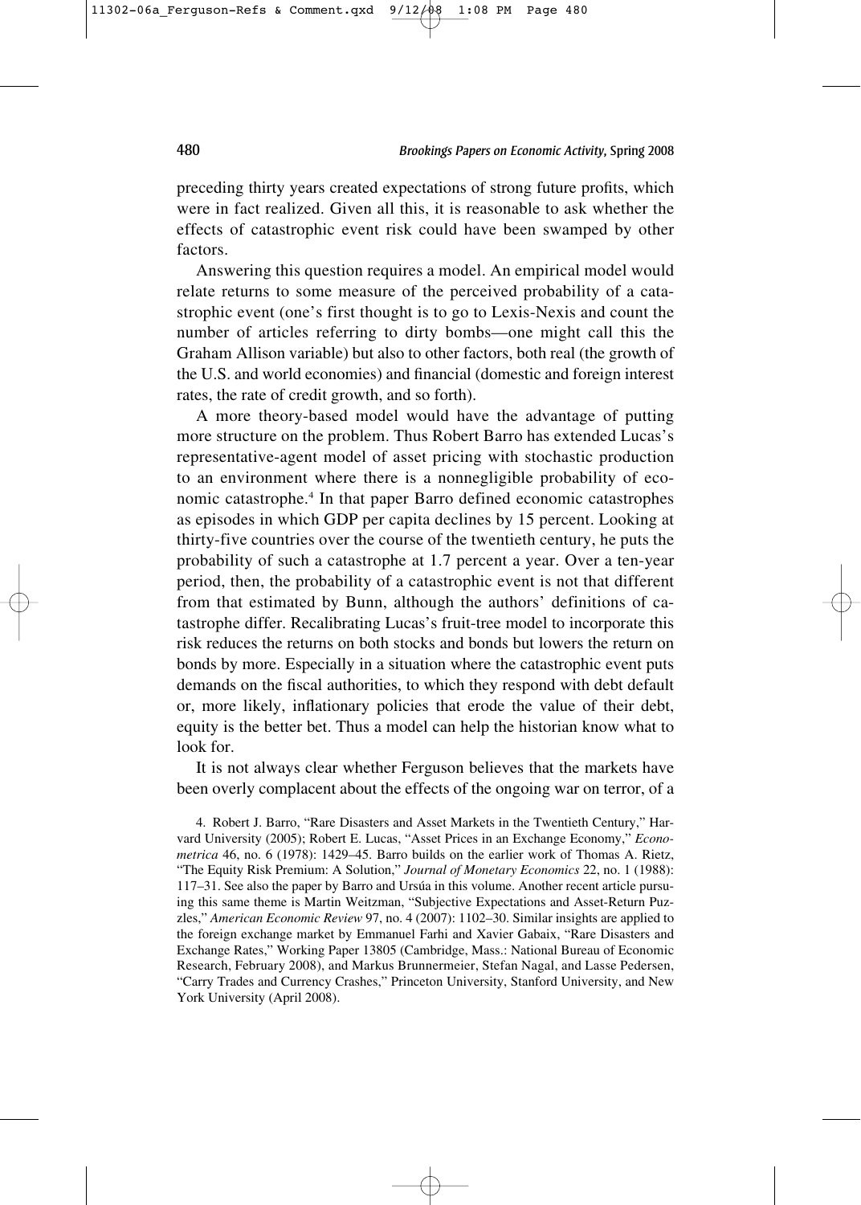preceding thirty years created expectations of strong future profits, which were in fact realized. Given all this, it is reasonable to ask whether the effects of catastrophic event risk could have been swamped by other factors.

Answering this question requires a model. An empirical model would relate returns to some measure of the perceived probability of a catastrophic event (one's first thought is to go to Lexis-Nexis and count the number of articles referring to dirty bombs—one might call this the Graham Allison variable) but also to other factors, both real (the growth of the U.S. and world economies) and financial (domestic and foreign interest rates, the rate of credit growth, and so forth).

A more theory-based model would have the advantage of putting more structure on the problem. Thus Robert Barro has extended Lucas's representative-agent model of asset pricing with stochastic production to an environment where there is a nonnegligible probability of economic catastrophe.[4] In that paper Barro defined economic catastrophes as episodes in which GDP per capita declines by 15 percent. Looking at thirty-five countries over the course of the twentieth century, he puts the probability of such a catastrophe at 1.7 percent a year. Over a ten-year period, then, the probability of a catastrophic event is not that different from that estimated by Bunn, although the authors' definitions of catastrophe differ. Recalibrating Lucas's fruit-tree model to incorporate this risk reduces the returns on both stocks and bonds but lowers the return on bonds by more. Especially in a situation where the catastrophic event puts demands on the fiscal authorities, to which they respond with debt default or, more likely, inflationary policies that erode the value of their debt, equity is the better bet. Thus a model can help the historian know what to look for.

It is not always clear whether Ferguson believes that the markets have been overly complacent about the effects of the ongoing war on terror, of a

4. Robert J. Barro, "Rare Disasters and Asset Markets in the Twentieth Century," Harvard University (2005); Robert E. Lucas, "Asset Prices in an Exchange Economy," *Econometrica* 46, no. 6 (1978): 1429–45. Barro builds on the earlier work of Thomas A. Rietz, "The Equity Risk Premium: A Solution," *Journal of Monetary Economics* 22, no. 1 (1988): 117–31. See also the paper by Barro and Ursúa in this volume. Another recent article pursuing this same theme is Martin Weitzman, "Subjective Expectations and Asset-Return Puzzles," *American Economic Review* 97, no. 4 (2007): 1102–30. Similar insights are applied to the foreign exchange market by Emmanuel Farhi and Xavier Gabaix, "Rare Disasters and Exchange Rates," Working Paper 13805 (Cambridge, Mass.: National Bureau of Economic Research, February 2008), and Markus Brunnermeier, Stefan Nagal, and Lasse Pedersen, "Carry Trades and Currency Crashes," Princeton University, Stanford University, and New York University (April 2008).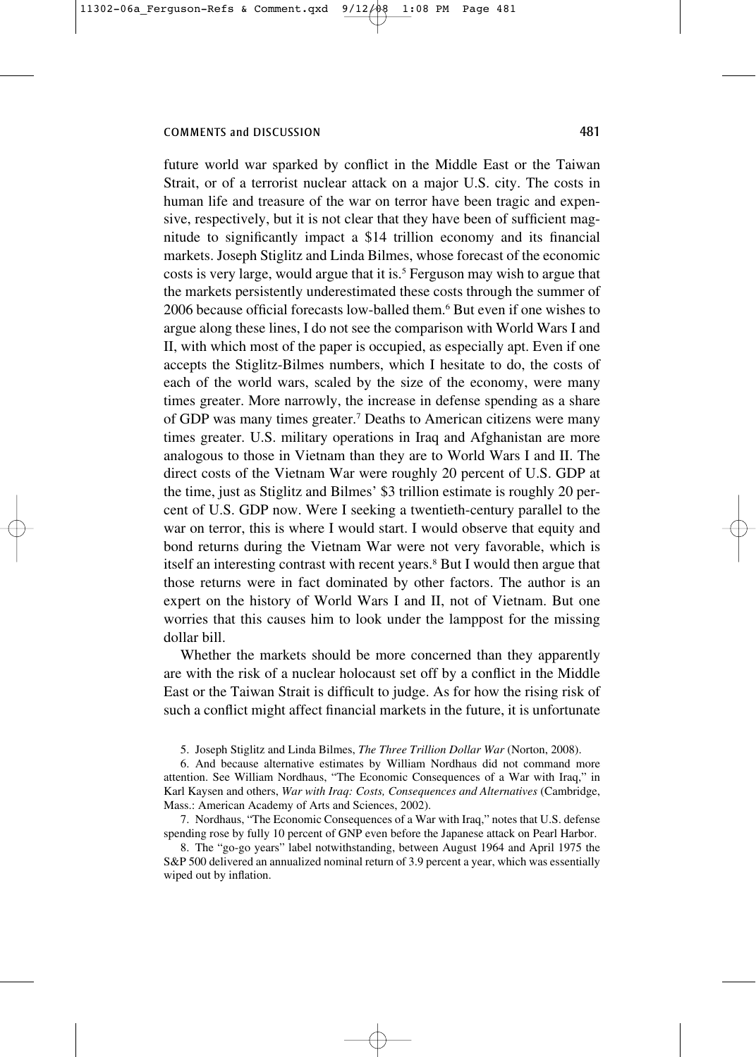future world war sparked by conflict in the Middle East or the Taiwan Strait, or of a terrorist nuclear attack on a major U.S. city. The costs in human life and treasure of the war on terror have been tragic and expensive, respectively, but it is not clear that they have been of sufficient magnitude to significantly impact a $14 trillion economy and its financial markets. Joseph Stiglitz and Linda Bilmes, whose forecast of the economic costs is very large, would argue that it is.[5] Ferguson may wish to argue that the markets persistently underestimated these costs through the summer of 2006 because official forecasts low-balled them.[6] But even if one wishes to argue along these lines, I do not see the comparison with World Wars I and II, with which most of the paper is occupied, as especially apt. Even if one accepts the Stiglitz-Bilmes numbers, which I hesitate to do, the costs of each of the world wars, scaled by the size of the economy, were many times greater. More narrowly, the increase in defense spending as a share of GDP was many times greater.[7] Deaths to American citizens were many times greater. U.S. military operations in Iraq and Afghanistan are more analogous to those in Vietnam than they are to World Wars I and II. The direct costs of the Vietnam War were roughly 20 percent of U.S. GDP at the time, just as Stiglitz and Bilmes' $3 trillion estimate is roughly 20 percent of U.S. GDP now. Were I seeking a twentieth-century parallel to the war on terror, this is where I would start. I would observe that equity and bond returns during the Vietnam War were not very favorable, which is itself an interesting contrast with recent years.[8] But I would then argue that those returns were in fact dominated by other factors. The author is an expert on the history of World Wars I and II, not of Vietnam. But one worries that this causes him to look under the lamppost for the missing dollar bill.

Whether the markets should be more concerned than they apparently are with the risk of a nuclear holocaust set off by a conflict in the Middle East or the Taiwan Strait is difficult to judge. As for how the rising risk of such a conflict might affect financial markets in the future, it is unfortunate

5. Joseph Stiglitz and Linda Bilmes, *The Three Trillion Dollar War* (Norton, 2008).

6. And because alternative estimates by William Nordhaus did not command more attention. See William Nordhaus, "The Economic Consequences of a War with Iraq," in Karl Kaysen and others, *War with Iraq: Costs, Consequences and Alternatives* (Cambridge, Mass.: American Academy of Arts and Sciences, 2002).

7. Nordhaus, "The Economic Consequences of a War with Iraq," notes that U.S. defense spending rose by fully 10 percent of GNP even before the Japanese attack on Pearl Harbor.

8. The "go-go years" label notwithstanding, between August 1964 and April 1975 the S&P 500 delivered an annualized nominal return of 3.9 percent a year, which was essentially wiped out by inflation.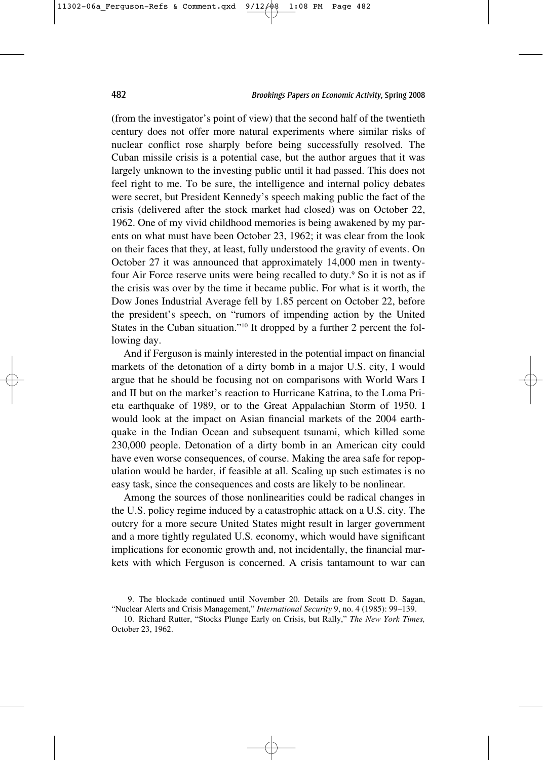(from the investigator's point of view) that the second half of the twentieth century does not offer more natural experiments where similar risks of nuclear conflict rose sharply before being successfully resolved. The Cuban missile crisis is a potential case, but the author argues that it was largely unknown to the investing public until it had passed. This does not feel right to me. To be sure, the intelligence and internal policy debates were secret, but President Kennedy's speech making public the fact of the crisis (delivered after the stock market had closed) was on October 22, 1962. One of my vivid childhood memories is being awakened by my parents on what must have been October 23, 1962; it was clear from the look on their faces that they, at least, fully understood the gravity of events. On October 27 it was announced that approximately 14,000 men in twenty-four Air Force reserve units were being recalled to duty.[9] So it is not as if the crisis was over by the time it became public. For what is it worth, the Dow Jones Industrial Average fell by 1.85 percent on October 22, before the president's speech, on "rumors of impending action by the United States in the Cuban situation."[10] It dropped by a further 2 percent the following day.

And if Ferguson is mainly interested in the potential impact on financial markets of the detonation of a dirty bomb in a major U.S. city, I would argue that he should be focusing not on comparisons with World Wars I and II but on the market's reaction to Hurricane Katrina, to the Loma Prieta earthquake of 1989, or to the Great Appalachian Storm of 1950. I would look at the impact on Asian financial markets of the 2004 earthquake in the Indian Ocean and subsequent tsunami, which killed some 230,000 people. Detonation of a dirty bomb in an American city could have even worse consequences, of course. Making the area safe for repopulation would be harder, if feasible at all. Scaling up such estimates is no easy task, since the consequences and costs are likely to be nonlinear.

Among the sources of those nonlinearities could be radical changes in the U.S. policy regime induced by a catastrophic attack on a U.S. city. The outcry for a more secure United States might result in larger government and a more tightly regulated U.S. economy, which would have significant implications for economic growth and, not incidentally, the financial markets with which Ferguson is concerned. A crisis tantamount to war can

9. The blockade continued until November 20. Details are from Scott D. Sagan, "Nuclear Alerts and Crisis Management," *International Security* 9, no. 4 (1985): 99–139.

10. Richard Rutter, "Stocks Plunge Early on Crisis, but Rally," *The New York Times,* October 23, 1962.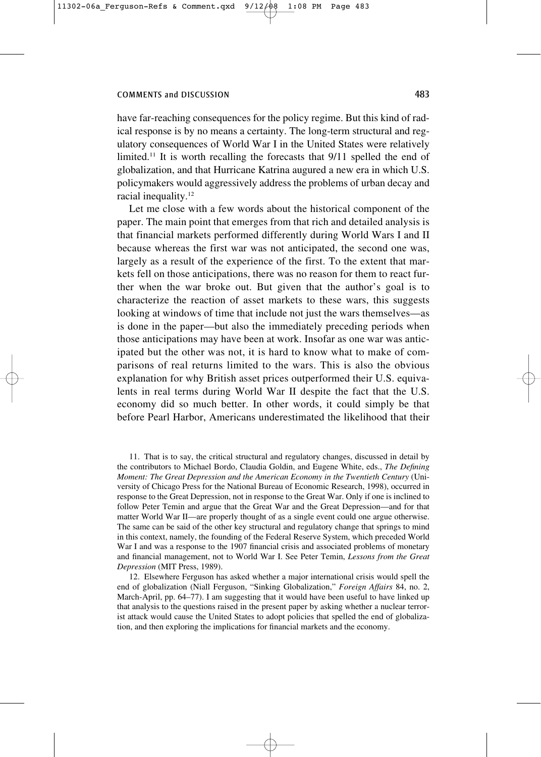have far-reaching consequences for the policy regime. But this kind of radical response is by no means a certainty. The long-term structural and regulatory consequences of World War I in the United States were relatively limited.[11] It is worth recalling the forecasts that 9/11 spelled the end of globalization, and that Hurricane Katrina augured a new era in which U.S. policymakers would aggressively address the problems of urban decay and racial inequality.[12]

Let me close with a few words about the historical component of the paper. The main point that emerges from that rich and detailed analysis is that financial markets performed differently during World Wars I and II because whereas the first war was not anticipated, the second one was, largely as a result of the experience of the first. To the extent that markets fell on those anticipations, there was no reason for them to react further when the war broke out. But given that the author's goal is to characterize the reaction of asset markets to these wars, this suggests looking at windows of time that include not just the wars themselves—as is done in the paper—but also the immediately preceding periods when those anticipations may have been at work. Insofar as one war was anticipated but the other was not, it is hard to know what to make of comparisons of real returns limited to the wars. This is also the obvious explanation for why British asset prices outperformed their U.S. equivalents in real terms during World War II despite the fact that the U.S. economy did so much better. In other words, it could simply be that before Pearl Harbor, Americans underestimated the likelihood that their

11. That is to say, the critical structural and regulatory changes, discussed in detail by the contributors to Michael Bordo, Claudia Goldin, and Eugene White, eds., *The Defining Moment: The Great Depression and the American Economy in the Twentieth Century* (University of Chicago Press for the National Bureau of Economic Research, 1998), occurred in response to the Great Depression, not in response to the Great War. Only if one is inclined to follow Peter Temin and argue that the Great War and the Great Depression—and for that matter World War II—are properly thought of as a single event could one argue otherwise. The same can be said of the other key structural and regulatory change that springs to mind in this context, namely, the founding of the Federal Reserve System, which preceded World War I and was a response to the 1907 financial crisis and associated problems of monetary and financial management, not to World War I. See Peter Temin, *Lessons from the Great Depression* (MIT Press, 1989).

12. Elsewhere Ferguson has asked whether a major international crisis would spell the end of globalization (Niall Ferguson, "Sinking Globalization," *Foreign Affairs* 84, no. 2, March-April, pp. 64–77). I am suggesting that it would have been useful to have linked up that analysis to the questions raised in the present paper by asking whether a nuclear terrorist attack would cause the United States to adopt policies that spelled the end of globalization, and then exploring the implications for financial markets and the economy.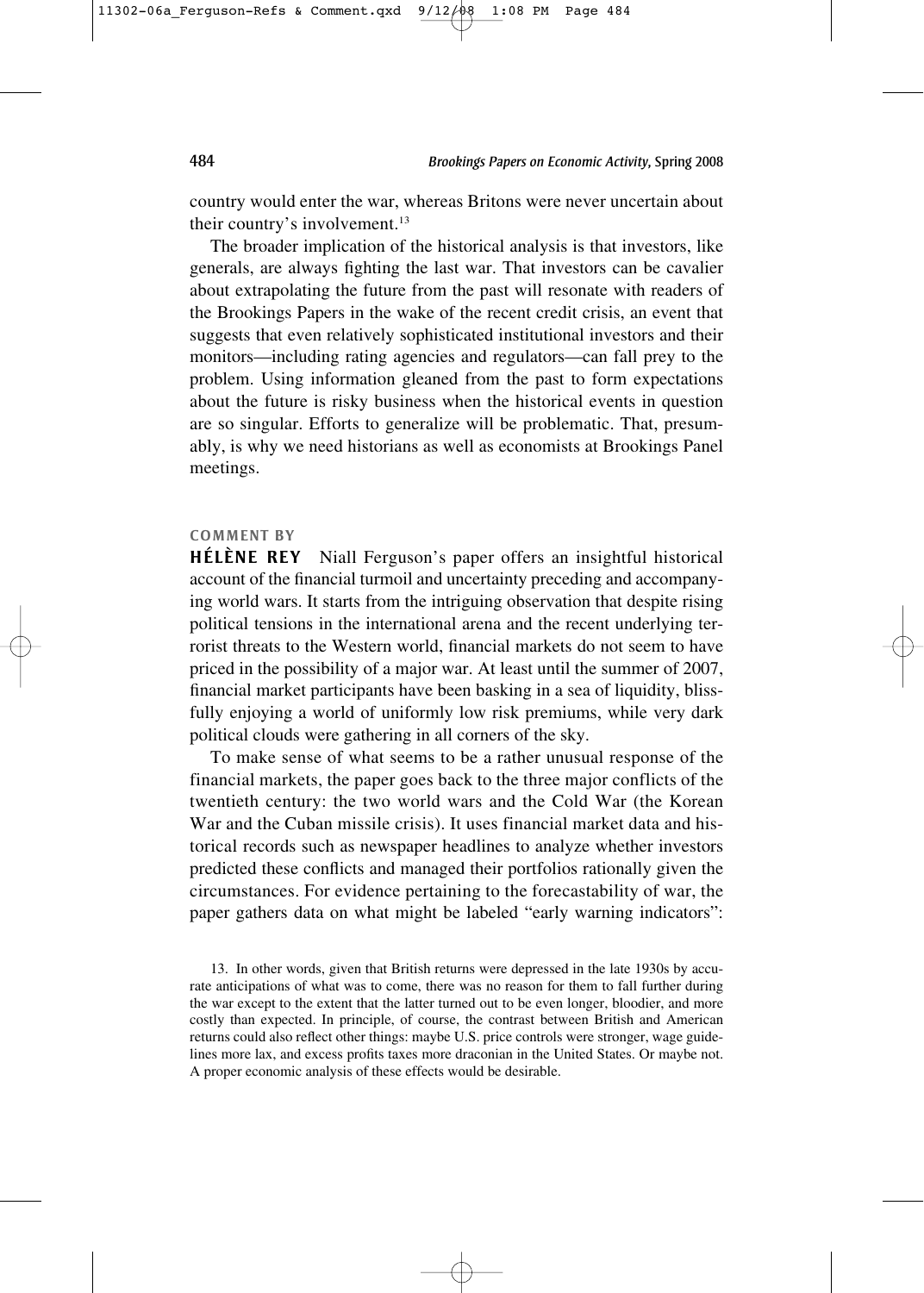country would enter the war, whereas Britons were never uncertain about their country's involvement.[13]

The broader implication of the historical analysis is that investors, like generals, are always fighting the last war. That investors can be cavalier about extrapolating the future from the past will resonate with readers of the Brookings Papers in the wake of the recent credit crisis, an event that suggests that even relatively sophisticated institutional investors and their monitors—including rating agencies and regulators—can fall prey to the problem. Using information gleaned from the past to form expectations about the future is risky business when the historical events in question are so singular. Efforts to generalize will be problematic. That, presumably, is why we need historians as well as economists at Brookings Panel meetings.

## COMMENT BY

**HÉLÈNE REY** Niall Ferguson's paper offers an insightful historical account of the financial turmoil and uncertainty preceding and accompanying world wars. It starts from the intriguing observation that despite rising political tensions in the international arena and the recent underlying terrorist threats to the Western world, financial markets do not seem to have priced in the possibility of a major war. At least until the summer of 2007, financial market participants have been basking in a sea of liquidity, blissfully enjoying a world of uniformly low risk premiums, while very dark political clouds were gathering in all corners of the sky.

To make sense of what seems to be a rather unusual response of the financial markets, the paper goes back to the three major conflicts of the twentieth century: the two world wars and the Cold War (the Korean War and the Cuban missile crisis). It uses financial market data and historical records such as newspaper headlines to analyze whether investors predicted these conflicts and managed their portfolios rationally given the circumstances. For evidence pertaining to the forecastability of war, the paper gathers data on what might be labeled "early warning indicators":

13. In other words, given that British returns were depressed in the late 1930s by accurate anticipations of what was to come, there was no reason for them to fall further during the war except to the extent that the latter turned out to be even longer, bloodier, and more costly than expected. In principle, of course, the contrast between British and American returns could also reflect other things: maybe U.S. price controls were stronger, wage guidelines more lax, and excess profits taxes more draconian in the United States. Or maybe not. A proper economic analysis of these effects would be desirable.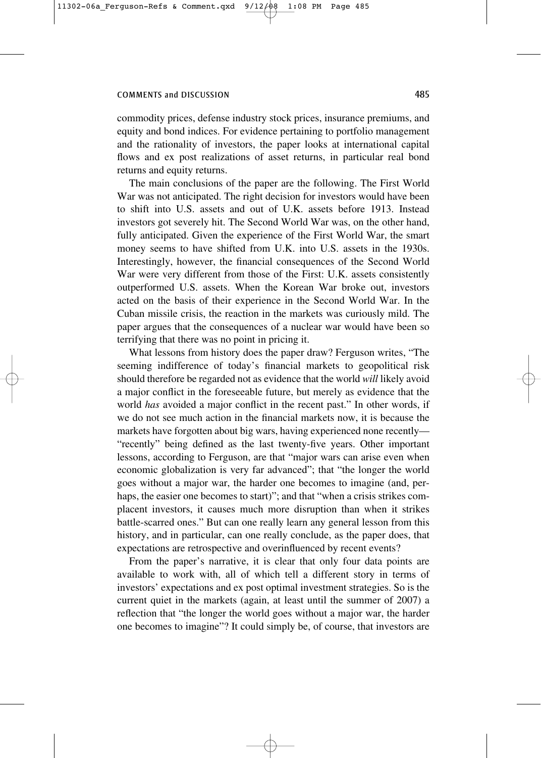commodity prices, defense industry stock prices, insurance premiums, and equity and bond indices. For evidence pertaining to portfolio management and the rationality of investors, the paper looks at international capital flows and ex post realizations of asset returns, in particular real bond returns and equity returns.

The main conclusions of the paper are the following. The First World War was not anticipated. The right decision for investors would have been to shift into U.S. assets and out of U.K. assets before 1913. Instead investors got severely hit. The Second World War was, on the other hand, fully anticipated. Given the experience of the First World War, the smart money seems to have shifted from U.K. into U.S. assets in the 1930s. Interestingly, however, the financial consequences of the Second World War were very different from those of the First: U.K. assets consistently outperformed U.S. assets. When the Korean War broke out, investors acted on the basis of their experience in the Second World War. In the Cuban missile crisis, the reaction in the markets was curiously mild. The paper argues that the consequences of a nuclear war would have been so terrifying that there was no point in pricing it.

What lessons from history does the paper draw? Ferguson writes, "The seeming indifference of today's financial markets to geopolitical risk should therefore be regarded not as evidence that the world *will* likely avoid a major conflict in the foreseeable future, but merely as evidence that the world *has* avoided a major conflict in the recent past." In other words, if we do not see much action in the financial markets now, it is because the markets have forgotten about big wars, having experienced none recently—"recently" being defined as the last twenty-five years. Other important lessons, according to Ferguson, are that "major wars can arise even when economic globalization is very far advanced"; that "the longer the world goes without a major war, the harder one becomes to imagine (and, perhaps, the easier one becomes to start)"; and that "when a crisis strikes complacent investors, it causes much more disruption than when it strikes battle-scarred ones." But can one really learn any general lesson from this history, and in particular, can one really conclude, as the paper does, that expectations are retrospective and overinfluenced by recent events?

From the paper's narrative, it is clear that only four data points are available to work with, all of which tell a different story in terms of investors' expectations and ex post optimal investment strategies. So is the current quiet in the markets (again, at least until the summer of 2007) a reflection that "the longer the world goes without a major war, the harder one becomes to imagine"? It could simply be, of course, that investors are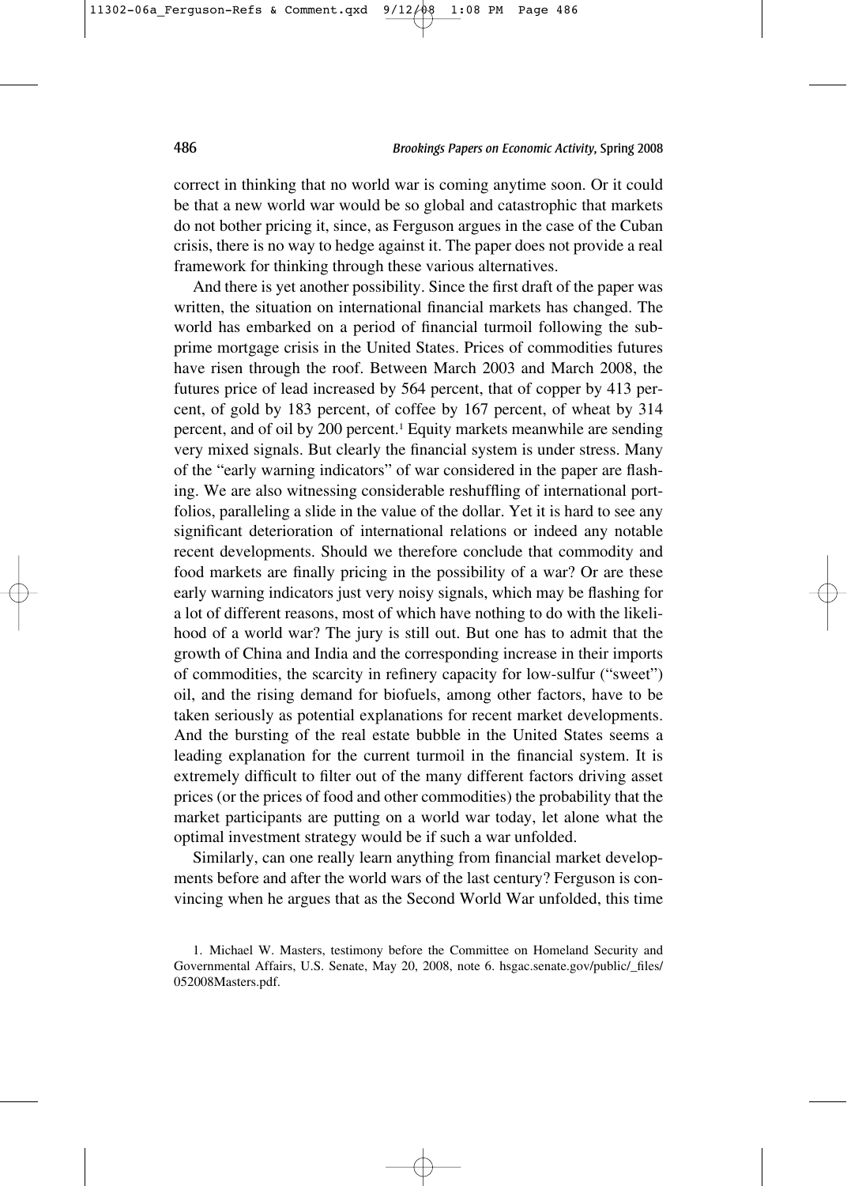correct in thinking that no world war is coming anytime soon. Or it could be that a new world war would be so global and catastrophic that markets do not bother pricing it, since, as Ferguson argues in the case of the Cuban crisis, there is no way to hedge against it. The paper does not provide a real framework for thinking through these various alternatives.

And there is yet another possibility. Since the first draft of the paper was written, the situation on international financial markets has changed. The world has embarked on a period of financial turmoil following the subprime mortgage crisis in the United States. Prices of commodities futures have risen through the roof. Between March 2003 and March 2008, the futures price of lead increased by 564 percent, that of copper by 413 percent, of gold by 183 percent, of coffee by 167 percent, of wheat by 314 percent, and of oil by 200 percent.[1] Equity markets meanwhile are sending very mixed signals. But clearly the financial system is under stress. Many of the "early warning indicators" of war considered in the paper are flashing. We are also witnessing considerable reshuffling of international portfolios, paralleling a slide in the value of the dollar. Yet it is hard to see any significant deterioration of international relations or indeed any notable recent developments. Should we therefore conclude that commodity and food markets are finally pricing in the possibility of a war? Or are these early warning indicators just very noisy signals, which may be flashing for a lot of different reasons, most of which have nothing to do with the likelihood of a world war? The jury is still out. But one has to admit that the growth of China and India and the corresponding increase in their imports of commodities, the scarcity in refinery capacity for low-sulfur ("sweet") oil, and the rising demand for biofuels, among other factors, have to be taken seriously as potential explanations for recent market developments. And the bursting of the real estate bubble in the United States seems a leading explanation for the current turmoil in the financial system. It is extremely difficult to filter out of the many different factors driving asset prices (or the prices of food and other commodities) the probability that the market participants are putting on a world war today, let alone what the optimal investment strategy would be if such a war unfolded.

Similarly, can one really learn anything from financial market developments before and after the world wars of the last century? Ferguson is convincing when he argues that as the Second World War unfolded, this time

1. Michael W. Masters, testimony before the Committee on Homeland Security and Governmental Affairs, U.S. Senate, May 20, 2008, note 6. hsgac.senate.gov/public/_files/052008Masters.pdf.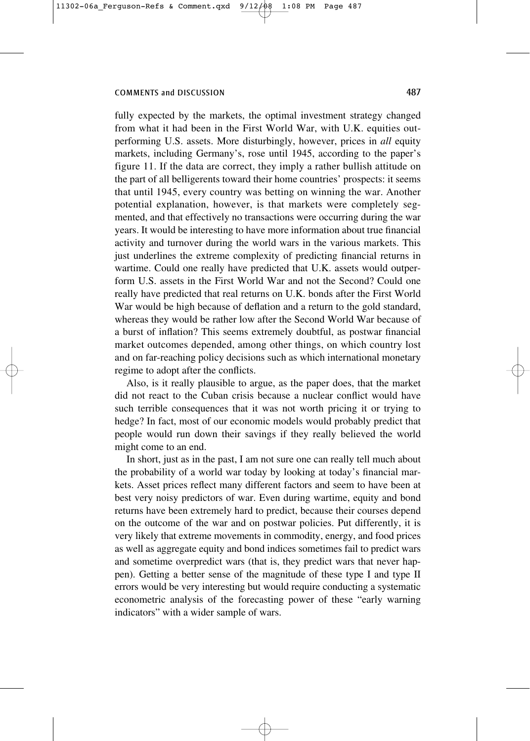fully expected by the markets, the optimal investment strategy changed from what it had been in the First World War, with U.K. equities outperforming U.S. assets. More disturbingly, however, prices in *all* equity markets, including Germany's, rose until 1945, according to the paper's figure 11. If the data are correct, they imply a rather bullish attitude on the part of all belligerents toward their home countries' prospects: it seems that until 1945, every country was betting on winning the war. Another potential explanation, however, is that markets were completely segmented, and that effectively no transactions were occurring during the war years. It would be interesting to have more information about true financial activity and turnover during the world wars in the various markets. This just underlines the extreme complexity of predicting financial returns in wartime. Could one really have predicted that U.K. assets would outperform U.S. assets in the First World War and not the Second? Could one really have predicted that real returns on U.K. bonds after the First World War would be high because of deflation and a return to the gold standard, whereas they would be rather low after the Second World War because of a burst of inflation? This seems extremely doubtful, as postwar financial market outcomes depended, among other things, on which country lost and on far-reaching policy decisions such as which international monetary regime to adopt after the conflicts.

Also, is it really plausible to argue, as the paper does, that the market did not react to the Cuban crisis because a nuclear conflict would have such terrible consequences that it was not worth pricing it or trying to hedge? In fact, most of our economic models would probably predict that people would run down their savings if they really believed the world might come to an end.

In short, just as in the past, I am not sure one can really tell much about the probability of a world war today by looking at today's financial markets. Asset prices reflect many different factors and seem to have been at best very noisy predictors of war. Even during wartime, equity and bond returns have been extremely hard to predict, because their courses depend on the outcome of the war and on postwar policies. Put differently, it is very likely that extreme movements in commodity, energy, and food prices as well as aggregate equity and bond indices sometimes fail to predict wars and sometime overpredict wars (that is, they predict wars that never happen). Getting a better sense of the magnitude of these type I and type II errors would be very interesting but would require conducting a systematic econometric analysis of the forecasting power of these "early warning indicators" with a wider sample of wars.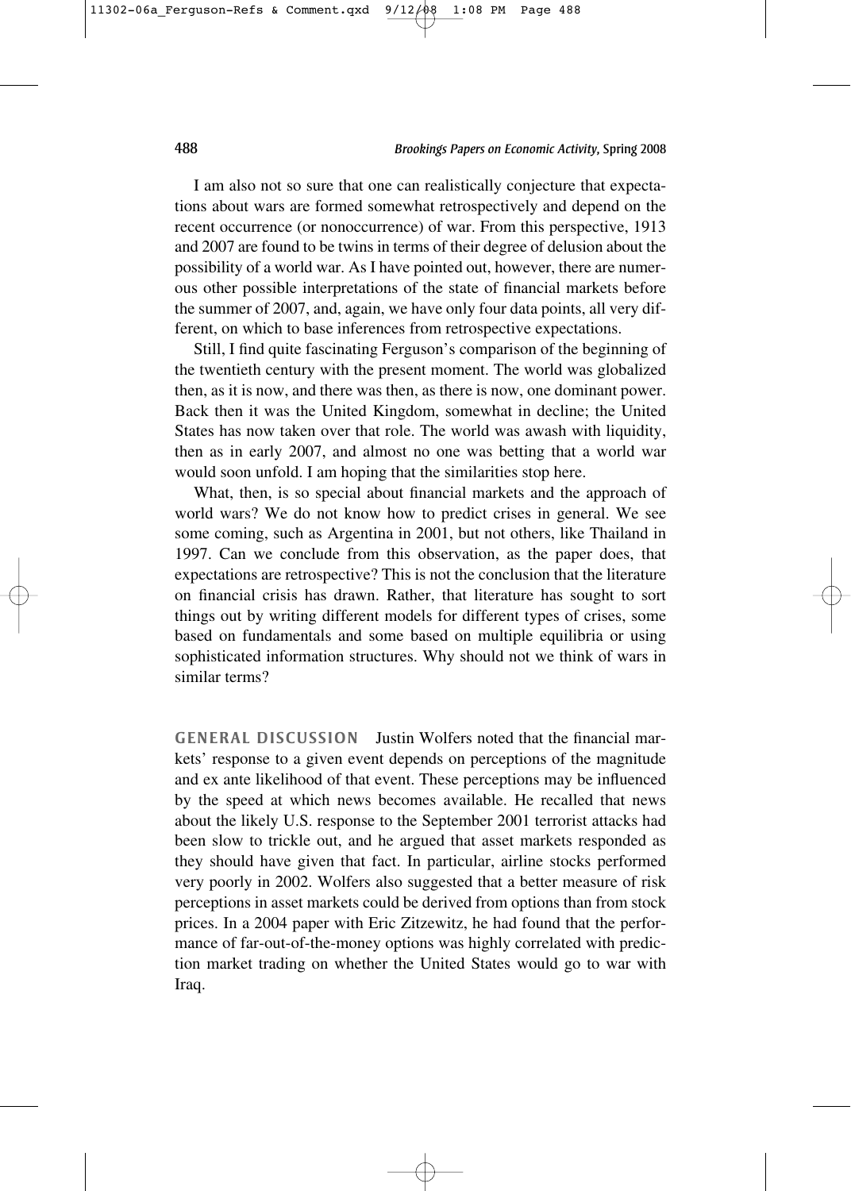I am also not so sure that one can realistically conjecture that expectations about wars are formed somewhat retrospectively and depend on the recent occurrence (or nonoccurrence) of war. From this perspective, 1913 and 2007 are found to be twins in terms of their degree of delusion about the possibility of a world war. As I have pointed out, however, there are numerous other possible interpretations of the state of financial markets before the summer of 2007, and, again, we have only four data points, all very different, on which to base inferences from retrospective expectations.

Still, I find quite fascinating Ferguson's comparison of the beginning of the twentieth century with the present moment. The world was globalized then, as it is now, and there was then, as there is now, one dominant power. Back then it was the United Kingdom, somewhat in decline; the United States has now taken over that role. The world was awash with liquidity, then as in early 2007, and almost no one was betting that a world war would soon unfold. I am hoping that the similarities stop here.

What, then, is so special about financial markets and the approach of world wars? We do not know how to predict crises in general. We see some coming, such as Argentina in 2001, but not others, like Thailand in 1997. Can we conclude from this observation, as the paper does, that expectations are retrospective? This is not the conclusion that the literature on financial crisis has drawn. Rather, that literature has sought to sort things out by writing different models for different types of crises, some based on fundamentals and some based on multiple equilibria or using sophisticated information structures. Why should not we think of wars in similar terms?

**GENERAL DISCUSSION** Justin Wolfers noted that the financial markets' response to a given event depends on perceptions of the magnitude and ex ante likelihood of that event. These perceptions may be influenced by the speed at which news becomes available. He recalled that news about the likely U.S. response to the September 2001 terrorist attacks had been slow to trickle out, and he argued that asset markets responded as they should have given that fact. In particular, airline stocks performed very poorly in 2002. Wolfers also suggested that a better measure of risk perceptions in asset markets could be derived from options than from stock prices. In a 2004 paper with Eric Zitzewitz, he had found that the performance of far-out-of-the-money options was highly correlated with prediction market trading on whether the United States would go to war with Iraq.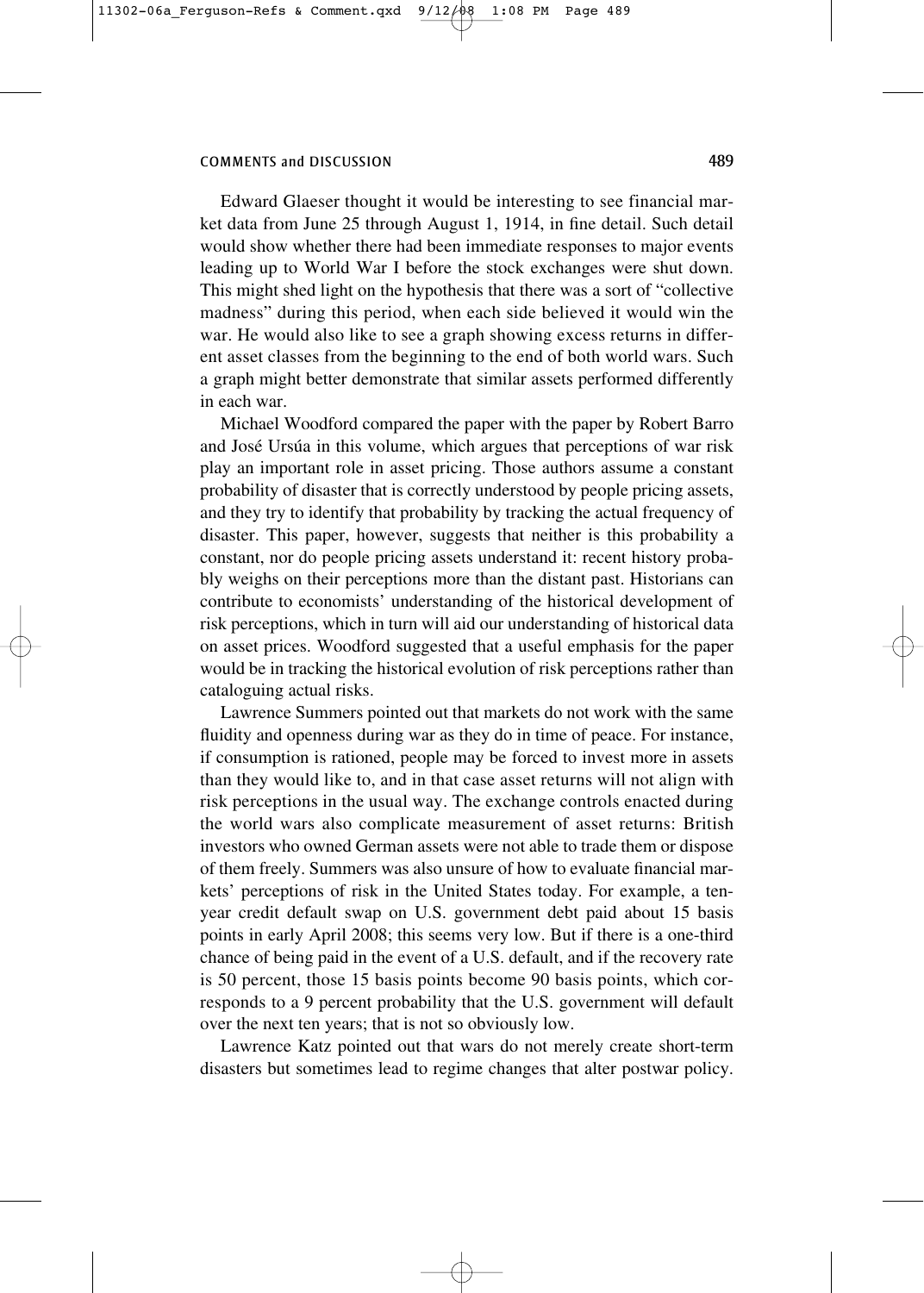Edward Glaeser thought it would be interesting to see financial market data from June 25 through August 1, 1914, in fine detail. Such detail would show whether there had been immediate responses to major events leading up to World War I before the stock exchanges were shut down. This might shed light on the hypothesis that there was a sort of "collective madness" during this period, when each side believed it would win the war. He would also like to see a graph showing excess returns in different asset classes from the beginning to the end of both world wars. Such a graph might better demonstrate that similar assets performed differently in each war.

Michael Woodford compared the paper with the paper by Robert Barro and José Ursúa in this volume, which argues that perceptions of war risk play an important role in asset pricing. Those authors assume a constant probability of disaster that is correctly understood by people pricing assets, and they try to identify that probability by tracking the actual frequency of disaster. This paper, however, suggests that neither is this probability a constant, nor do people pricing assets understand it: recent history probably weighs on their perceptions more than the distant past. Historians can contribute to economists' understanding of the historical development of risk perceptions, which in turn will aid our understanding of historical data on asset prices. Woodford suggested that a useful emphasis for the paper would be in tracking the historical evolution of risk perceptions rather than cataloguing actual risks.

Lawrence Summers pointed out that markets do not work with the same fluidity and openness during war as they do in time of peace. For instance, if consumption is rationed, people may be forced to invest more in assets than they would like to, and in that case asset returns will not align with risk perceptions in the usual way. The exchange controls enacted during the world wars also complicate measurement of asset returns: British investors who owned German assets were not able to trade them or dispose of them freely. Summers was also unsure of how to evaluate financial markets' perceptions of risk in the United States today. For example, a ten-year credit default swap on U.S. government debt paid about 15 basis points in early April 2008; this seems very low. But if there is a one-third chance of being paid in the event of a U.S. default, and if the recovery rate is 50 percent, those 15 basis points become 90 basis points, which corresponds to a 9 percent probability that the U.S. government will default over the next ten years; that is not so obviously low.

Lawrence Katz pointed out that wars do not merely create short-term disasters but sometimes lead to regime changes that alter postwar policy.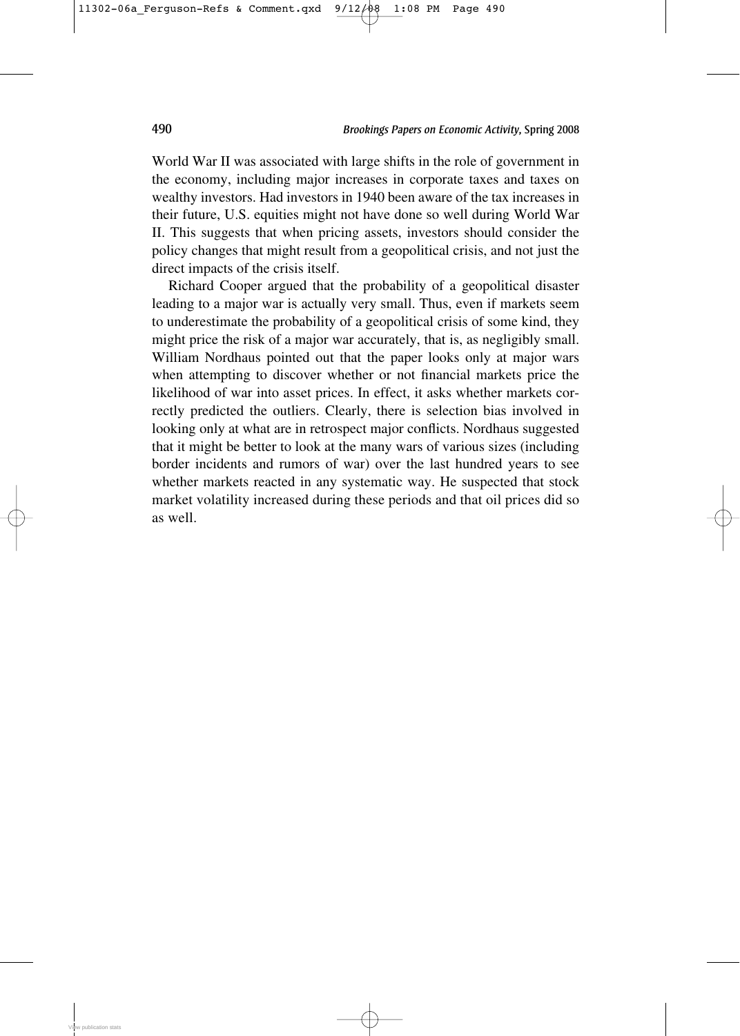World War II was associated with large shifts in the role of government in the economy, including major increases in corporate taxes and taxes on wealthy investors. Had investors in 1940 been aware of the tax increases in their future, U.S. equities might not have done so well during World War II. This suggests that when pricing assets, investors should consider the policy changes that might result from a geopolitical crisis, and not just the direct impacts of the crisis itself.

Richard Cooper argued that the probability of a geopolitical disaster leading to a major war is actually very small. Thus, even if markets seem to underestimate the probability of a geopolitical crisis of some kind, they might price the risk of a major war accurately, that is, as negligibly small. William Nordhaus pointed out that the paper looks only at major wars when attempting to discover whether or not financial markets price the likelihood of war into asset prices. In effect, it asks whether markets correctly predicted the outliers. Clearly, there is selection bias involved in looking only at what are in retrospect major conflicts. Nordhaus suggested that it might be better to look at the many wars of various sizes (including border incidents and rumors of war) over the last hundred years to see whether markets reacted in any systematic way. He suspected that stock market volatility increased during these periods and that oil prices did so as well.